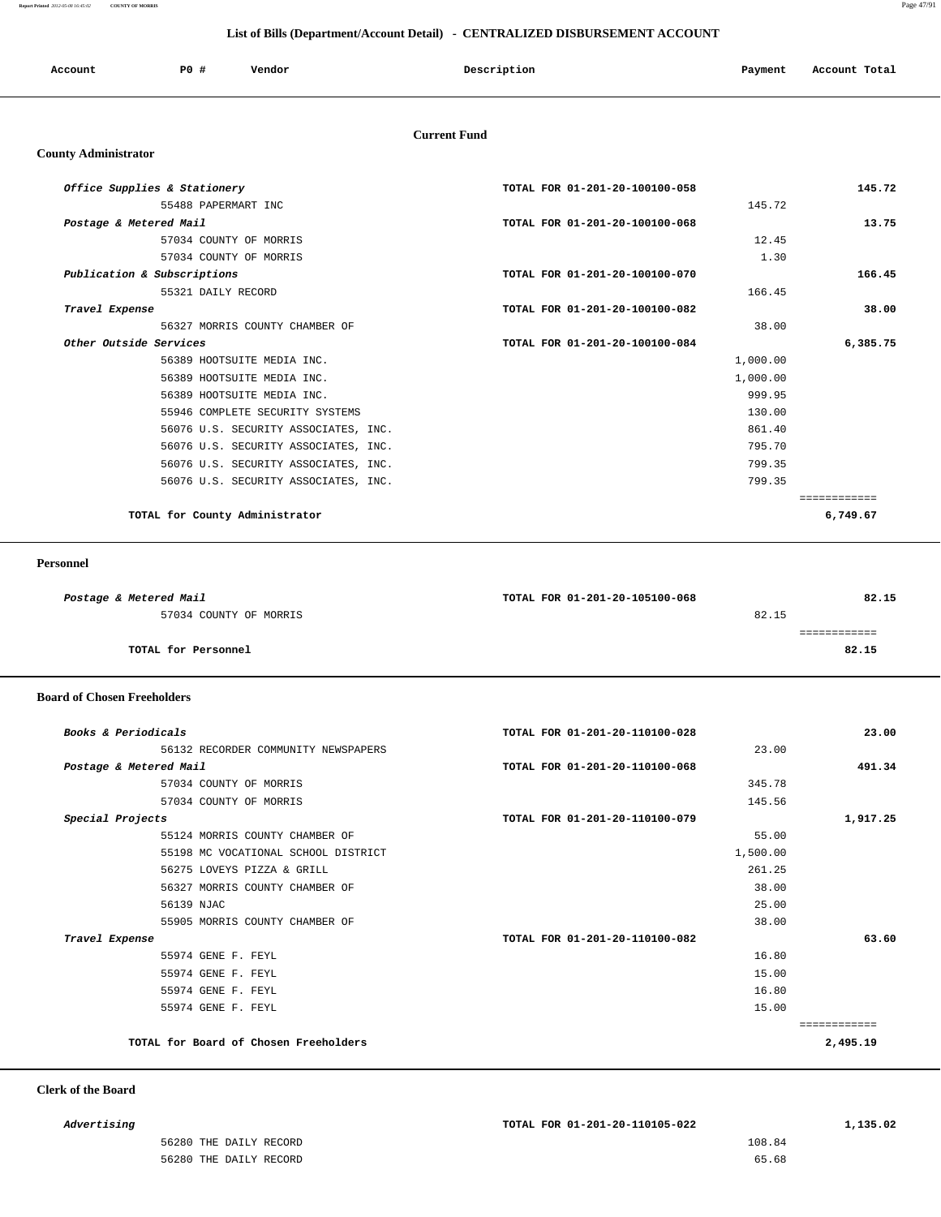# List of Bills (Department/Account Detail) - CENTRALIZED DISBURSEMENT ACCOUNT

| Account | PO # | Vendor | Description | Payment | Account Total |
|---|---|---|---|---|---|

## Current Fund

### County Administrator

| Account | PO # | Vendor | Description | Payment | Account Total |
|---|---|---|---|---|---|
| *Office Supplies & Stationery* | | | TOTAL FOR 01-201-20-100100-058 | | 145.72 |
| | 55488 | PAPERMART INC | | 145.72 | |
| *Postage & Metered Mail* | | | TOTAL FOR 01-201-20-100100-068 | | 13.75 |
| | 57034 | COUNTY OF MORRIS | | 12.45 | |
| | 57034 | COUNTY OF MORRIS | | 1.30 | |
| *Publication & Subscriptions* | | | TOTAL FOR 01-201-20-100100-070 | | 166.45 |
| | 55321 | DAILY RECORD | | 166.45 | |
| *Travel Expense* | | | TOTAL FOR 01-201-20-100100-082 | | 38.00 |
| | 56327 | MORRIS COUNTY CHAMBER OF | | 38.00 | |
| *Other Outside Services* | | | TOTAL FOR 01-201-20-100100-084 | | 6,385.75 |
| | 56389 | HOOTSUITE MEDIA INC. | | 1,000.00 | |
| | 56389 | HOOTSUITE MEDIA INC. | | 1,000.00 | |
| | 56389 | HOOTSUITE MEDIA INC. | | 999.95 | |
| | 55946 | COMPLETE SECURITY SYSTEMS | | 130.00 | |
| | 56076 | U.S. SECURITY ASSOCIATES, INC. | | 861.40 | |
| | 56076 | U.S. SECURITY ASSOCIATES, INC. | | 795.70 | |
| | 56076 | U.S. SECURITY ASSOCIATES, INC. | | 799.35 | |
| | 56076 | U.S. SECURITY ASSOCIATES, INC. | | 799.35 | |
| | | **TOTAL for County Administrator** | | | **6,749.67** |

### Personnel

| Account | PO # | Vendor | Description | Payment | Account Total |
|---|---|---|---|---|---|
| *Postage & Metered Mail* | | | TOTAL FOR 01-201-20-105100-068 | | 82.15 |
| | 57034 | COUNTY OF MORRIS | | 82.15 | |
| | | **TOTAL for Personnel** | | | **82.15** |

### Board of Chosen Freeholders

| Account | PO # | Vendor | Description | Payment | Account Total |
|---|---|---|---|---|---|
| *Books & Periodicals* | | | TOTAL FOR 01-201-20-110100-028 | | 23.00 |
| | 56132 | RECORDER COMMUNITY NEWSPAPERS | | 23.00 | |
| *Postage & Metered Mail* | | | TOTAL FOR 01-201-20-110100-068 | | 491.34 |
| | 57034 | COUNTY OF MORRIS | | 345.78 | |
| | 57034 | COUNTY OF MORRIS | | 145.56 | |
| *Special Projects* | | | TOTAL FOR 01-201-20-110100-079 | | 1,917.25 |
| | 55124 | MORRIS COUNTY CHAMBER OF | | 55.00 | |
| | 55198 | MC VOCATIONAL SCHOOL DISTRICT | | 1,500.00 | |
| | 56275 | LOVEYS PIZZA & GRILL | | 261.25 | |
| | 56327 | MORRIS COUNTY CHAMBER OF | | 38.00 | |
| | 56139 | NJAC | | 25.00 | |
| | 55905 | MORRIS COUNTY CHAMBER OF | | 38.00 | |
| *Travel Expense* | | | TOTAL FOR 01-201-20-110100-082 | | 63.60 |
| | 55974 | GENE F. FEYL | | 16.80 | |
| | 55974 | GENE F. FEYL | | 15.00 | |
| | 55974 | GENE F. FEYL | | 16.80 | |
| | 55974 | GENE F. FEYL | | 15.00 | |
| | | **TOTAL for Board of Chosen Freeholders** | | | **2,495.19** |

### Clerk of the Board

| Account | PO # | Vendor | Description | Payment | Account Total |
|---|---|---|---|---|---|
| *Advertising* | | | TOTAL FOR 01-201-20-110105-022 | | 1,135.02 |
| | 56280 | THE DAILY RECORD | | 108.84 | |
| | 56280 | THE DAILY RECORD | | 65.68 | |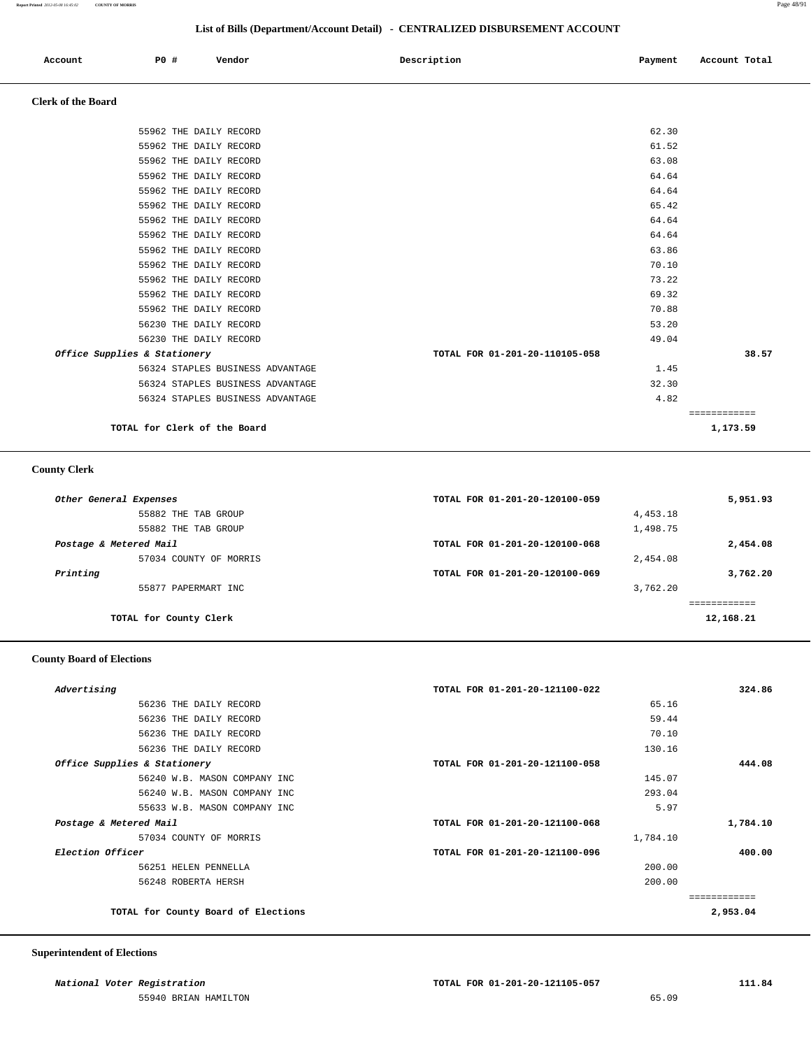## List of Bills (Department/Account Detail) - CENTRALIZED DISBURSEMENT ACCOUNT

| Account | PO # | Vendor | Description | Payment | Account Total |
|---|---|---|---|---|---|

### Clerk of the Board

| Account | PO # | Vendor | Description | Payment | Account Total |
|---|---|---|---|---|---|
| | 55962 | THE DAILY RECORD | | 62.30 | |
| | 55962 | THE DAILY RECORD | | 61.52 | |
| | 55962 | THE DAILY RECORD | | 63.08 | |
| | 55962 | THE DAILY RECORD | | 64.64 | |
| | 55962 | THE DAILY RECORD | | 64.64 | |
| | 55962 | THE DAILY RECORD | | 65.42 | |
| | 55962 | THE DAILY RECORD | | 64.64 | |
| | 55962 | THE DAILY RECORD | | 64.64 | |
| | 55962 | THE DAILY RECORD | | 63.86 | |
| | 55962 | THE DAILY RECORD | | 70.10 | |
| | 55962 | THE DAILY RECORD | | 73.22 | |
| | 55962 | THE DAILY RECORD | | 69.32 | |
| | 55962 | THE DAILY RECORD | | 70.88 | |
| | 56230 | THE DAILY RECORD | | 53.20 | |
| | 56230 | THE DAILY RECORD | | 49.04 | |
| *Office Supplies & Stationery* | | | TOTAL FOR 01-201-20-110105-058 | | **38.57** |
| | 56324 | STAPLES BUSINESS ADVANTAGE | | 1.45 | |
| | 56324 | STAPLES BUSINESS ADVANTAGE | | 32.30 | |
| | 56324 | STAPLES BUSINESS ADVANTAGE | | 4.82 | |
| | | **TOTAL for Clerk of the Board** | | | **1,173.59** |

### County Clerk

| Account | PO # | Vendor | Description | Payment | Account Total |
|---|---|---|---|---|---|
| *Other General Expenses* | | | TOTAL FOR 01-201-20-120100-059 | | **5,951.93** |
| | 55882 | THE TAB GROUP | | 4,453.18 | |
| | 55882 | THE TAB GROUP | | 1,498.75 | |
| *Postage & Metered Mail* | | | TOTAL FOR 01-201-20-120100-068 | | **2,454.08** |
| | 57034 | COUNTY OF MORRIS | | 2,454.08 | |
| *Printing* | | | TOTAL FOR 01-201-20-120100-069 | | **3,762.20** |
| | 55877 | PAPERMART INC | | 3,762.20 | |
| | | **TOTAL for County Clerk** | | | **12,168.21** |

### County Board of Elections

| Account | PO # | Vendor | Description | Payment | Account Total |
|---|---|---|---|---|---|
| *Advertising* | | | TOTAL FOR 01-201-20-121100-022 | | **324.86** |
| | 56236 | THE DAILY RECORD | | 65.16 | |
| | 56236 | THE DAILY RECORD | | 59.44 | |
| | 56236 | THE DAILY RECORD | | 70.10 | |
| | 56236 | THE DAILY RECORD | | 130.16 | |
| *Office Supplies & Stationery* | | | TOTAL FOR 01-201-20-121100-058 | | **444.08** |
| | 56240 | W.B. MASON COMPANY INC | | 145.07 | |
| | 56240 | W.B. MASON COMPANY INC | | 293.04 | |
| | 55633 | W.B. MASON COMPANY INC | | 5.97 | |
| *Postage & Metered Mail* | | | TOTAL FOR 01-201-20-121100-068 | | **1,784.10** |
| | 57034 | COUNTY OF MORRIS | | 1,784.10 | |
| *Election Officer* | | | TOTAL FOR 01-201-20-121100-096 | | **400.00** |
| | 56251 | HELEN PENNELLA | | 200.00 | |
| | 56248 | ROBERTA HERSH | | 200.00 | |
| | | **TOTAL for County Board of Elections** | | | **2,953.04** |

### Superintendent of Elections

| Account | PO # | Vendor | Description | Payment | Account Total |
|---|---|---|---|---|---|
| *National Voter Registration* | | | TOTAL FOR 01-201-20-121105-057 | | **111.84** |
| | 55940 | BRIAN HAMILTON | | 65.09 | |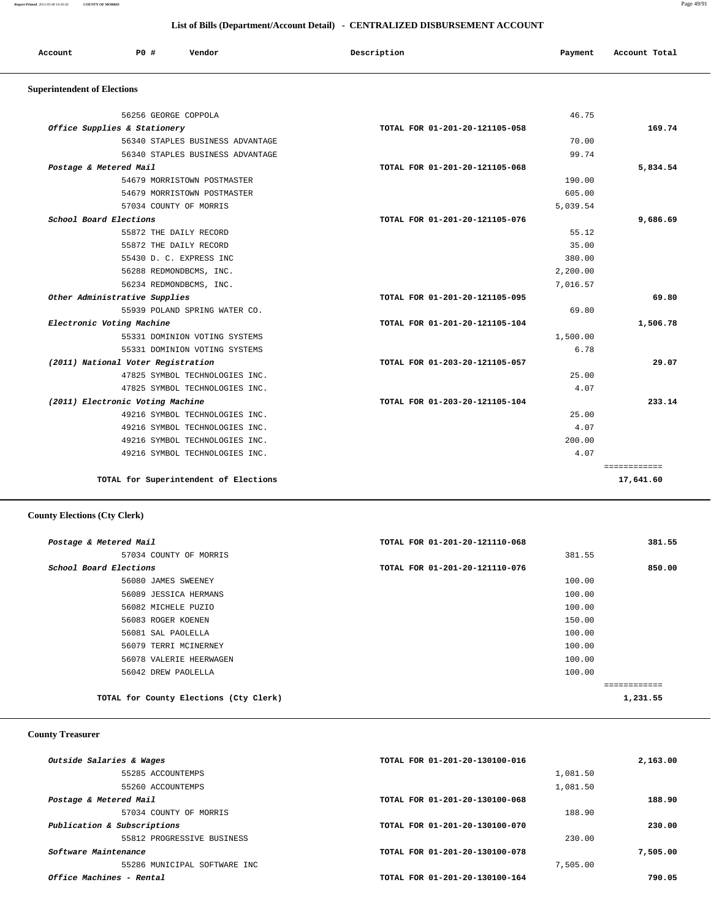## List of Bills (Department/Account Detail) - CENTRALIZED DISBURSEMENT ACCOUNT

| Account | PO # | Vendor | Description | Payment | Account Total |
|---|---|---|---|---|---|

### Superintendent of Elections

| Account | PO # | Vendor | Description | Payment | Account Total |
|---|---|---|---|---|---|
| | 56256 | GEORGE COPPOLA | | 46.75 | |
| *Office Supplies & Stationery* | | | TOTAL FOR 01-201-20-121105-058 | | 169.74 |
| | 56340 | STAPLES BUSINESS ADVANTAGE | | 70.00 | |
| | 56340 | STAPLES BUSINESS ADVANTAGE | | 99.74 | |
| *Postage & Metered Mail* | | | TOTAL FOR 01-201-20-121105-068 | | 5,834.54 |
| | 54679 | MORRISTOWN POSTMASTER | | 190.00 | |
| | 54679 | MORRISTOWN POSTMASTER | | 605.00 | |
| | 57034 | COUNTY OF MORRIS | | 5,039.54 | |
| *School Board Elections* | | | TOTAL FOR 01-201-20-121105-076 | | 9,686.69 |
| | 55872 | THE DAILY RECORD | | 55.12 | |
| | 55872 | THE DAILY RECORD | | 35.00 | |
| | 55430 | D. C. EXPRESS INC | | 380.00 | |
| | 56288 | REDMONDBCMS, INC. | | 2,200.00 | |
| | 56234 | REDMONDBCMS, INC. | | 7,016.57 | |
| *Other Administrative Supplies* | | | TOTAL FOR 01-201-20-121105-095 | | 69.80 |
| | 55939 | POLAND SPRING WATER CO. | | 69.80 | |
| *Electronic Voting Machine* | | | TOTAL FOR 01-201-20-121105-104 | | 1,506.78 |
| | 55331 | DOMINION VOTING SYSTEMS | | 1,500.00 | |
| | 55331 | DOMINION VOTING SYSTEMS | | 6.78 | |
| *(2011) National Voter Registration* | | | TOTAL FOR 01-203-20-121105-057 | | 29.07 |
| | 47825 | SYMBOL TECHNOLOGIES INC. | | 25.00 | |
| | 47825 | SYMBOL TECHNOLOGIES INC. | | 4.07 | |
| *(2011) Electronic Voting Machine* | | | TOTAL FOR 01-203-20-121105-104 | | 233.14 |
| | 49216 | SYMBOL TECHNOLOGIES INC. | | 25.00 | |
| | 49216 | SYMBOL TECHNOLOGIES INC. | | 4.07 | |
| | 49216 | SYMBOL TECHNOLOGIES INC. | | 200.00 | |
| | 49216 | SYMBOL TECHNOLOGIES INC. | | 4.07 | |
| | | **TOTAL for Superintendent of Elections** | | | **17,641.60** |

### County Elections (Cty Clerk)

| Account | PO # | Vendor | Description | Payment | Account Total |
|---|---|---|---|---|---|
| *Postage & Metered Mail* | | | TOTAL FOR 01-201-20-121110-068 | | 381.55 |
| | 57034 | COUNTY OF MORRIS | | 381.55 | |
| *School Board Elections* | | | TOTAL FOR 01-201-20-121110-076 | | 850.00 |
| | 56080 | JAMES SWEENEY | | 100.00 | |
| | 56089 | JESSICA HERMANS | | 100.00 | |
| | 56082 | MICHELE PUZIO | | 100.00 | |
| | 56083 | ROGER KOENEN | | 150.00 | |
| | 56081 | SAL PAOLELLA | | 100.00 | |
| | 56079 | TERRI MCINERNEY | | 100.00 | |
| | 56078 | VALERIE HEERWAGEN | | 100.00 | |
| | 56042 | DREW PAOLELLA | | 100.00 | |
| | | **TOTAL for County Elections (Cty Clerk)** | | | **1,231.55** |

### County Treasurer

| Account | PO # | Vendor | Description | Payment | Account Total |
|---|---|---|---|---|---|
| *Outside Salaries & Wages* | | | TOTAL FOR 01-201-20-130100-016 | | 2,163.00 |
| | 55285 | ACCOUNTEMPS | | 1,081.50 | |
| | 55260 | ACCOUNTEMPS | | 1,081.50 | |
| *Postage & Metered Mail* | | | TOTAL FOR 01-201-20-130100-068 | | 188.90 |
| | 57034 | COUNTY OF MORRIS | | 188.90 | |
| *Publication & Subscriptions* | | | TOTAL FOR 01-201-20-130100-070 | | 230.00 |
| | 55812 | PROGRESSIVE BUSINESS | | 230.00 | |
| *Software Maintenance* | | | TOTAL FOR 01-201-20-130100-078 | | 7,505.00 |
| | 55286 | MUNICIPAL SOFTWARE INC | | 7,505.00 | |
| *Office Machines - Rental* | | | TOTAL FOR 01-201-20-130100-164 | | 790.05 |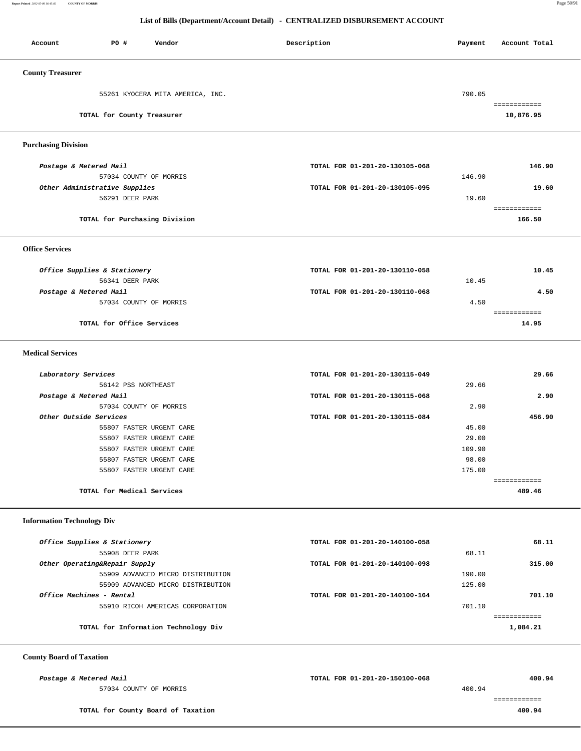## List of Bills (Department/Account Detail) - CENTRALIZED DISBURSEMENT ACCOUNT

| Account | PO # | Vendor | Description | Payment | Account Total |
|---|---|---|---|---|---|

### County Treasurer

| Account | PO # | Vendor | Description | Payment | Account Total |
|---|---|---|---|---|---|
| | 55261 | KYOCERA MITA AMERICA, INC. | | 790.05 | |
| | | TOTAL for County Treasurer | | | 10,876.95 |

### Purchasing Division

| Account | PO # | Vendor | Description | Payment | Account Total |
|---|---|---|---|---|---|
| *Postage & Metered Mail* | | | TOTAL FOR 01-201-20-130105-068 | | 146.90 |
| | 57034 | COUNTY OF MORRIS | | 146.90 | |
| *Other Administrative Supplies* | | | TOTAL FOR 01-201-20-130105-095 | | 19.60 |
| | 56291 | DEER PARK | | 19.60 | |
| | | TOTAL for Purchasing Division | | | 166.50 |

### Office Services

| Account | PO # | Vendor | Description | Payment | Account Total |
|---|---|---|---|---|---|
| *Office Supplies & Stationery* | | | TOTAL FOR 01-201-20-130110-058 | | 10.45 |
| | 56341 | DEER PARK | | 10.45 | |
| *Postage & Metered Mail* | | | TOTAL FOR 01-201-20-130110-068 | | 4.50 |
| | 57034 | COUNTY OF MORRIS | | 4.50 | |
| | | TOTAL for Office Services | | | 14.95 |

### Medical Services

| Account | PO # | Vendor | Description | Payment | Account Total |
|---|---|---|---|---|---|
| *Laboratory Services* | | | TOTAL FOR 01-201-20-130115-049 | | 29.66 |
| | 56142 | PSS NORTHEAST | | 29.66 | |
| *Postage & Metered Mail* | | | TOTAL FOR 01-201-20-130115-068 | | 2.90 |
| | 57034 | COUNTY OF MORRIS | | 2.90 | |
| *Other Outside Services* | | | TOTAL FOR 01-201-20-130115-084 | | 456.90 |
| | 55807 | FASTER URGENT CARE | | 45.00 | |
| | 55807 | FASTER URGENT CARE | | 29.00 | |
| | 55807 | FASTER URGENT CARE | | 109.90 | |
| | 55807 | FASTER URGENT CARE | | 98.00 | |
| | 55807 | FASTER URGENT CARE | | 175.00 | |
| | | TOTAL for Medical Services | | | 489.46 |

### Information Technology Div

| Account | PO # | Vendor | Description | Payment | Account Total |
|---|---|---|---|---|---|
| *Office Supplies & Stationery* | | | TOTAL FOR 01-201-20-140100-058 | | 68.11 |
| | 55908 | DEER PARK | | 68.11 | |
| *Other Operating&Repair Supply* | | | TOTAL FOR 01-201-20-140100-098 | | 315.00 |
| | 55909 | ADVANCED MICRO DISTRIBUTION | | 190.00 | |
| | 55909 | ADVANCED MICRO DISTRIBUTION | | 125.00 | |
| *Office Machines - Rental* | | | TOTAL FOR 01-201-20-140100-164 | | 701.10 |
| | 55910 | RICOH AMERICAS CORPORATION | | 701.10 | |
| | | TOTAL for Information Technology Div | | | 1,084.21 |

### County Board of Taxation

| Account | PO # | Vendor | Description | Payment | Account Total |
|---|---|---|---|---|---|
| *Postage & Metered Mail* | | | TOTAL FOR 01-201-20-150100-068 | | 400.94 |
| | 57034 | COUNTY OF MORRIS | | 400.94 | |
| | | TOTAL for County Board of Taxation | | | 400.94 |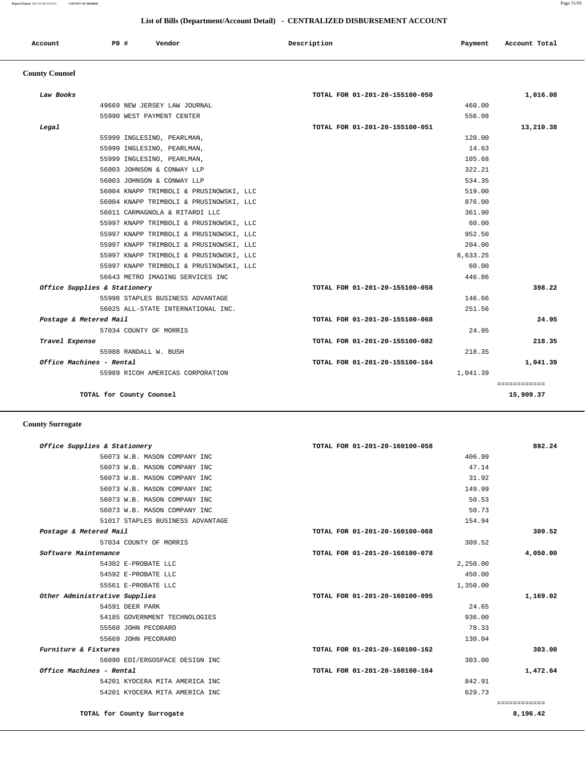## List of Bills (Department/Account Detail) - CENTRALIZED DISBURSEMENT ACCOUNT

| Account | PO # | Vendor | Description | Payment | Account Total |
|---|---|---|---|---|---|

### County Counsel

| Account | PO # | Vendor | Description | Payment | Account Total |
|---|---|---|---|---|---|
| *Law Books* | | | TOTAL FOR 01-201-20-155100-050 | | 1,016.08 |
| | 49669 | NEW JERSEY LAW JOURNAL | | 460.00 | |
| | 55990 | WEST PAYMENT CENTER | | 556.08 | |
| *Legal* | | | TOTAL FOR 01-201-20-155100-051 | | 13,210.38 |
| | 55999 | INGLESINO, PEARLMAN, | | 120.00 | |
| | 55999 | INGLESINO, PEARLMAN, | | 14.63 | |
| | 55999 | INGLESINO, PEARLMAN, | | 105.68 | |
| | 56003 | JOHNSON & CONWAY LLP | | 322.21 | |
| | 56003 | JOHNSON & CONWAY LLP | | 534.35 | |
| | 56004 | KNAPP TRIMBOLI & PRUSINOWSKI, LLC | | 519.00 | |
| | 56004 | KNAPP TRIMBOLI & PRUSINOWSKI, LLC | | 876.00 | |
| | 56011 | CARMAGNOLA & RITARDI LLC | | 361.90 | |
| | 55997 | KNAPP TRIMBOLI & PRUSINOWSKI, LLC | | 60.00 | |
| | 55997 | KNAPP TRIMBOLI & PRUSINOWSKI, LLC | | 952.50 | |
| | 55997 | KNAPP TRIMBOLI & PRUSINOWSKI, LLC | | 204.00 | |
| | 55997 | KNAPP TRIMBOLI & PRUSINOWSKI, LLC | | 8,633.25 | |
| | 55997 | KNAPP TRIMBOLI & PRUSINOWSKI, LLC | | 60.00 | |
| | 56643 | METRO IMAGING SERVICES INC | | 446.86 | |
| *Office Supplies & Stationery* | | | TOTAL FOR 01-201-20-155100-058 | | 398.22 |
| | 55998 | STAPLES BUSINESS ADVANTAGE | | 146.66 | |
| | 56025 | ALL-STATE INTERNATIONAL INC. | | 251.56 | |
| *Postage & Metered Mail* | | | TOTAL FOR 01-201-20-155100-068 | | 24.95 |
| | 57034 | COUNTY OF MORRIS | | 24.95 | |
| *Travel Expense* | | | TOTAL FOR 01-201-20-155100-082 | | 218.35 |
| | 55988 | RANDALL W. BUSH | | 218.35 | |
| *Office Machines - Rental* | | | TOTAL FOR 01-201-20-155100-164 | | 1,041.39 |
| | 55989 | RICOH AMERICAS CORPORATION | | 1,041.39 | |
| **TOTAL for County Counsel** | | | | | **15,909.37** |

### County Surrogate

| Account | PO # | Vendor | Description | Payment | Account Total |
|---|---|---|---|---|---|
| *Office Supplies & Stationery* | | | TOTAL FOR 01-201-20-160100-058 | | 892.24 |
| | 56073 | W.B. MASON COMPANY INC | | 406.99 | |
| | 56073 | W.B. MASON COMPANY INC | | 47.14 | |
| | 56073 | W.B. MASON COMPANY INC | | 31.92 | |
| | 56073 | W.B. MASON COMPANY INC | | 149.99 | |
| | 56073 | W.B. MASON COMPANY INC | | 50.53 | |
| | 56073 | W.B. MASON COMPANY INC | | 50.73 | |
| | 51017 | STAPLES BUSINESS ADVANTAGE | | 154.94 | |
| *Postage & Metered Mail* | | | TOTAL FOR 01-201-20-160100-068 | | 309.52 |
| | 57034 | COUNTY OF MORRIS | | 309.52 | |
| *Software Maintenance* | | | TOTAL FOR 01-201-20-160100-078 | | 4,050.00 |
| | 54302 | E-PROBATE LLC | | 2,250.00 | |
| | 54592 | E-PROBATE LLC | | 450.00 | |
| | 55561 | E-PROBATE LLC | | 1,350.00 | |
| *Other Administrative Supplies* | | | TOTAL FOR 01-201-20-160100-095 | | 1,169.02 |
| | 54591 | DEER PARK | | 24.65 | |
| | 54185 | GOVERNMENT TECHNOLOGIES | | 936.00 | |
| | 55560 | JOHN PECORARO | | 78.33 | |
| | 55669 | JOHN PECORARO | | 130.04 | |
| *Furniture & Fixtures* | | | TOTAL FOR 01-201-20-160100-162 | | 303.00 |
| | 56090 | EDI/ERGOSPACE DESIGN INC | | 303.00 | |
| *Office Machines - Rental* | | | TOTAL FOR 01-201-20-160100-164 | | 1,472.64 |
| | 54201 | KYOCERA MITA AMERICA INC | | 842.91 | |
| | 54201 | KYOCERA MITA AMERICA INC | | 629.73 | |
| **TOTAL for County Surrogate** | | | | | **8,196.42** |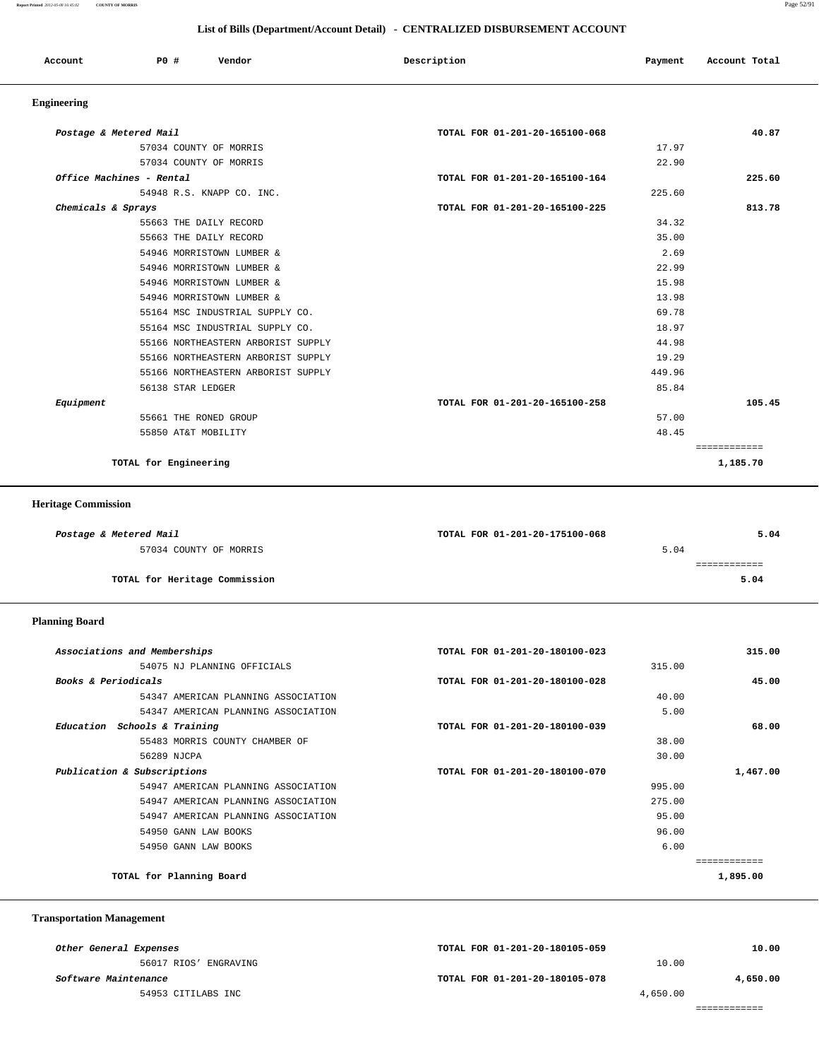## List of Bills (Department/Account Detail) - CENTRALIZED DISBURSEMENT ACCOUNT

| Account | PO # | Vendor | Description | Payment | Account Total |
|---|---|---|---|---|---|

### Engineering

| Account | PO # | Vendor | Description | Payment | Account Total |
|---|---|---|---|---|---|
| *Postage & Metered Mail* | | | TOTAL FOR 01-201-20-165100-068 | | 40.87 |
| | 57034 | COUNTY OF MORRIS | | 17.97 | |
| | 57034 | COUNTY OF MORRIS | | 22.90 | |
| *Office Machines - Rental* | | | TOTAL FOR 01-201-20-165100-164 | | 225.60 |
| | 54948 | R.S. KNAPP CO. INC. | | 225.60 | |
| *Chemicals & Sprays* | | | TOTAL FOR 01-201-20-165100-225 | | 813.78 |
| | 55663 | THE DAILY RECORD | | 34.32 | |
| | 55663 | THE DAILY RECORD | | 35.00 | |
| | 54946 | MORRISTOWN LUMBER & | | 2.69 | |
| | 54946 | MORRISTOWN LUMBER & | | 22.99 | |
| | 54946 | MORRISTOWN LUMBER & | | 15.98 | |
| | 54946 | MORRISTOWN LUMBER & | | 13.98 | |
| | 55164 | MSC INDUSTRIAL SUPPLY CO. | | 69.78 | |
| | 55164 | MSC INDUSTRIAL SUPPLY CO. | | 18.97 | |
| | 55166 | NORTHEASTERN ARBORIST SUPPLY | | 44.98 | |
| | 55166 | NORTHEASTERN ARBORIST SUPPLY | | 19.29 | |
| | 55166 | NORTHEASTERN ARBORIST SUPPLY | | 449.96 | |
| | 56138 | STAR LEDGER | | 85.84 | |
| *Equipment* | | | TOTAL FOR 01-201-20-165100-258 | | 105.45 |
| | 55661 | THE RONED GROUP | | 57.00 | |
| | 55850 | AT&T MOBILITY | | 48.45 | |
| **TOTAL for Engineering** | | | | | **1,185.70** |

### Heritage Commission

| Account | PO # | Vendor | Description | Payment | Account Total |
|---|---|---|---|---|---|
| *Postage & Metered Mail* | | | TOTAL FOR 01-201-20-175100-068 | | 5.04 |
| | 57034 | COUNTY OF MORRIS | | 5.04 | |
| **TOTAL for Heritage Commission** | | | | | **5.04** |

### Planning Board

| Account | PO # | Vendor | Description | Payment | Account Total |
|---|---|---|---|---|---|
| *Associations and Memberships* | | | TOTAL FOR 01-201-20-180100-023 | | 315.00 |
| | 54075 | NJ PLANNING OFFICIALS | | 315.00 | |
| *Books & Periodicals* | | | TOTAL FOR 01-201-20-180100-028 | | 45.00 |
| | 54347 | AMERICAN PLANNING ASSOCIATION | | 40.00 | |
| | 54347 | AMERICAN PLANNING ASSOCIATION | | 5.00 | |
| *Education Schools & Training* | | | TOTAL FOR 01-201-20-180100-039 | | 68.00 |
| | 55483 | MORRIS COUNTY CHAMBER OF | | 38.00 | |
| | 56289 | NJCPA | | 30.00 | |
| *Publication & Subscriptions* | | | TOTAL FOR 01-201-20-180100-070 | | 1,467.00 |
| | 54947 | AMERICAN PLANNING ASSOCIATION | | 995.00 | |
| | 54947 | AMERICAN PLANNING ASSOCIATION | | 275.00 | |
| | 54947 | AMERICAN PLANNING ASSOCIATION | | 95.00 | |
| | 54950 | GANN LAW BOOKS | | 96.00 | |
| | 54950 | GANN LAW BOOKS | | 6.00 | |
| **TOTAL for Planning Board** | | | | | **1,895.00** |

### Transportation Management

| Account | PO # | Vendor | Description | Payment | Account Total |
|---|---|---|---|---|---|
| *Other General Expenses* | | | TOTAL FOR 01-201-20-180105-059 | | 10.00 |
| | 56017 | RIOS' ENGRAVING | | 10.00 | |
| *Software Maintenance* | | | TOTAL FOR 01-201-20-180105-078 | | 4,650.00 |
| | 54953 | CITILABS INC | | 4,650.00 | |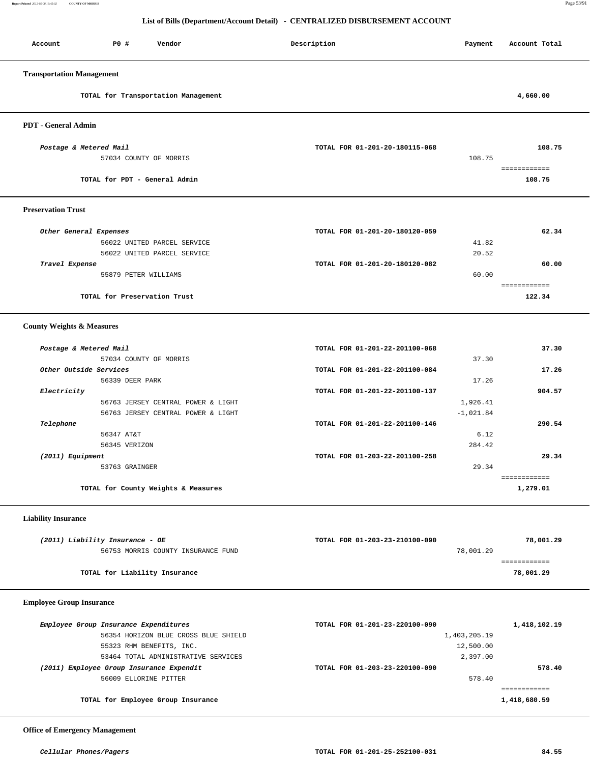## List of Bills (Department/Account Detail) - CENTRALIZED DISBURSEMENT ACCOUNT

| Account | PO # | Vendor | Description | Payment | Account Total |
|---|---|---|---|---|---|

### Transportation Management

| | | | |
|---|---|---|---|
| TOTAL for Transportation Management | | | 4,660.00 |

### PDT - General Admin

| Account | PO # / Vendor | Description | Payment | Account Total |
|---|---|---|---|---|
| *Postage & Metered Mail* | | TOTAL FOR 01-201-20-180115-068 | | 108.75 |
| | 57034 COUNTY OF MORRIS | | 108.75 | |
| | TOTAL for PDT - General Admin | | | 108.75 |

### Preservation Trust

| Account | PO # / Vendor | Description | Payment | Account Total |
|---|---|---|---|---|
| *Other General Expenses* | | TOTAL FOR 01-201-20-180120-059 | | 62.34 |
| | 56022 UNITED PARCEL SERVICE | | 41.82 | |
| | 56022 UNITED PARCEL SERVICE | | 20.52 | |
| *Travel Expense* | | TOTAL FOR 01-201-20-180120-082 | | 60.00 |
| | 55879 PETER WILLIAMS | | 60.00 | |
| | TOTAL for Preservation Trust | | | 122.34 |

### County Weights & Measures

| Account | PO # / Vendor | Description | Payment | Account Total |
|---|---|---|---|---|
| *Postage & Metered Mail* | | TOTAL FOR 01-201-22-201100-068 | | 37.30 |
| | 57034 COUNTY OF MORRIS | | 37.30 | |
| *Other Outside Services* | | TOTAL FOR 01-201-22-201100-084 | | 17.26 |
| | 56339 DEER PARK | | 17.26 | |
| *Electricity* | | TOTAL FOR 01-201-22-201100-137 | | 904.57 |
| | 56763 JERSEY CENTRAL POWER & LIGHT | | 1,926.41 | |
| | 56763 JERSEY CENTRAL POWER & LIGHT | | -1,021.84 | |
| *Telephone* | | TOTAL FOR 01-201-22-201100-146 | | 290.54 |
| | 56347 AT&T | | 6.12 | |
| | 56345 VERIZON | | 284.42 | |
| *(2011) Equipment* | | TOTAL FOR 01-203-22-201100-258 | | 29.34 |
| | 53763 GRAINGER | | 29.34 | |
| | TOTAL for County Weights & Measures | | | 1,279.01 |

### Liability Insurance

| Account | PO # / Vendor | Description | Payment | Account Total |
|---|---|---|---|---|
| *(2011) Liability Insurance - OE* | | TOTAL FOR 01-203-23-210100-090 | | 78,001.29 |
| | 56753 MORRIS COUNTY INSURANCE FUND | | 78,001.29 | |
| | TOTAL for Liability Insurance | | | 78,001.29 |

### Employee Group Insurance

| Account | PO # / Vendor | Description | Payment | Account Total |
|---|---|---|---|---|
| *Employee Group Insurance Expenditures* | | TOTAL FOR 01-201-23-220100-090 | | 1,418,102.19 |
| | 56354 HORIZON BLUE CROSS BLUE SHIELD | | 1,403,205.19 | |
| | 55323 RHM BENEFITS, INC. | | 12,500.00 | |
| | 53464 TOTAL ADMINISTRATIVE SERVICES | | 2,397.00 | |
| *(2011) Employee Group Insurance Expendit* | | TOTAL FOR 01-203-23-220100-090 | | 578.40 |
| | 56009 ELLORINE PITTER | | 578.40 | |
| | TOTAL for Employee Group Insurance | | | 1,418,680.59 |

### Office of Emergency Management

| Account | PO # / Vendor | Description | Payment | Account Total |
|---|---|---|---|---|
| *Cellular Phones/Pagers* | | TOTAL FOR 01-201-25-252100-031 | | 84.55 |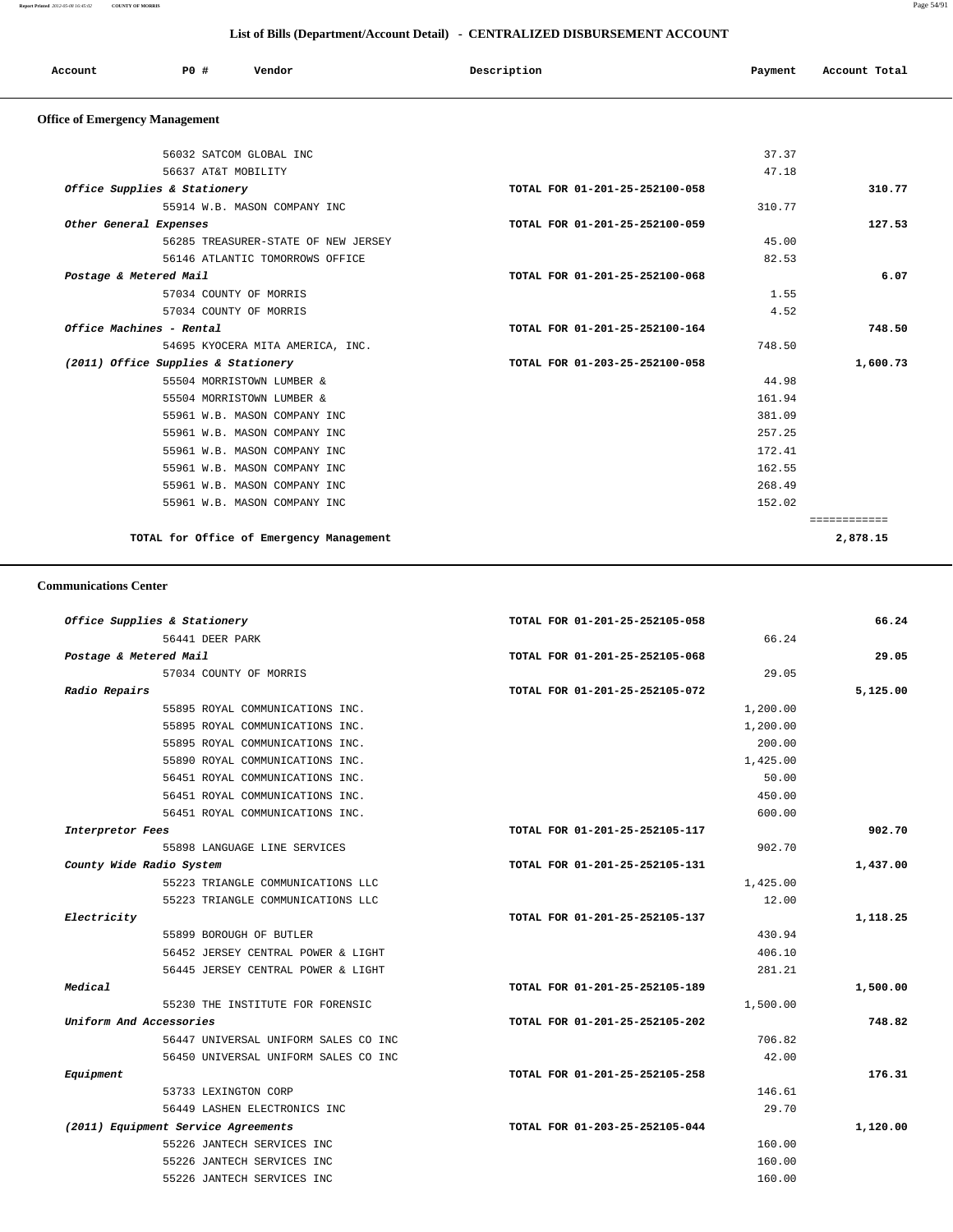## List of Bills (Department/Account Detail) - CENTRALIZED DISBURSEMENT ACCOUNT

| Account | PO # | Vendor | Description | Payment | Account Total |
|---|---|---|---|---|---|

### Office of Emergency Management

| Account | PO # | Vendor | Description | Payment | Account Total |
|---|---|---|---|---|---|
| | 56032 | SATCOM GLOBAL INC | | 37.37 | |
| | 56637 | AT&T MOBILITY | | 47.18 | |
| *Office Supplies & Stationery* | | | TOTAL FOR 01-201-25-252100-058 | | 310.77 |
| | 55914 | W.B. MASON COMPANY INC | | 310.77 | |
| *Other General Expenses* | | | TOTAL FOR 01-201-25-252100-059 | | 127.53 |
| | 56285 | TREASURER-STATE OF NEW JERSEY | | 45.00 | |
| | 56146 | ATLANTIC TOMORROWS OFFICE | | 82.53 | |
| *Postage & Metered Mail* | | | TOTAL FOR 01-201-25-252100-068 | | 6.07 |
| | 57034 | COUNTY OF MORRIS | | 1.55 | |
| | 57034 | COUNTY OF MORRIS | | 4.52 | |
| *Office Machines - Rental* | | | TOTAL FOR 01-201-25-252100-164 | | 748.50 |
| | 54695 | KYOCERA MITA AMERICA, INC. | | 748.50 | |
| *(2011) Office Supplies & Stationery* | | | TOTAL FOR 01-203-25-252100-058 | | 1,600.73 |
| | 55504 | MORRISTOWN LUMBER & | | 44.98 | |
| | 55504 | MORRISTOWN LUMBER & | | 161.94 | |
| | 55961 | W.B. MASON COMPANY INC | | 381.09 | |
| | 55961 | W.B. MASON COMPANY INC | | 257.25 | |
| | 55961 | W.B. MASON COMPANY INC | | 172.41 | |
| | 55961 | W.B. MASON COMPANY INC | | 162.55 | |
| | 55961 | W.B. MASON COMPANY INC | | 268.49 | |
| | 55961 | W.B. MASON COMPANY INC | | 152.02 | |
| **TOTAL for Office of Emergency Management** | | | | | **2,878.15** |

### Communications Center

| Account | PO # | Vendor | Description | Payment | Account Total |
|---|---|---|---|---|---|
| *Office Supplies & Stationery* | | | TOTAL FOR 01-201-25-252105-058 | | 66.24 |
| | 56441 | DEER PARK | | 66.24 | |
| *Postage & Metered Mail* | | | TOTAL FOR 01-201-25-252105-068 | | 29.05 |
| | 57034 | COUNTY OF MORRIS | | 29.05 | |
| *Radio Repairs* | | | TOTAL FOR 01-201-25-252105-072 | | 5,125.00 |
| | 55895 | ROYAL COMMUNICATIONS INC. | | 1,200.00 | |
| | 55895 | ROYAL COMMUNICATIONS INC. | | 1,200.00 | |
| | 55895 | ROYAL COMMUNICATIONS INC. | | 200.00 | |
| | 55890 | ROYAL COMMUNICATIONS INC. | | 1,425.00 | |
| | 56451 | ROYAL COMMUNICATIONS INC. | | 50.00 | |
| | 56451 | ROYAL COMMUNICATIONS INC. | | 450.00 | |
| | 56451 | ROYAL COMMUNICATIONS INC. | | 600.00 | |
| *Interpretor Fees* | | | TOTAL FOR 01-201-25-252105-117 | | 902.70 |
| | 55898 | LANGUAGE LINE SERVICES | | 902.70 | |
| *County Wide Radio System* | | | TOTAL FOR 01-201-25-252105-131 | | 1,437.00 |
| | 55223 | TRIANGLE COMMUNICATIONS LLC | | 1,425.00 | |
| | 55223 | TRIANGLE COMMUNICATIONS LLC | | 12.00 | |
| *Electricity* | | | TOTAL FOR 01-201-25-252105-137 | | 1,118.25 |
| | 55899 | BOROUGH OF BUTLER | | 430.94 | |
| | 56452 | JERSEY CENTRAL POWER & LIGHT | | 406.10 | |
| | 56445 | JERSEY CENTRAL POWER & LIGHT | | 281.21 | |
| *Medical* | | | TOTAL FOR 01-201-25-252105-189 | | 1,500.00 |
| | 55230 | THE INSTITUTE FOR FORENSIC | | 1,500.00 | |
| *Uniform And Accessories* | | | TOTAL FOR 01-201-25-252105-202 | | 748.82 |
| | 56447 | UNIVERSAL UNIFORM SALES CO INC | | 706.82 | |
| | 56450 | UNIVERSAL UNIFORM SALES CO INC | | 42.00 | |
| *Equipment* | | | TOTAL FOR 01-201-25-252105-258 | | 176.31 |
| | 53733 | LEXINGTON CORP | | 146.61 | |
| | 56449 | LASHEN ELECTRONICS INC | | 29.70 | |
| *(2011) Equipment Service Agreements* | | | TOTAL FOR 01-203-25-252105-044 | | 1,120.00 |
| | 55226 | JANTECH SERVICES INC | | 160.00 | |
| | 55226 | JANTECH SERVICES INC | | 160.00 | |
| | 55226 | JANTECH SERVICES INC | | 160.00 | |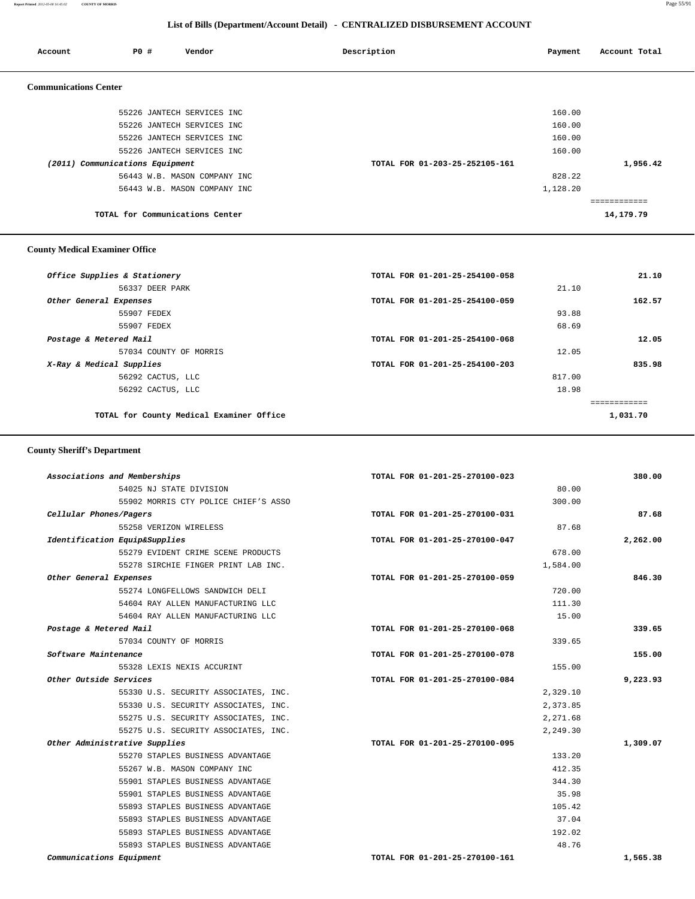## List of Bills (Department/Account Detail) - CENTRALIZED DISBURSEMENT ACCOUNT

| Account | PO # | Vendor | Description | Payment | Account Total |
|---|---|---|---|---|---|

### Communications Center

| Account | PO # | Vendor | Description | Payment | Account Total |
|---|---|---|---|---|---|
| | 55226 | JANTECH SERVICES INC | | 160.00 | |
| | 55226 | JANTECH SERVICES INC | | 160.00 | |
| | 55226 | JANTECH SERVICES INC | | 160.00 | |
| | 55226 | JANTECH SERVICES INC | | 160.00 | |
| *(2011) Communications Equipment* | | | TOTAL FOR 01-203-25-252105-161 | | 1,956.42 |
| | 56443 | W.B. MASON COMPANY INC | | 828.22 | |
| | 56443 | W.B. MASON COMPANY INC | | 1,128.20 | |
| | | TOTAL for Communications Center | | | 14,179.79 |

### County Medical Examiner Office

| Account | PO # | Vendor | Description | Payment | Account Total |
|---|---|---|---|---|---|
| *Office Supplies & Stationery* | | | TOTAL FOR 01-201-25-254100-058 | | 21.10 |
| | 56337 | DEER PARK | | 21.10 | |
| *Other General Expenses* | | | TOTAL FOR 01-201-25-254100-059 | | 162.57 |
| | 55907 | FEDEX | | 93.88 | |
| | 55907 | FEDEX | | 68.69 | |
| *Postage & Metered Mail* | | | TOTAL FOR 01-201-25-254100-068 | | 12.05 |
| | 57034 | COUNTY OF MORRIS | | 12.05 | |
| *X-Ray & Medical Supplies* | | | TOTAL FOR 01-201-25-254100-203 | | 835.98 |
| | 56292 | CACTUS, LLC | | 817.00 | |
| | 56292 | CACTUS, LLC | | 18.98 | |
| | | TOTAL for County Medical Examiner Office | | | 1,031.70 |

### County Sheriff's Department

| Account | PO # | Vendor | Description | Payment | Account Total |
|---|---|---|---|---|---|
| *Associations and Memberships* | | | TOTAL FOR 01-201-25-270100-023 | | 380.00 |
| | 54025 | NJ STATE DIVISION | | 80.00 | |
| | 55902 | MORRIS CTY POLICE CHIEF'S ASSO | | 300.00 | |
| *Cellular Phones/Pagers* | | | TOTAL FOR 01-201-25-270100-031 | | 87.68 |
| | 55258 | VERIZON WIRELESS | | 87.68 | |
| *Identification Equip&Supplies* | | | TOTAL FOR 01-201-25-270100-047 | | 2,262.00 |
| | 55279 | EVIDENT CRIME SCENE PRODUCTS | | 678.00 | |
| | 55278 | SIRCHIE FINGER PRINT LAB INC. | | 1,584.00 | |
| *Other General Expenses* | | | TOTAL FOR 01-201-25-270100-059 | | 846.30 |
| | 55274 | LONGFELLOWS SANDWICH DELI | | 720.00 | |
| | 54604 | RAY ALLEN MANUFACTURING LLC | | 111.30 | |
| | 54604 | RAY ALLEN MANUFACTURING LLC | | 15.00 | |
| *Postage & Metered Mail* | | | TOTAL FOR 01-201-25-270100-068 | | 339.65 |
| | 57034 | COUNTY OF MORRIS | | 339.65 | |
| *Software Maintenance* | | | TOTAL FOR 01-201-25-270100-078 | | 155.00 |
| | 55328 | LEXIS NEXIS ACCURINT | | 155.00 | |
| *Other Outside Services* | | | TOTAL FOR 01-201-25-270100-084 | | 9,223.93 |
| | 55330 | U.S. SECURITY ASSOCIATES, INC. | | 2,329.10 | |
| | 55330 | U.S. SECURITY ASSOCIATES, INC. | | 2,373.85 | |
| | 55275 | U.S. SECURITY ASSOCIATES, INC. | | 2,271.68 | |
| | 55275 | U.S. SECURITY ASSOCIATES, INC. | | 2,249.30 | |
| *Other Administrative Supplies* | | | TOTAL FOR 01-201-25-270100-095 | | 1,309.07 |
| | 55270 | STAPLES BUSINESS ADVANTAGE | | 133.20 | |
| | 55267 | W.B. MASON COMPANY INC | | 412.35 | |
| | 55901 | STAPLES BUSINESS ADVANTAGE | | 344.30 | |
| | 55901 | STAPLES BUSINESS ADVANTAGE | | 35.98 | |
| | 55893 | STAPLES BUSINESS ADVANTAGE | | 105.42 | |
| | 55893 | STAPLES BUSINESS ADVANTAGE | | 37.04 | |
| | 55893 | STAPLES BUSINESS ADVANTAGE | | 192.02 | |
| | 55893 | STAPLES BUSINESS ADVANTAGE | | 48.76 | |
| *Communications Equipment* | | | TOTAL FOR 01-201-25-270100-161 | | 1,565.38 |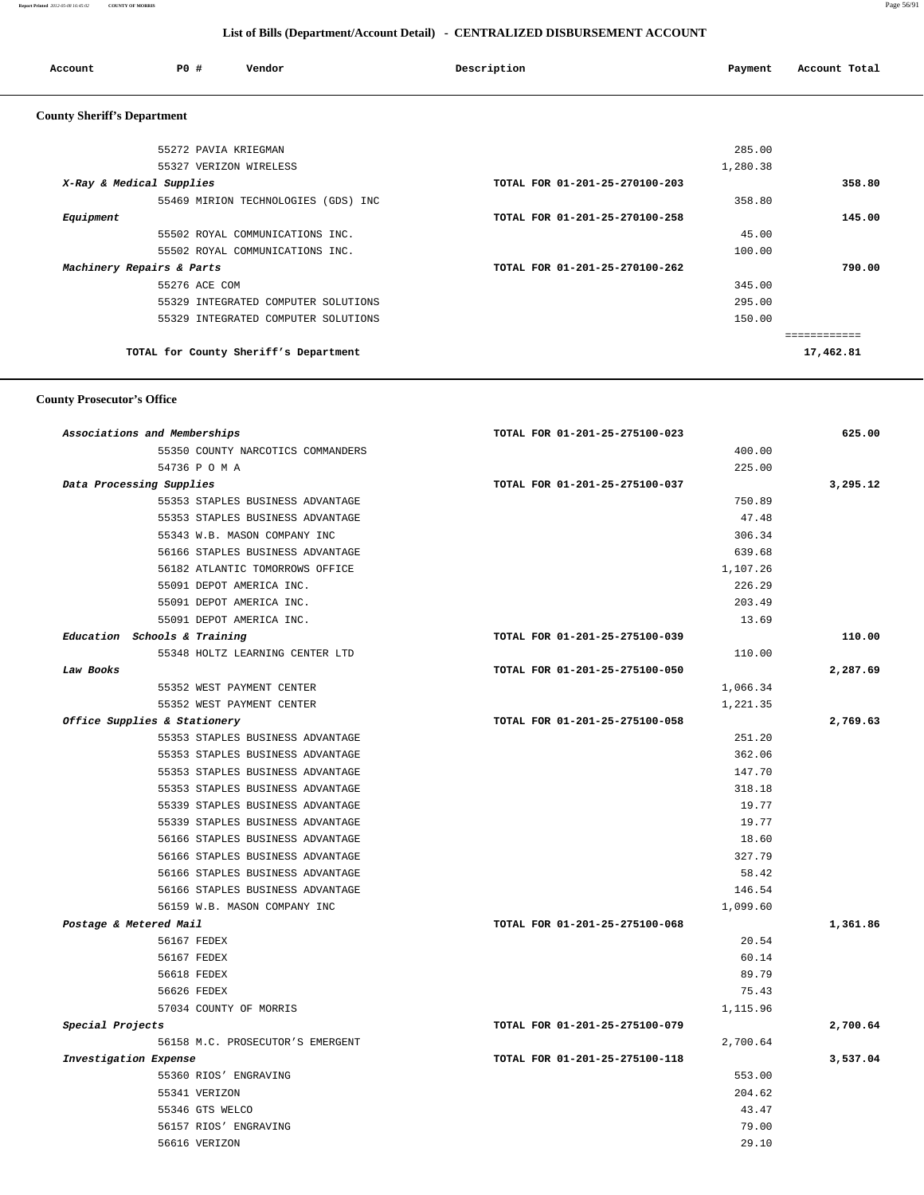## List of Bills (Department/Account Detail) - CENTRALIZED DISBURSEMENT ACCOUNT

| Account | PO # | Vendor | Description | Payment | Account Total |
|---|---|---|---|---|---|

### County Sheriff's Department

| Account | PO # | Vendor | Description | Payment | Account Total |
|---|---|---|---|---|---|
| | 55272 | PAVIA KRIEGMAN | | 285.00 | |
| | 55327 | VERIZON WIRELESS | | 1,280.38 | |
| *X-Ray & Medical Supplies* | | | TOTAL FOR 01-201-25-270100-203 | | 358.80 |
| | 55469 | MIRION TECHNOLOGIES (GDS) INC | | 358.80 | |
| *Equipment* | | | TOTAL FOR 01-201-25-270100-258 | | 145.00 |
| | 55502 | ROYAL COMMUNICATIONS INC. | | 45.00 | |
| | 55502 | ROYAL COMMUNICATIONS INC. | | 100.00 | |
| *Machinery Repairs & Parts* | | | TOTAL FOR 01-201-25-270100-262 | | 790.00 |
| | 55276 | ACE COM | | 345.00 | |
| | 55329 | INTEGRATED COMPUTER SOLUTIONS | | 295.00 | |
| | 55329 | INTEGRATED COMPUTER SOLUTIONS | | 150.00 | |
| | | | | | ============ |
| | | **TOTAL for County Sheriff's Department** | | | **17,462.81** |

### County Prosecutor's Office

| Account | PO # | Vendor | Description | Payment | Account Total |
|---|---|---|---|---|---|
| *Associations and Memberships* | | | TOTAL FOR 01-201-25-275100-023 | | 625.00 |
| | 55350 | COUNTY NARCOTICS COMMANDERS | | 400.00 | |
| | 54736 | P O M A | | 225.00 | |
| *Data Processing Supplies* | | | TOTAL FOR 01-201-25-275100-037 | | 3,295.12 |
| | 55353 | STAPLES BUSINESS ADVANTAGE | | 750.89 | |
| | 55353 | STAPLES BUSINESS ADVANTAGE | | 47.48 | |
| | 55343 | W.B. MASON COMPANY INC | | 306.34 | |
| | 56166 | STAPLES BUSINESS ADVANTAGE | | 639.68 | |
| | 56182 | ATLANTIC TOMORROWS OFFICE | | 1,107.26 | |
| | 55091 | DEPOT AMERICA INC. | | 226.29 | |
| | 55091 | DEPOT AMERICA INC. | | 203.49 | |
| | 55091 | DEPOT AMERICA INC. | | 13.69 | |
| *Education Schools & Training* | | | TOTAL FOR 01-201-25-275100-039 | | 110.00 |
| | 55348 | HOLTZ LEARNING CENTER LTD | | 110.00 | |
| *Law Books* | | | TOTAL FOR 01-201-25-275100-050 | | 2,287.69 |
| | 55352 | WEST PAYMENT CENTER | | 1,066.34 | |
| | 55352 | WEST PAYMENT CENTER | | 1,221.35 | |
| *Office Supplies & Stationery* | | | TOTAL FOR 01-201-25-275100-058 | | 2,769.63 |
| | 55353 | STAPLES BUSINESS ADVANTAGE | | 251.20 | |
| | 55353 | STAPLES BUSINESS ADVANTAGE | | 362.06 | |
| | 55353 | STAPLES BUSINESS ADVANTAGE | | 147.70 | |
| | 55353 | STAPLES BUSINESS ADVANTAGE | | 318.18 | |
| | 55339 | STAPLES BUSINESS ADVANTAGE | | 19.77 | |
| | 55339 | STAPLES BUSINESS ADVANTAGE | | 19.77 | |
| | 56166 | STAPLES BUSINESS ADVANTAGE | | 18.60 | |
| | 56166 | STAPLES BUSINESS ADVANTAGE | | 327.79 | |
| | 56166 | STAPLES BUSINESS ADVANTAGE | | 58.42 | |
| | 56166 | STAPLES BUSINESS ADVANTAGE | | 146.54 | |
| | 56159 | W.B. MASON COMPANY INC | | 1,099.60 | |
| *Postage & Metered Mail* | | | TOTAL FOR 01-201-25-275100-068 | | 1,361.86 |
| | 56167 | FEDEX | | 20.54 | |
| | 56167 | FEDEX | | 60.14 | |
| | 56618 | FEDEX | | 89.79 | |
| | 56626 | FEDEX | | 75.43 | |
| | 57034 | COUNTY OF MORRIS | | 1,115.96 | |
| *Special Projects* | | | TOTAL FOR 01-201-25-275100-079 | | 2,700.64 |
| | 56158 | M.C. PROSECUTOR'S EMERGENT | | 2,700.64 | |
| *Investigation Expense* | | | TOTAL FOR 01-201-25-275100-118 | | 3,537.04 |
| | 55360 | RIOS' ENGRAVING | | 553.00 | |
| | 55341 | VERIZON | | 204.62 | |
| | 55346 | GTS WELCO | | 43.47 | |
| | 56157 | RIOS' ENGRAVING | | 79.00 | |
| | 56616 | VERIZON | | 29.10 | |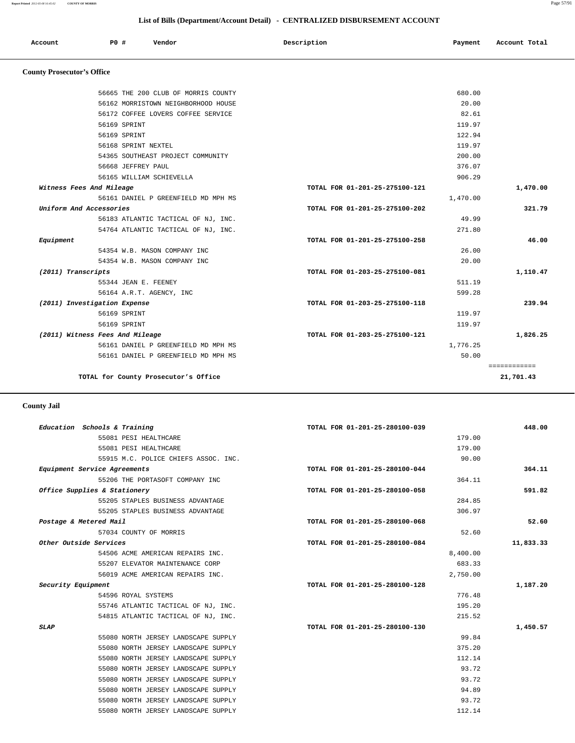## List of Bills (Department/Account Detail) - CENTRALIZED DISBURSEMENT ACCOUNT

| Account | PO # | Vendor | Description | Payment | Account Total |
|---|---|---|---|---|---|

### County Prosecutor's Office

| Account | PO # | Vendor | Description | Payment | Account Total |
|---|---|---|---|---|---|
| | 56665 | THE 200 CLUB OF MORRIS COUNTY | | 680.00 | |
| | 56162 | MORRISTOWN NEIGHBORHOOD HOUSE | | 20.00 | |
| | 56172 | COFFEE LOVERS COFFEE SERVICE | | 82.61 | |
| | 56169 | SPRINT | | 119.97 | |
| | 56169 | SPRINT | | 122.94 | |
| | 56168 | SPRINT NEXTEL | | 119.97 | |
| | 54365 | SOUTHEAST PROJECT COMMUNITY | | 200.00 | |
| | 56668 | JEFFREY PAUL | | 376.07 | |
| | 56165 | WILLIAM SCHIEVELLA | | 906.29 | |
| *Witness Fees And Mileage* | | | TOTAL FOR 01-201-25-275100-121 | | 1,470.00 |
| | 56161 | DANIEL P GREENFIELD MD MPH MS | | 1,470.00 | |
| *Uniform And Accessories* | | | TOTAL FOR 01-201-25-275100-202 | | 321.79 |
| | 56183 | ATLANTIC TACTICAL OF NJ, INC. | | 49.99 | |
| | 54764 | ATLANTIC TACTICAL OF NJ, INC. | | 271.80 | |
| *Equipment* | | | TOTAL FOR 01-201-25-275100-258 | | 46.00 |
| | 54354 | W.B. MASON COMPANY INC | | 26.00 | |
| | 54354 | W.B. MASON COMPANY INC | | 20.00 | |
| *(2011) Transcripts* | | | TOTAL FOR 01-203-25-275100-081 | | 1,110.47 |
| | 55344 | JEAN E. FEENEY | | 511.19 | |
| | 56164 | A.R.T. AGENCY, INC | | 599.28 | |
| *(2011) Investigation Expense* | | | TOTAL FOR 01-203-25-275100-118 | | 239.94 |
| | 56169 | SPRINT | | 119.97 | |
| | 56169 | SPRINT | | 119.97 | |
| *(2011) Witness Fees And Mileage* | | | TOTAL FOR 01-203-25-275100-121 | | 1,826.25 |
| | 56161 | DANIEL P GREENFIELD MD MPH MS | | 1,776.25 | |
| | 56161 | DANIEL P GREENFIELD MD MPH MS | | 50.00 | |
| | | **TOTAL for County Prosecutor's Office** | | | **21,701.43** |

### County Jail

| Account | PO # | Vendor | Description | Payment | Account Total |
|---|---|---|---|---|---|
| *Education Schools & Training* | | | TOTAL FOR 01-201-25-280100-039 | | 448.00 |
| | 55081 | PESI HEALTHCARE | | 179.00 | |
| | 55081 | PESI HEALTHCARE | | 179.00 | |
| | 55915 | M.C. POLICE CHIEFS ASSOC. INC. | | 90.00 | |
| *Equipment Service Agreements* | | | TOTAL FOR 01-201-25-280100-044 | | 364.11 |
| | 55206 | THE PORTASOFT COMPANY INC | | 364.11 | |
| *Office Supplies & Stationery* | | | TOTAL FOR 01-201-25-280100-058 | | 591.82 |
| | 55205 | STAPLES BUSINESS ADVANTAGE | | 284.85 | |
| | 55205 | STAPLES BUSINESS ADVANTAGE | | 306.97 | |
| *Postage & Metered Mail* | | | TOTAL FOR 01-201-25-280100-068 | | 52.60 |
| | 57034 | COUNTY OF MORRIS | | 52.60 | |
| *Other Outside Services* | | | TOTAL FOR 01-201-25-280100-084 | | 11,833.33 |
| | 54506 | ACME AMERICAN REPAIRS INC. | | 8,400.00 | |
| | 55207 | ELEVATOR MAINTENANCE CORP | | 683.33 | |
| | 56019 | ACME AMERICAN REPAIRS INC. | | 2,750.00 | |
| *Security Equipment* | | | TOTAL FOR 01-201-25-280100-128 | | 1,187.20 |
| | 54596 | ROYAL SYSTEMS | | 776.48 | |
| | 55746 | ATLANTIC TACTICAL OF NJ, INC. | | 195.20 | |
| | 54815 | ATLANTIC TACTICAL OF NJ, INC. | | 215.52 | |
| *SLAP* | | | TOTAL FOR 01-201-25-280100-130 | | 1,450.57 |
| | 55080 | NORTH JERSEY LANDSCAPE SUPPLY | | 99.84 | |
| | 55080 | NORTH JERSEY LANDSCAPE SUPPLY | | 375.20 | |
| | 55080 | NORTH JERSEY LANDSCAPE SUPPLY | | 112.14 | |
| | 55080 | NORTH JERSEY LANDSCAPE SUPPLY | | 93.72 | |
| | 55080 | NORTH JERSEY LANDSCAPE SUPPLY | | 93.72 | |
| | 55080 | NORTH JERSEY LANDSCAPE SUPPLY | | 94.89 | |
| | 55080 | NORTH JERSEY LANDSCAPE SUPPLY | | 93.72 | |
| | 55080 | NORTH JERSEY LANDSCAPE SUPPLY | | 112.14 | |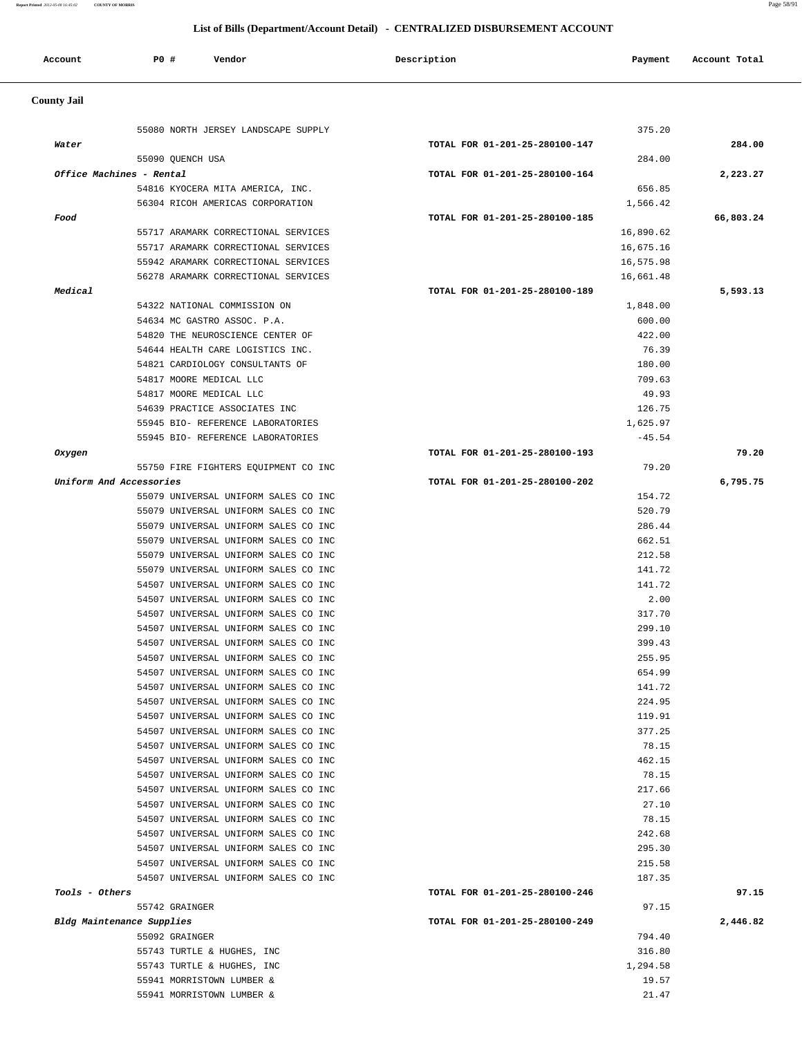## List of Bills (Department/Account Detail) - CENTRALIZED DISBURSEMENT ACCOUNT

| Account | PO # | Vendor | Description | Payment | Account Total |
|---|---|---|---|---|---|
| **County Jail** | | | | | |
| | 55080 | NORTH JERSEY LANDSCAPE SUPPLY | | 375.20 | |
| *Water* | | | TOTAL FOR 01-201-25-280100-147 | | 284.00 |
| | 55090 | QUENCH USA | | 284.00 | |
| *Office Machines - Rental* | | | TOTAL FOR 01-201-25-280100-164 | | 2,223.27 |
| | 54816 | KYOCERA MITA AMERICA, INC. | | 656.85 | |
| | 56304 | RICOH AMERICAS CORPORATION | | 1,566.42 | |
| *Food* | | | TOTAL FOR 01-201-25-280100-185 | | 66,803.24 |
| | 55717 | ARAMARK CORRECTIONAL SERVICES | | 16,890.62 | |
| | 55717 | ARAMARK CORRECTIONAL SERVICES | | 16,675.16 | |
| | 55942 | ARAMARK CORRECTIONAL SERVICES | | 16,575.98 | |
| | 56278 | ARAMARK CORRECTIONAL SERVICES | | 16,661.48 | |
| *Medical* | | | TOTAL FOR 01-201-25-280100-189 | | 5,593.13 |
| | 54322 | NATIONAL COMMISSION ON | | 1,848.00 | |
| | 54634 | MC GASTRO ASSOC. P.A. | | 600.00 | |
| | 54820 | THE NEUROSCIENCE CENTER OF | | 422.00 | |
| | 54644 | HEALTH CARE LOGISTICS INC. | | 76.39 | |
| | 54821 | CARDIOLOGY CONSULTANTS OF | | 180.00 | |
| | 54817 | MOORE MEDICAL LLC | | 709.63 | |
| | 54817 | MOORE MEDICAL LLC | | 49.93 | |
| | 54639 | PRACTICE ASSOCIATES INC | | 126.75 | |
| | 55945 | BIO- REFERENCE LABORATORIES | | 1,625.97 | |
| | 55945 | BIO- REFERENCE LABORATORIES | | -45.54 | |
| *Oxygen* | | | TOTAL FOR 01-201-25-280100-193 | | 79.20 |
| | 55750 | FIRE FIGHTERS EQUIPMENT CO INC | | 79.20 | |
| *Uniform And Accessories* | | | TOTAL FOR 01-201-25-280100-202 | | 6,795.75 |
| | 55079 | UNIVERSAL UNIFORM SALES CO INC | | 154.72 | |
| | 55079 | UNIVERSAL UNIFORM SALES CO INC | | 520.79 | |
| | 55079 | UNIVERSAL UNIFORM SALES CO INC | | 286.44 | |
| | 55079 | UNIVERSAL UNIFORM SALES CO INC | | 662.51 | |
| | 55079 | UNIVERSAL UNIFORM SALES CO INC | | 212.58 | |
| | 55079 | UNIVERSAL UNIFORM SALES CO INC | | 141.72 | |
| | 54507 | UNIVERSAL UNIFORM SALES CO INC | | 141.72 | |
| | 54507 | UNIVERSAL UNIFORM SALES CO INC | | 2.00 | |
| | 54507 | UNIVERSAL UNIFORM SALES CO INC | | 317.70 | |
| | 54507 | UNIVERSAL UNIFORM SALES CO INC | | 299.10 | |
| | 54507 | UNIVERSAL UNIFORM SALES CO INC | | 399.43 | |
| | 54507 | UNIVERSAL UNIFORM SALES CO INC | | 255.95 | |
| | 54507 | UNIVERSAL UNIFORM SALES CO INC | | 654.99 | |
| | 54507 | UNIVERSAL UNIFORM SALES CO INC | | 141.72 | |
| | 54507 | UNIVERSAL UNIFORM SALES CO INC | | 224.95 | |
| | 54507 | UNIVERSAL UNIFORM SALES CO INC | | 119.91 | |
| | 54507 | UNIVERSAL UNIFORM SALES CO INC | | 377.25 | |
| | 54507 | UNIVERSAL UNIFORM SALES CO INC | | 78.15 | |
| | 54507 | UNIVERSAL UNIFORM SALES CO INC | | 462.15 | |
| | 54507 | UNIVERSAL UNIFORM SALES CO INC | | 78.15 | |
| | 54507 | UNIVERSAL UNIFORM SALES CO INC | | 217.66 | |
| | 54507 | UNIVERSAL UNIFORM SALES CO INC | | 27.10 | |
| | 54507 | UNIVERSAL UNIFORM SALES CO INC | | 78.15 | |
| | 54507 | UNIVERSAL UNIFORM SALES CO INC | | 242.68 | |
| | 54507 | UNIVERSAL UNIFORM SALES CO INC | | 295.30 | |
| | 54507 | UNIVERSAL UNIFORM SALES CO INC | | 215.58 | |
| | 54507 | UNIVERSAL UNIFORM SALES CO INC | | 187.35 | |
| *Tools - Others* | | | TOTAL FOR 01-201-25-280100-246 | | 97.15 |
| | 55742 | GRAINGER | | 97.15 | |
| *Bldg Maintenance Supplies* | | | TOTAL FOR 01-201-25-280100-249 | | 2,446.82 |
| | 55092 | GRAINGER | | 794.40 | |
| | 55743 | TURTLE & HUGHES, INC | | 316.80 | |
| | 55743 | TURTLE & HUGHES, INC | | 1,294.58 | |
| | 55941 | MORRISTOWN LUMBER & | | 19.57 | |
| | 55941 | MORRISTOWN LUMBER & | | 21.47 | |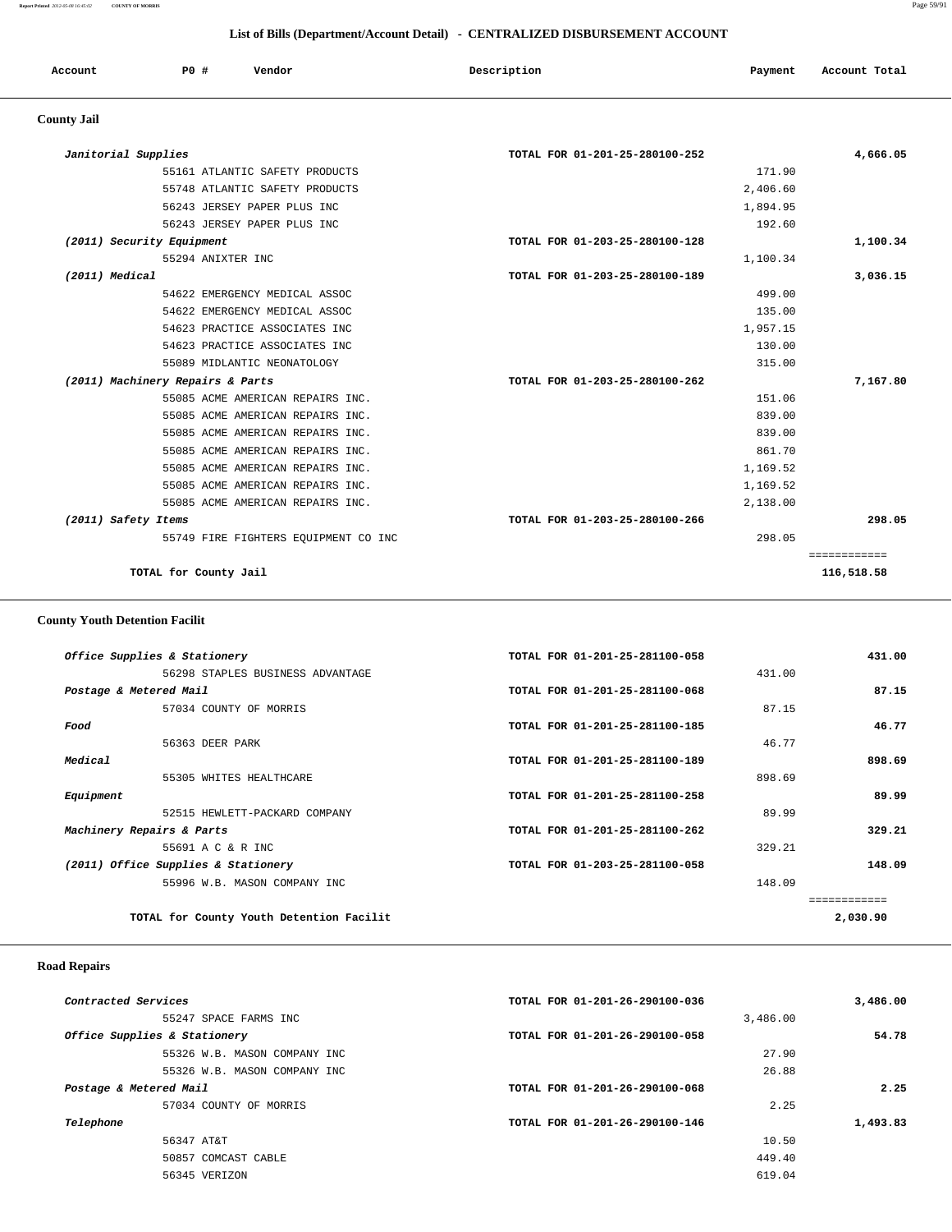## List of Bills (Department/Account Detail) - CENTRALIZED DISBURSEMENT ACCOUNT

| Account | PO # | Vendor | Description | Payment | Account Total |
|---|---|---|---|---|---|

### County Jail

| Account | PO # | Vendor | Description | Payment | Account Total |
|---|---|---|---|---|---|
| *Janitorial Supplies* | | | TOTAL FOR 01-201-25-280100-252 | | 4,666.05 |
| | 55161 | ATLANTIC SAFETY PRODUCTS | | 171.90 | |
| | 55748 | ATLANTIC SAFETY PRODUCTS | | 2,406.60 | |
| | 56243 | JERSEY PAPER PLUS INC | | 1,894.95 | |
| | 56243 | JERSEY PAPER PLUS INC | | 192.60 | |
| *(2011) Security Equipment* | | | TOTAL FOR 01-203-25-280100-128 | | 1,100.34 |
| | 55294 | ANIXTER INC | | 1,100.34 | |
| *(2011) Medical* | | | TOTAL FOR 01-203-25-280100-189 | | 3,036.15 |
| | 54622 | EMERGENCY MEDICAL ASSOC | | 499.00 | |
| | 54622 | EMERGENCY MEDICAL ASSOC | | 135.00 | |
| | 54623 | PRACTICE ASSOCIATES INC | | 1,957.15 | |
| | 54623 | PRACTICE ASSOCIATES INC | | 130.00 | |
| | 55089 | MIDLANTIC NEONATOLOGY | | 315.00 | |
| *(2011) Machinery Repairs & Parts* | | | TOTAL FOR 01-203-25-280100-262 | | 7,167.80 |
| | 55085 | ACME AMERICAN REPAIRS INC. | | 151.06 | |
| | 55085 | ACME AMERICAN REPAIRS INC. | | 839.00 | |
| | 55085 | ACME AMERICAN REPAIRS INC. | | 839.00 | |
| | 55085 | ACME AMERICAN REPAIRS INC. | | 861.70 | |
| | 55085 | ACME AMERICAN REPAIRS INC. | | 1,169.52 | |
| | 55085 | ACME AMERICAN REPAIRS INC. | | 1,169.52 | |
| | 55085 | ACME AMERICAN REPAIRS INC. | | 2,138.00 | |
| *(2011) Safety Items* | | | TOTAL FOR 01-203-25-280100-266 | | 298.05 |
| | 55749 | FIRE FIGHTERS EQUIPMENT CO INC | | 298.05 | |
| | | | | | ============ |
| **TOTAL for County Jail** | | | | | **116,518.58** |

### County Youth Detention Facilit

| Account | PO # | Vendor | Description | Payment | Account Total |
|---|---|---|---|---|---|
| *Office Supplies & Stationery* | | | TOTAL FOR 01-201-25-281100-058 | | 431.00 |
| | 56298 | STAPLES BUSINESS ADVANTAGE | | 431.00 | |
| *Postage & Metered Mail* | | | TOTAL FOR 01-201-25-281100-068 | | 87.15 |
| | 57034 | COUNTY OF MORRIS | | 87.15 | |
| *Food* | | | TOTAL FOR 01-201-25-281100-185 | | 46.77 |
| | 56363 | DEER PARK | | 46.77 | |
| *Medical* | | | TOTAL FOR 01-201-25-281100-189 | | 898.69 |
| | 55305 | WHITES HEALTHCARE | | 898.69 | |
| *Equipment* | | | TOTAL FOR 01-201-25-281100-258 | | 89.99 |
| | 52515 | HEWLETT-PACKARD COMPANY | | 89.99 | |
| *Machinery Repairs & Parts* | | | TOTAL FOR 01-201-25-281100-262 | | 329.21 |
| | 55691 | A C & R INC | | 329.21 | |
| *(2011) Office Supplies & Stationery* | | | TOTAL FOR 01-203-25-281100-058 | | 148.09 |
| | 55996 | W.B. MASON COMPANY INC | | 148.09 | |
| | | | | | ============ |
| **TOTAL for County Youth Detention Facilit** | | | | | **2,030.90** |

### Road Repairs

| Account | PO # | Vendor | Description | Payment | Account Total |
|---|---|---|---|---|---|
| *Contracted Services* | | | TOTAL FOR 01-201-26-290100-036 | | 3,486.00 |
| | 55247 | SPACE FARMS INC | | 3,486.00 | |
| *Office Supplies & Stationery* | | | TOTAL FOR 01-201-26-290100-058 | | 54.78 |
| | 55326 | W.B. MASON COMPANY INC | | 27.90 | |
| | 55326 | W.B. MASON COMPANY INC | | 26.88 | |
| *Postage & Metered Mail* | | | TOTAL FOR 01-201-26-290100-068 | | 2.25 |
| | 57034 | COUNTY OF MORRIS | | 2.25 | |
| *Telephone* | | | TOTAL FOR 01-201-26-290100-146 | | 1,493.83 |
| | 56347 | AT&T | | 10.50 | |
| | 50857 | COMCAST CABLE | | 449.40 | |
| | 56345 | VERIZON | | 619.04 | |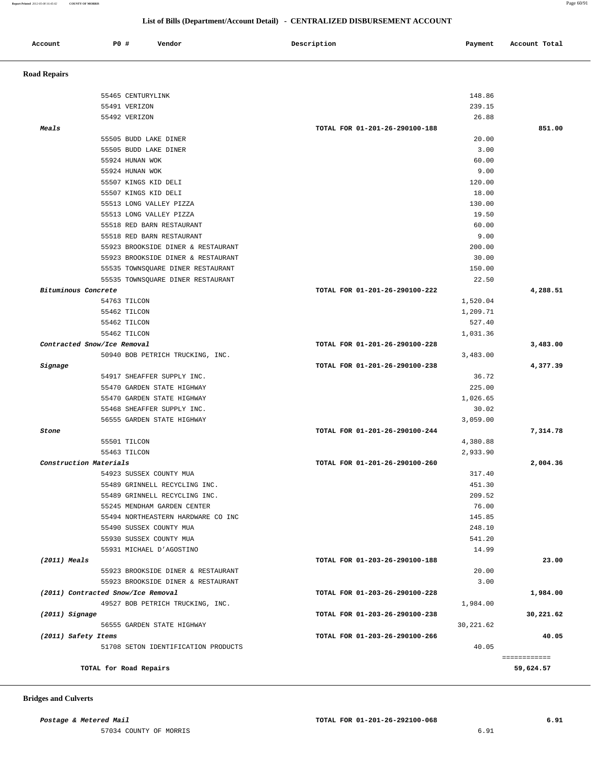## List of Bills (Department/Account Detail) - CENTRALIZED DISBURSEMENT ACCOUNT

| Account | PO # | Vendor | Description | Payment | Account Total |
|---|---|---|---|---|---|

### Road Repairs

| Account | PO # | Vendor | Description | Payment | Account Total |
|---|---|---|---|---|---|
| | 55465 | CENTURYLINK | | 148.86 | |
| | 55491 | VERIZON | | 239.15 | |
| | 55492 | VERIZON | | 26.88 | |
| *Meals* | | | TOTAL FOR 01-201-26-290100-188 | | 851.00 |
| | 55505 | BUDD LAKE DINER | | 20.00 | |
| | 55505 | BUDD LAKE DINER | | 3.00 | |
| | 55924 | HUNAN WOK | | 60.00 | |
| | 55924 | HUNAN WOK | | 9.00 | |
| | 55507 | KINGS KID DELI | | 120.00 | |
| | 55507 | KINGS KID DELI | | 18.00 | |
| | 55513 | LONG VALLEY PIZZA | | 130.00 | |
| | 55513 | LONG VALLEY PIZZA | | 19.50 | |
| | 55518 | RED BARN RESTAURANT | | 60.00 | |
| | 55518 | RED BARN RESTAURANT | | 9.00 | |
| | 55923 | BROOKSIDE DINER & RESTAURANT | | 200.00 | |
| | 55923 | BROOKSIDE DINER & RESTAURANT | | 30.00 | |
| | 55535 | TOWNSQUARE DINER RESTAURANT | | 150.00 | |
| | 55535 | TOWNSQUARE DINER RESTAURANT | | 22.50 | |
| *Bituminous Concrete* | | | TOTAL FOR 01-201-26-290100-222 | | 4,288.51 |
| | 54763 | TILCON | | 1,520.04 | |
| | 55462 | TILCON | | 1,209.71 | |
| | 55462 | TILCON | | 527.40 | |
| | 55462 | TILCON | | 1,031.36 | |
| *Contracted Snow/Ice Removal* | | | TOTAL FOR 01-201-26-290100-228 | | 3,483.00 |
| | 50940 | BOB PETRICH TRUCKING, INC. | | 3,483.00 | |
| *Signage* | | | TOTAL FOR 01-201-26-290100-238 | | 4,377.39 |
| | 54917 | SHEAFFER SUPPLY INC. | | 36.72 | |
| | 55470 | GARDEN STATE HIGHWAY | | 225.00 | |
| | 55470 | GARDEN STATE HIGHWAY | | 1,026.65 | |
| | 55468 | SHEAFFER SUPPLY INC. | | 30.02 | |
| | 56555 | GARDEN STATE HIGHWAY | | 3,059.00 | |
| *Stone* | | | TOTAL FOR 01-201-26-290100-244 | | 7,314.78 |
| | 55501 | TILCON | | 4,380.88 | |
| | 55463 | TILCON | | 2,933.90 | |
| *Construction Materials* | | | TOTAL FOR 01-201-26-290100-260 | | 2,004.36 |
| | 54923 | SUSSEX COUNTY MUA | | 317.40 | |
| | 55489 | GRINNELL RECYCLING INC. | | 451.30 | |
| | 55489 | GRINNELL RECYCLING INC. | | 209.52 | |
| | 55245 | MENDHAM GARDEN CENTER | | 76.00 | |
| | 55494 | NORTHEASTERN HARDWARE CO INC | | 145.85 | |
| | 55490 | SUSSEX COUNTY MUA | | 248.10 | |
| | 55930 | SUSSEX COUNTY MUA | | 541.20 | |
| | 55931 | MICHAEL D'AGOSTINO | | 14.99 | |
| *(2011) Meals* | | | TOTAL FOR 01-203-26-290100-188 | | 23.00 |
| | 55923 | BROOKSIDE DINER & RESTAURANT | | 20.00 | |
| | 55923 | BROOKSIDE DINER & RESTAURANT | | 3.00 | |
| *(2011) Contracted Snow/Ice Removal* | | | TOTAL FOR 01-203-26-290100-228 | | 1,984.00 |
| | 49527 | BOB PETRICH TRUCKING, INC. | | 1,984.00 | |
| *(2011) Signage* | | | TOTAL FOR 01-203-26-290100-238 | | 30,221.62 |
| | 56555 | GARDEN STATE HIGHWAY | | 30,221.62 | |
| *(2011) Safety Items* | | | TOTAL FOR 01-203-26-290100-266 | | 40.05 |
| | 51708 | SETON IDENTIFICATION PRODUCTS | | 40.05 | |
| **TOTAL for Road Repairs** | | | | | **59,624.57** |

### Bridges and Culverts

| Account | PO # | Vendor | Description | Payment | Account Total |
|---|---|---|---|---|---|
| *Postage & Metered Mail* | | | TOTAL FOR 01-201-26-292100-068 | | 6.91 |
| | 57034 | COUNTY OF MORRIS | | 6.91 | |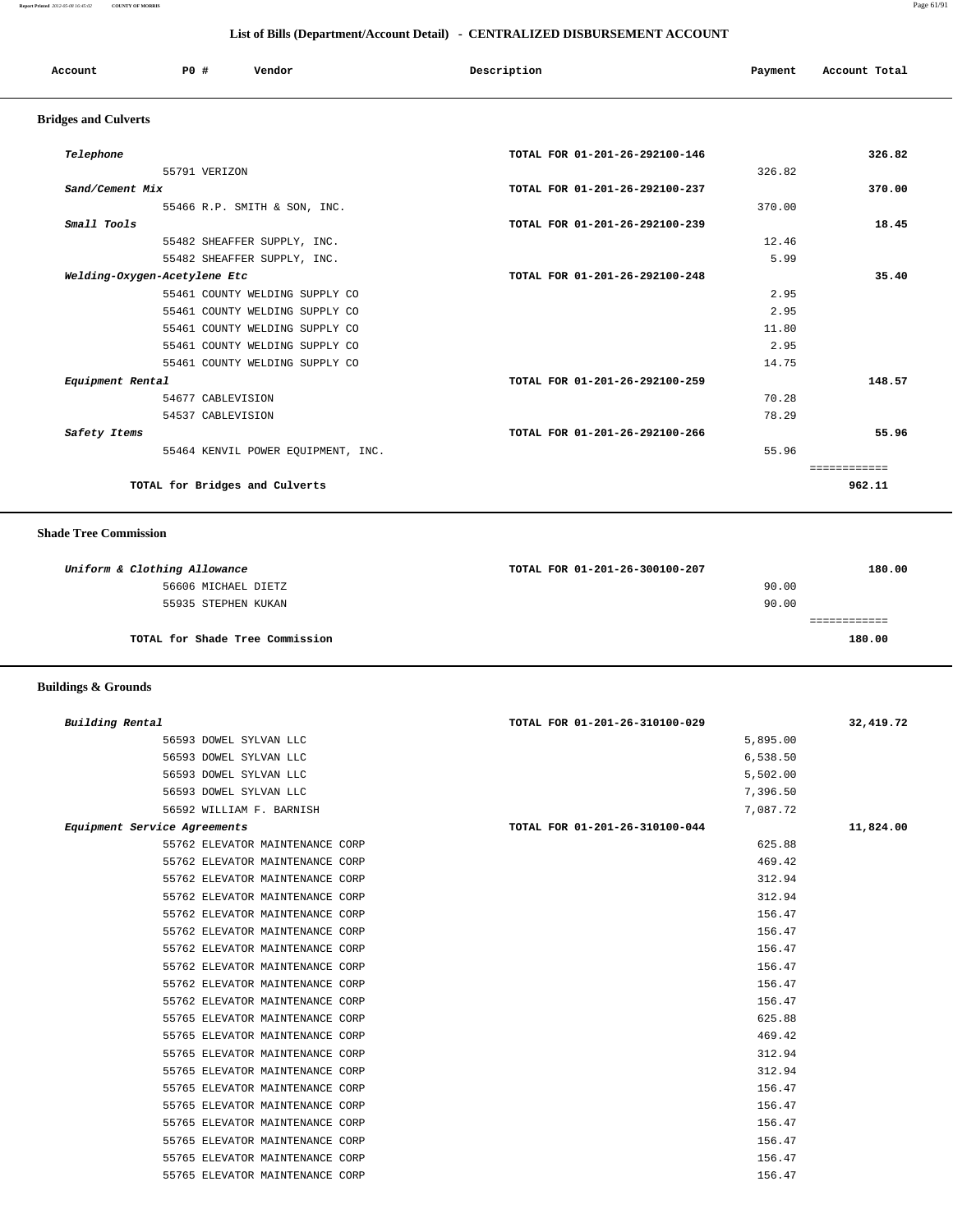## List of Bills (Department/Account Detail) - CENTRALIZED DISBURSEMENT ACCOUNT

| Account | PO # | Vendor | Description | Payment | Account Total |
|---|---|---|---|---|---|

### Bridges and Culverts

| Account | PO # | Vendor | Description | Payment | Account Total |
|---|---|---|---|---|---|
| *Telephone* | | | TOTAL FOR 01-201-26-292100-146 | | 326.82 |
| | 55791 | VERIZON | | 326.82 | |
| *Sand/Cement Mix* | | | TOTAL FOR 01-201-26-292100-237 | | 370.00 |
| | 55466 | R.P. SMITH & SON, INC. | | 370.00 | |
| *Small Tools* | | | TOTAL FOR 01-201-26-292100-239 | | 18.45 |
| | 55482 | SHEAFFER SUPPLY, INC. | | 12.46 | |
| | 55482 | SHEAFFER SUPPLY, INC. | | 5.99 | |
| *Welding-Oxygen-Acetylene Etc* | | | TOTAL FOR 01-201-26-292100-248 | | 35.40 |
| | 55461 | COUNTY WELDING SUPPLY CO | | 2.95 | |
| | 55461 | COUNTY WELDING SUPPLY CO | | 2.95 | |
| | 55461 | COUNTY WELDING SUPPLY CO | | 11.80 | |
| | 55461 | COUNTY WELDING SUPPLY CO | | 2.95 | |
| | 55461 | COUNTY WELDING SUPPLY CO | | 14.75 | |
| *Equipment Rental* | | | TOTAL FOR 01-201-26-292100-259 | | 148.57 |
| | 54677 | CABLEVISION | | 70.28 | |
| | 54537 | CABLEVISION | | 78.29 | |
| *Safety Items* | | | TOTAL FOR 01-201-26-292100-266 | | 55.96 |
| | 55464 | KENVIL POWER EQUIPMENT, INC. | | 55.96 | |
| | | **TOTAL for Bridges and Culverts** | | | **962.11** |

### Shade Tree Commission

| Account | PO # | Vendor | Description | Payment | Account Total |
|---|---|---|---|---|---|
| *Uniform & Clothing Allowance* | | | TOTAL FOR 01-201-26-300100-207 | | 180.00 |
| | 56606 | MICHAEL DIETZ | | 90.00 | |
| | 55935 | STEPHEN KUKAN | | 90.00 | |
| | | **TOTAL for Shade Tree Commission** | | | **180.00** |

### Buildings & Grounds

| Account | PO # | Vendor | Description | Payment | Account Total |
|---|---|---|---|---|---|
| *Building Rental* | | | TOTAL FOR 01-201-26-310100-029 | | 32,419.72 |
| | 56593 | DOWEL SYLVAN LLC | | 5,895.00 | |
| | 56593 | DOWEL SYLVAN LLC | | 6,538.50 | |
| | 56593 | DOWEL SYLVAN LLC | | 5,502.00 | |
| | 56593 | DOWEL SYLVAN LLC | | 7,396.50 | |
| | 56592 | WILLIAM F. BARNISH | | 7,087.72 | |
| *Equipment Service Agreements* | | | TOTAL FOR 01-201-26-310100-044 | | 11,824.00 |
| | 55762 | ELEVATOR MAINTENANCE CORP | | 625.88 | |
| | 55762 | ELEVATOR MAINTENANCE CORP | | 469.42 | |
| | 55762 | ELEVATOR MAINTENANCE CORP | | 312.94 | |
| | 55762 | ELEVATOR MAINTENANCE CORP | | 312.94 | |
| | 55762 | ELEVATOR MAINTENANCE CORP | | 156.47 | |
| | 55762 | ELEVATOR MAINTENANCE CORP | | 156.47 | |
| | 55762 | ELEVATOR MAINTENANCE CORP | | 156.47 | |
| | 55762 | ELEVATOR MAINTENANCE CORP | | 156.47 | |
| | 55762 | ELEVATOR MAINTENANCE CORP | | 156.47 | |
| | 55762 | ELEVATOR MAINTENANCE CORP | | 156.47 | |
| | 55765 | ELEVATOR MAINTENANCE CORP | | 625.88 | |
| | 55765 | ELEVATOR MAINTENANCE CORP | | 469.42 | |
| | 55765 | ELEVATOR MAINTENANCE CORP | | 312.94 | |
| | 55765 | ELEVATOR MAINTENANCE CORP | | 312.94 | |
| | 55765 | ELEVATOR MAINTENANCE CORP | | 156.47 | |
| | 55765 | ELEVATOR MAINTENANCE CORP | | 156.47 | |
| | 55765 | ELEVATOR MAINTENANCE CORP | | 156.47 | |
| | 55765 | ELEVATOR MAINTENANCE CORP | | 156.47 | |
| | 55765 | ELEVATOR MAINTENANCE CORP | | 156.47 | |
| | 55765 | ELEVATOR MAINTENANCE CORP | | 156.47 | |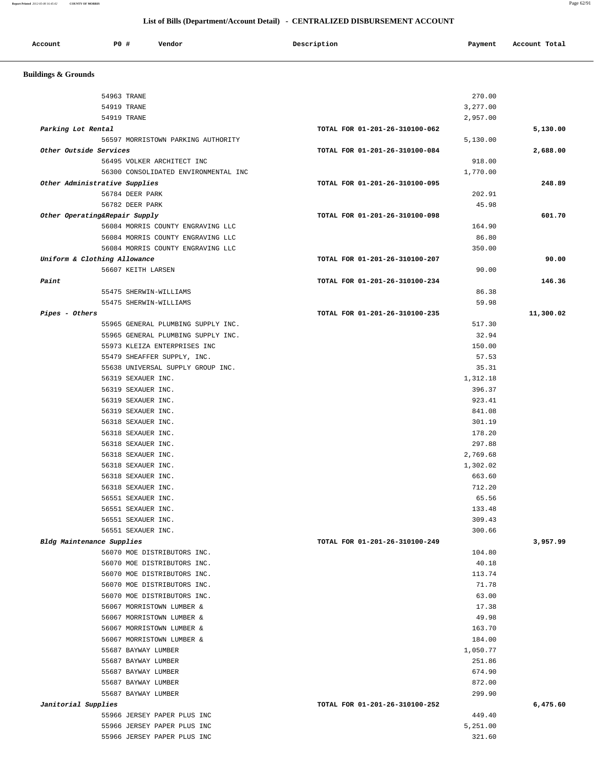## List of Bills (Department/Account Detail) - CENTRALIZED DISBURSEMENT ACCOUNT

| Account | PO # | Vendor | Description | Payment | Account Total |
|---|---|---|---|---|---|
| **Buildings & Grounds** | | | | | |
| | 54963 | TRANE | | 270.00 | |
| | 54919 | TRANE | | 3,277.00 | |
| | 54919 | TRANE | | 2,957.00 | |
| *Parking Lot Rental* | | | TOTAL FOR 01-201-26-310100-062 | | 5,130.00 |
| | 56597 | MORRISTOWN PARKING AUTHORITY | | 5,130.00 | |
| *Other Outside Services* | | | TOTAL FOR 01-201-26-310100-084 | | 2,688.00 |
| | 56495 | VOLKER ARCHITECT INC | | 918.00 | |
| | 56300 | CONSOLIDATED ENVIRONMENTAL INC | | 1,770.00 | |
| *Other Administrative Supplies* | | | TOTAL FOR 01-201-26-310100-095 | | 248.89 |
| | 56784 | DEER PARK | | 202.91 | |
| | 56782 | DEER PARK | | 45.98 | |
| *Other Operating&Repair Supply* | | | TOTAL FOR 01-201-26-310100-098 | | 601.70 |
| | 56084 | MORRIS COUNTY ENGRAVING LLC | | 164.90 | |
| | 56084 | MORRIS COUNTY ENGRAVING LLC | | 86.80 | |
| | 56084 | MORRIS COUNTY ENGRAVING LLC | | 350.00 | |
| *Uniform & Clothing Allowance* | | | TOTAL FOR 01-201-26-310100-207 | | 90.00 |
| | 56607 | KEITH LARSEN | | 90.00 | |
| *Paint* | | | TOTAL FOR 01-201-26-310100-234 | | 146.36 |
| | 55475 | SHERWIN-WILLIAMS | | 86.38 | |
| | 55475 | SHERWIN-WILLIAMS | | 59.98 | |
| *Pipes - Others* | | | TOTAL FOR 01-201-26-310100-235 | | 11,300.02 |
| | 55965 | GENERAL PLUMBING SUPPLY INC. | | 517.30 | |
| | 55965 | GENERAL PLUMBING SUPPLY INC. | | 32.94 | |
| | 55973 | KLEIZA ENTERPRISES INC | | 150.00 | |
| | 55479 | SHEAFFER SUPPLY, INC. | | 57.53 | |
| | 55638 | UNIVERSAL SUPPLY GROUP INC. | | 35.31 | |
| | 56319 | SEXAUER INC. | | 1,312.18 | |
| | 56319 | SEXAUER INC. | | 396.37 | |
| | 56319 | SEXAUER INC. | | 923.41 | |
| | 56319 | SEXAUER INC. | | 841.08 | |
| | 56318 | SEXAUER INC. | | 301.19 | |
| | 56318 | SEXAUER INC. | | 178.20 | |
| | 56318 | SEXAUER INC. | | 297.88 | |
| | 56318 | SEXAUER INC. | | 2,769.68 | |
| | 56318 | SEXAUER INC. | | 1,302.02 | |
| | 56318 | SEXAUER INC. | | 663.60 | |
| | 56318 | SEXAUER INC. | | 712.20 | |
| | 56551 | SEXAUER INC. | | 65.56 | |
| | 56551 | SEXAUER INC. | | 133.48 | |
| | 56551 | SEXAUER INC. | | 309.43 | |
| | 56551 | SEXAUER INC. | | 300.66 | |
| *Bldg Maintenance Supplies* | | | TOTAL FOR 01-201-26-310100-249 | | 3,957.99 |
| | 56070 | MOE DISTRIBUTORS INC. | | 104.80 | |
| | 56070 | MOE DISTRIBUTORS INC. | | 40.18 | |
| | 56070 | MOE DISTRIBUTORS INC. | | 113.74 | |
| | 56070 | MOE DISTRIBUTORS INC. | | 71.78 | |
| | 56070 | MOE DISTRIBUTORS INC. | | 63.00 | |
| | 56067 | MORRISTOWN LUMBER & | | 17.38 | |
| | 56067 | MORRISTOWN LUMBER & | | 49.98 | |
| | 56067 | MORRISTOWN LUMBER & | | 163.70 | |
| | 56067 | MORRISTOWN LUMBER & | | 184.00 | |
| | 55687 | BAYWAY LUMBER | | 1,050.77 | |
| | 55687 | BAYWAY LUMBER | | 251.86 | |
| | 55687 | BAYWAY LUMBER | | 674.90 | |
| | 55687 | BAYWAY LUMBER | | 872.00 | |
| | 55687 | BAYWAY LUMBER | | 299.90 | |
| *Janitorial Supplies* | | | TOTAL FOR 01-201-26-310100-252 | | 6,475.60 |
| | 55966 | JERSEY PAPER PLUS INC | | 449.40 | |
| | 55966 | JERSEY PAPER PLUS INC | | 5,251.00 | |
| | 55966 | JERSEY PAPER PLUS INC | | 321.60 | |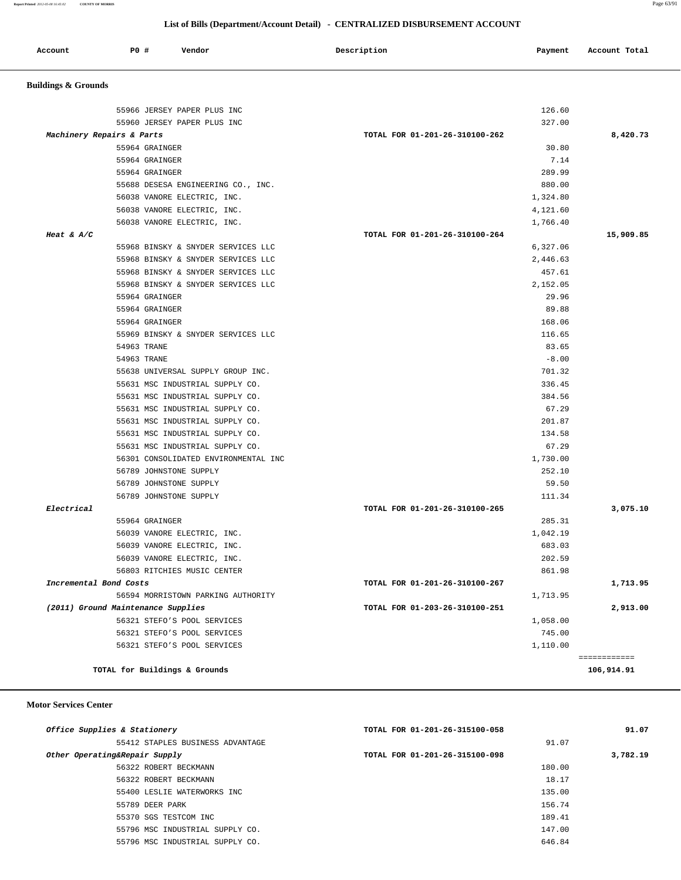## List of Bills (Department/Account Detail) - CENTRALIZED DISBURSEMENT ACCOUNT

| Account | PO # | Vendor | Description | Payment | Account Total |
|---|---|---|---|---|---|

### Buildings & Grounds

| Account | PO # | Vendor | Description | Payment | Account Total |
|---|---|---|---|---|---|
| | 55966 | JERSEY PAPER PLUS INC | | 126.60 | |
| | 55960 | JERSEY PAPER PLUS INC | | 327.00 | |
| *Machinery Repairs & Parts* | | | TOTAL FOR 01-201-26-310100-262 | | 8,420.73 |
| | 55964 | GRAINGER | | 30.80 | |
| | 55964 | GRAINGER | | 7.14 | |
| | 55964 | GRAINGER | | 289.99 | |
| | 55688 | DESESA ENGINEERING CO., INC. | | 880.00 | |
| | 56038 | VANORE ELECTRIC, INC. | | 1,324.80 | |
| | 56038 | VANORE ELECTRIC, INC. | | 4,121.60 | |
| | 56038 | VANORE ELECTRIC, INC. | | 1,766.40 | |
| *Heat & A/C* | | | TOTAL FOR 01-201-26-310100-264 | | 15,909.85 |
| | 55968 | BINSKY & SNYDER SERVICES LLC | | 6,327.06 | |
| | 55968 | BINSKY & SNYDER SERVICES LLC | | 2,446.63 | |
| | 55968 | BINSKY & SNYDER SERVICES LLC | | 457.61 | |
| | 55968 | BINSKY & SNYDER SERVICES LLC | | 2,152.05 | |
| | 55964 | GRAINGER | | 29.96 | |
| | 55964 | GRAINGER | | 89.88 | |
| | 55964 | GRAINGER | | 168.06 | |
| | 55969 | BINSKY & SNYDER SERVICES LLC | | 116.65 | |
| | 54963 | TRANE | | 83.65 | |
| | 54963 | TRANE | | -8.00 | |
| | 55638 | UNIVERSAL SUPPLY GROUP INC. | | 701.32 | |
| | 55631 | MSC INDUSTRIAL SUPPLY CO. | | 336.45 | |
| | 55631 | MSC INDUSTRIAL SUPPLY CO. | | 384.56 | |
| | 55631 | MSC INDUSTRIAL SUPPLY CO. | | 67.29 | |
| | 55631 | MSC INDUSTRIAL SUPPLY CO. | | 201.87 | |
| | 55631 | MSC INDUSTRIAL SUPPLY CO. | | 134.58 | |
| | 55631 | MSC INDUSTRIAL SUPPLY CO. | | 67.29 | |
| | 56301 | CONSOLIDATED ENVIRONMENTAL INC | | 1,730.00 | |
| | 56789 | JOHNSTONE SUPPLY | | 252.10 | |
| | 56789 | JOHNSTONE SUPPLY | | 59.50 | |
| | 56789 | JOHNSTONE SUPPLY | | 111.34 | |
| *Electrical* | | | TOTAL FOR 01-201-26-310100-265 | | 3,075.10 |
| | 55964 | GRAINGER | | 285.31 | |
| | 56039 | VANORE ELECTRIC, INC. | | 1,042.19 | |
| | 56039 | VANORE ELECTRIC, INC. | | 683.03 | |
| | 56039 | VANORE ELECTRIC, INC. | | 202.59 | |
| | 56803 | RITCHIES MUSIC CENTER | | 861.98 | |
| *Incremental Bond Costs* | | | TOTAL FOR 01-201-26-310100-267 | | 1,713.95 |
| | 56594 | MORRISTOWN PARKING AUTHORITY | | 1,713.95 | |
| *(2011) Ground Maintenance Supplies* | | | TOTAL FOR 01-203-26-310100-251 | | 2,913.00 |
| | 56321 | STEFO'S POOL SERVICES | | 1,058.00 | |
| | 56321 | STEFO'S POOL SERVICES | | 745.00 | |
| | 56321 | STEFO'S POOL SERVICES | | 1,110.00 | |
| | | | | | ============ |
| **TOTAL for Buildings & Grounds** | | | | | **106,914.91** |

### Motor Services Center

| Account | PO # | Vendor | Description | Payment | Account Total |
|---|---|---|---|---|---|
| *Office Supplies & Stationery* | | | TOTAL FOR 01-201-26-315100-058 | | 91.07 |
| | 55412 | STAPLES BUSINESS ADVANTAGE | | 91.07 | |
| *Other Operating&Repair Supply* | | | TOTAL FOR 01-201-26-315100-098 | | 3,782.19 |
| | 56322 | ROBERT BECKMANN | | 180.00 | |
| | 56322 | ROBERT BECKMANN | | 18.17 | |
| | 55400 | LESLIE WATERWORKS INC | | 135.00 | |
| | 55789 | DEER PARK | | 156.74 | |
| | 55370 | SGS TESTCOM INC | | 189.41 | |
| | 55796 | MSC INDUSTRIAL SUPPLY CO. | | 147.00 | |
| | 55796 | MSC INDUSTRIAL SUPPLY CO. | | 646.84 | |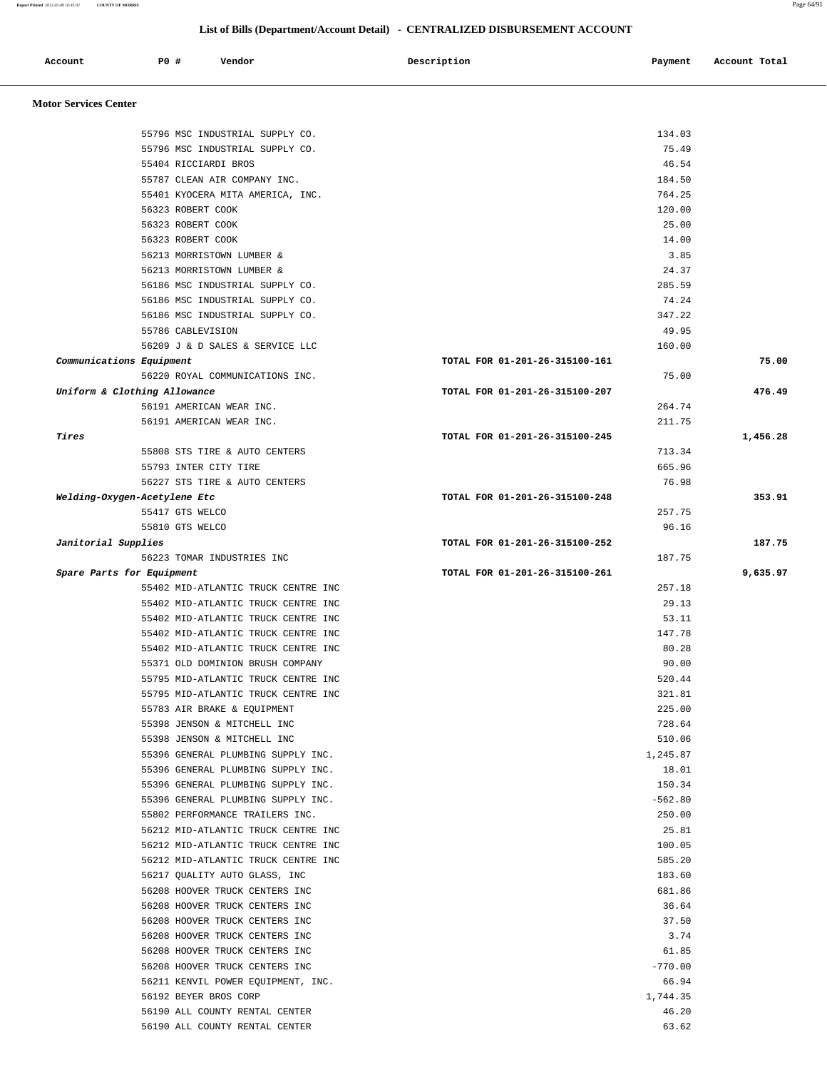## List of Bills (Department/Account Detail) - CENTRALIZED DISBURSEMENT ACCOUNT

| Account | PO # | Vendor | Description | Payment | Account Total |
|---|---|---|---|---|---|
| **Motor Services Center** | | | | | |
| | 55796 | MSC INDUSTRIAL SUPPLY CO. | | 134.03 | |
| | 55796 | MSC INDUSTRIAL SUPPLY CO. | | 75.49 | |
| | 55404 | RICCIARDI BROS | | 46.54 | |
| | 55787 | CLEAN AIR COMPANY INC. | | 184.50 | |
| | 55401 | KYOCERA MITA AMERICA, INC. | | 764.25 | |
| | 56323 | ROBERT COOK | | 120.00 | |
| | 56323 | ROBERT COOK | | 25.00 | |
| | 56323 | ROBERT COOK | | 14.00 | |
| | 56213 | MORRISTOWN LUMBER & | | 3.85 | |
| | 56213 | MORRISTOWN LUMBER & | | 24.37 | |
| | 56186 | MSC INDUSTRIAL SUPPLY CO. | | 285.59 | |
| | 56186 | MSC INDUSTRIAL SUPPLY CO. | | 74.24 | |
| | 56186 | MSC INDUSTRIAL SUPPLY CO. | | 347.22 | |
| | 55786 | CABLEVISION | | 49.95 | |
| | 56209 | J & D SALES & SERVICE LLC | | 160.00 | |
| *Communications Equipment* | | | TOTAL FOR 01-201-26-315100-161 | | 75.00 |
| | 56220 | ROYAL COMMUNICATIONS INC. | | 75.00 | |
| *Uniform & Clothing Allowance* | | | TOTAL FOR 01-201-26-315100-207 | | 476.49 |
| | 56191 | AMERICAN WEAR INC. | | 264.74 | |
| | 56191 | AMERICAN WEAR INC. | | 211.75 | |
| *Tires* | | | TOTAL FOR 01-201-26-315100-245 | | 1,456.28 |
| | 55808 | STS TIRE & AUTO CENTERS | | 713.34 | |
| | 55793 | INTER CITY TIRE | | 665.96 | |
| | 56227 | STS TIRE & AUTO CENTERS | | 76.98 | |
| *Welding-Oxygen-Acetylene Etc* | | | TOTAL FOR 01-201-26-315100-248 | | 353.91 |
| | 55417 | GTS WELCO | | 257.75 | |
| | 55810 | GTS WELCO | | 96.16 | |
| *Janitorial Supplies* | | | TOTAL FOR 01-201-26-315100-252 | | 187.75 |
| | 56223 | TOMAR INDUSTRIES INC | | 187.75 | |
| *Spare Parts for Equipment* | | | TOTAL FOR 01-201-26-315100-261 | | 9,635.97 |
| | 55402 | MID-ATLANTIC TRUCK CENTRE INC | | 257.18 | |
| | 55402 | MID-ATLANTIC TRUCK CENTRE INC | | 29.13 | |
| | 55402 | MID-ATLANTIC TRUCK CENTRE INC | | 53.11 | |
| | 55402 | MID-ATLANTIC TRUCK CENTRE INC | | 147.78 | |
| | 55402 | MID-ATLANTIC TRUCK CENTRE INC | | 80.28 | |
| | 55371 | OLD DOMINION BRUSH COMPANY | | 90.00 | |
| | 55795 | MID-ATLANTIC TRUCK CENTRE INC | | 520.44 | |
| | 55795 | MID-ATLANTIC TRUCK CENTRE INC | | 321.81 | |
| | 55783 | AIR BRAKE & EQUIPMENT | | 225.00 | |
| | 55398 | JENSON & MITCHELL INC | | 728.64 | |
| | 55398 | JENSON & MITCHELL INC | | 510.06 | |
| | 55396 | GENERAL PLUMBING SUPPLY INC. | | 1,245.87 | |
| | 55396 | GENERAL PLUMBING SUPPLY INC. | | 18.01 | |
| | 55396 | GENERAL PLUMBING SUPPLY INC. | | 150.34 | |
| | 55396 | GENERAL PLUMBING SUPPLY INC. | | -562.80 | |
| | 55802 | PERFORMANCE TRAILERS INC. | | 250.00 | |
| | 56212 | MID-ATLANTIC TRUCK CENTRE INC | | 25.81 | |
| | 56212 | MID-ATLANTIC TRUCK CENTRE INC | | 100.05 | |
| | 56212 | MID-ATLANTIC TRUCK CENTRE INC | | 585.20 | |
| | 56217 | QUALITY AUTO GLASS, INC | | 183.60 | |
| | 56208 | HOOVER TRUCK CENTERS INC | | 681.86 | |
| | 56208 | HOOVER TRUCK CENTERS INC | | 36.64 | |
| | 56208 | HOOVER TRUCK CENTERS INC | | 37.50 | |
| | 56208 | HOOVER TRUCK CENTERS INC | | 3.74 | |
| | 56208 | HOOVER TRUCK CENTERS INC | | 61.85 | |
| | 56208 | HOOVER TRUCK CENTERS INC | | -770.00 | |
| | 56211 | KENVIL POWER EQUIPMENT, INC. | | 66.94 | |
| | 56192 | BEYER BROS CORP | | 1,744.35 | |
| | 56190 | ALL COUNTY RENTAL CENTER | | 46.20 | |
| | 56190 | ALL COUNTY RENTAL CENTER | | 63.62 | |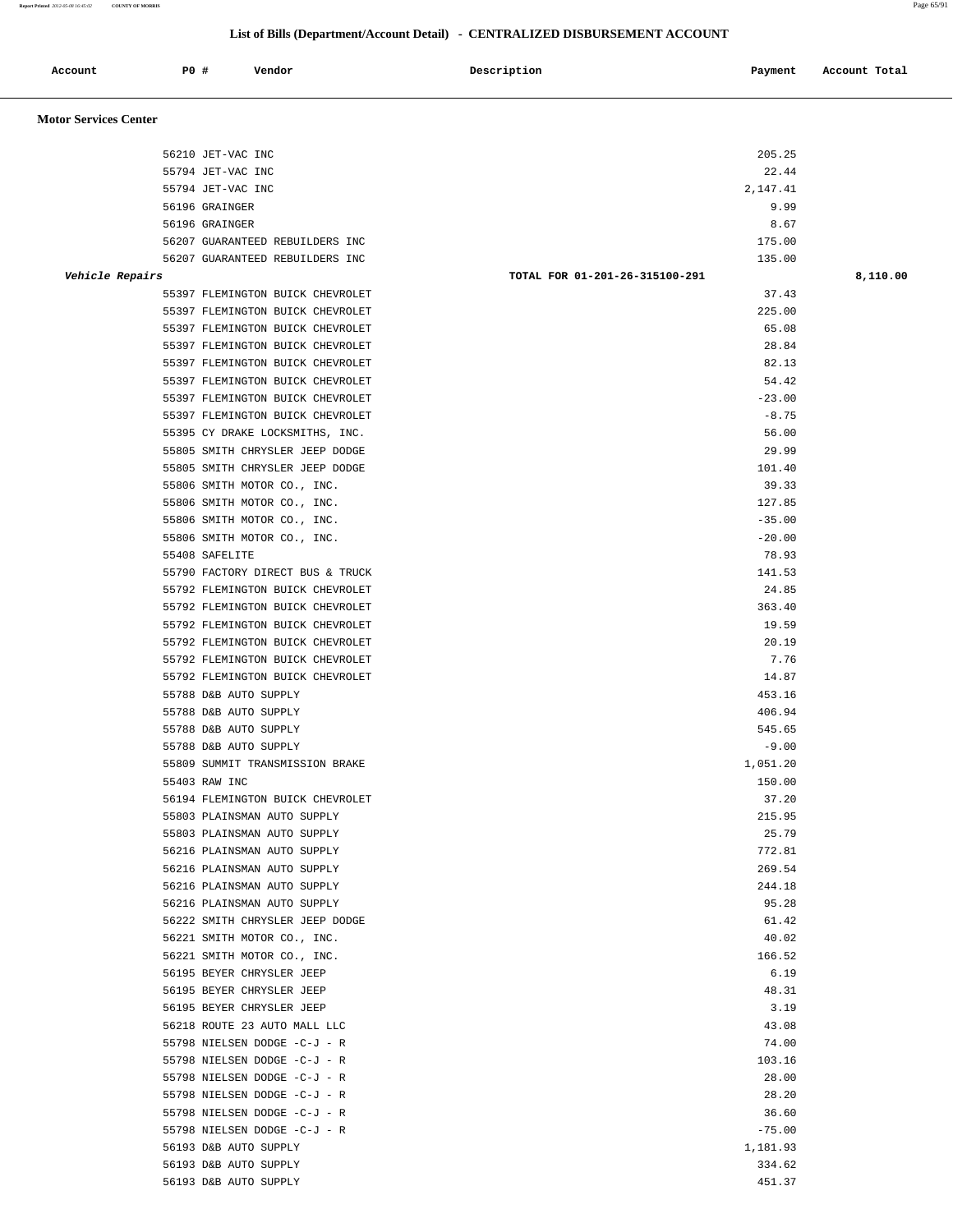## List of Bills (Department/Account Detail) - CENTRALIZED DISBURSEMENT ACCOUNT

| Account | PO # | Vendor | Description | Payment | Account Total |
|---|---|---|---|---|---|
| **Motor Services Center** | | | | | |
| | 56210 | JET-VAC INC | | 205.25 | |
| | 55794 | JET-VAC INC | | 22.44 | |
| | 55794 | JET-VAC INC | | 2,147.41 | |
| | 56196 | GRAINGER | | 9.99 | |
| | 56196 | GRAINGER | | 8.67 | |
| | 56207 | GUARANTEED REBUILDERS INC | | 175.00 | |
| | 56207 | GUARANTEED REBUILDERS INC | | 135.00 | |
| *Vehicle Repairs* | | | TOTAL FOR 01-201-26-315100-291 | | 8,110.00 |
| | 55397 | FLEMINGTON BUICK CHEVROLET | | 37.43 | |
| | 55397 | FLEMINGTON BUICK CHEVROLET | | 225.00 | |
| | 55397 | FLEMINGTON BUICK CHEVROLET | | 65.08 | |
| | 55397 | FLEMINGTON BUICK CHEVROLET | | 28.84 | |
| | 55397 | FLEMINGTON BUICK CHEVROLET | | 82.13 | |
| | 55397 | FLEMINGTON BUICK CHEVROLET | | 54.42 | |
| | 55397 | FLEMINGTON BUICK CHEVROLET | | -23.00 | |
| | 55397 | FLEMINGTON BUICK CHEVROLET | | -8.75 | |
| | 55395 | CY DRAKE LOCKSMITHS, INC. | | 56.00 | |
| | 55805 | SMITH CHRYSLER JEEP DODGE | | 29.99 | |
| | 55805 | SMITH CHRYSLER JEEP DODGE | | 101.40 | |
| | 55806 | SMITH MOTOR CO., INC. | | 39.33 | |
| | 55806 | SMITH MOTOR CO., INC. | | 127.85 | |
| | 55806 | SMITH MOTOR CO., INC. | | -35.00 | |
| | 55806 | SMITH MOTOR CO., INC. | | -20.00 | |
| | 55408 | SAFELITE | | 78.93 | |
| | 55790 | FACTORY DIRECT BUS & TRUCK | | 141.53 | |
| | 55792 | FLEMINGTON BUICK CHEVROLET | | 24.85 | |
| | 55792 | FLEMINGTON BUICK CHEVROLET | | 363.40 | |
| | 55792 | FLEMINGTON BUICK CHEVROLET | | 19.59 | |
| | 55792 | FLEMINGTON BUICK CHEVROLET | | 20.19 | |
| | 55792 | FLEMINGTON BUICK CHEVROLET | | 7.76 | |
| | 55792 | FLEMINGTON BUICK CHEVROLET | | 14.87 | |
| | 55788 | D&B AUTO SUPPLY | | 453.16 | |
| | 55788 | D&B AUTO SUPPLY | | 406.94 | |
| | 55788 | D&B AUTO SUPPLY | | 545.65 | |
| | 55788 | D&B AUTO SUPPLY | | -9.00 | |
| | 55809 | SUMMIT TRANSMISSION BRAKE | | 1,051.20 | |
| | 55403 | RAW INC | | 150.00 | |
| | 56194 | FLEMINGTON BUICK CHEVROLET | | 37.20 | |
| | 55803 | PLAINSMAN AUTO SUPPLY | | 215.95 | |
| | 55803 | PLAINSMAN AUTO SUPPLY | | 25.79 | |
| | 56216 | PLAINSMAN AUTO SUPPLY | | 772.81 | |
| | 56216 | PLAINSMAN AUTO SUPPLY | | 269.54 | |
| | 56216 | PLAINSMAN AUTO SUPPLY | | 244.18 | |
| | 56216 | PLAINSMAN AUTO SUPPLY | | 95.28 | |
| | 56222 | SMITH CHRYSLER JEEP DODGE | | 61.42 | |
| | 56221 | SMITH MOTOR CO., INC. | | 40.02 | |
| | 56221 | SMITH MOTOR CO., INC. | | 166.52 | |
| | 56195 | BEYER CHRYSLER JEEP | | 6.19 | |
| | 56195 | BEYER CHRYSLER JEEP | | 48.31 | |
| | 56195 | BEYER CHRYSLER JEEP | | 3.19 | |
| | 56218 | ROUTE 23 AUTO MALL LLC | | 43.08 | |
| | 55798 | NIELSEN DODGE -C-J - R | | 74.00 | |
| | 55798 | NIELSEN DODGE -C-J - R | | 103.16 | |
| | 55798 | NIELSEN DODGE -C-J - R | | 28.00 | |
| | 55798 | NIELSEN DODGE -C-J - R | | 28.20 | |
| | 55798 | NIELSEN DODGE -C-J - R | | 36.60 | |
| | 55798 | NIELSEN DODGE -C-J - R | | -75.00 | |
| | 56193 | D&B AUTO SUPPLY | | 1,181.93 | |
| | 56193 | D&B AUTO SUPPLY | | 334.62 | |
| | 56193 | D&B AUTO SUPPLY | | 451.37 | |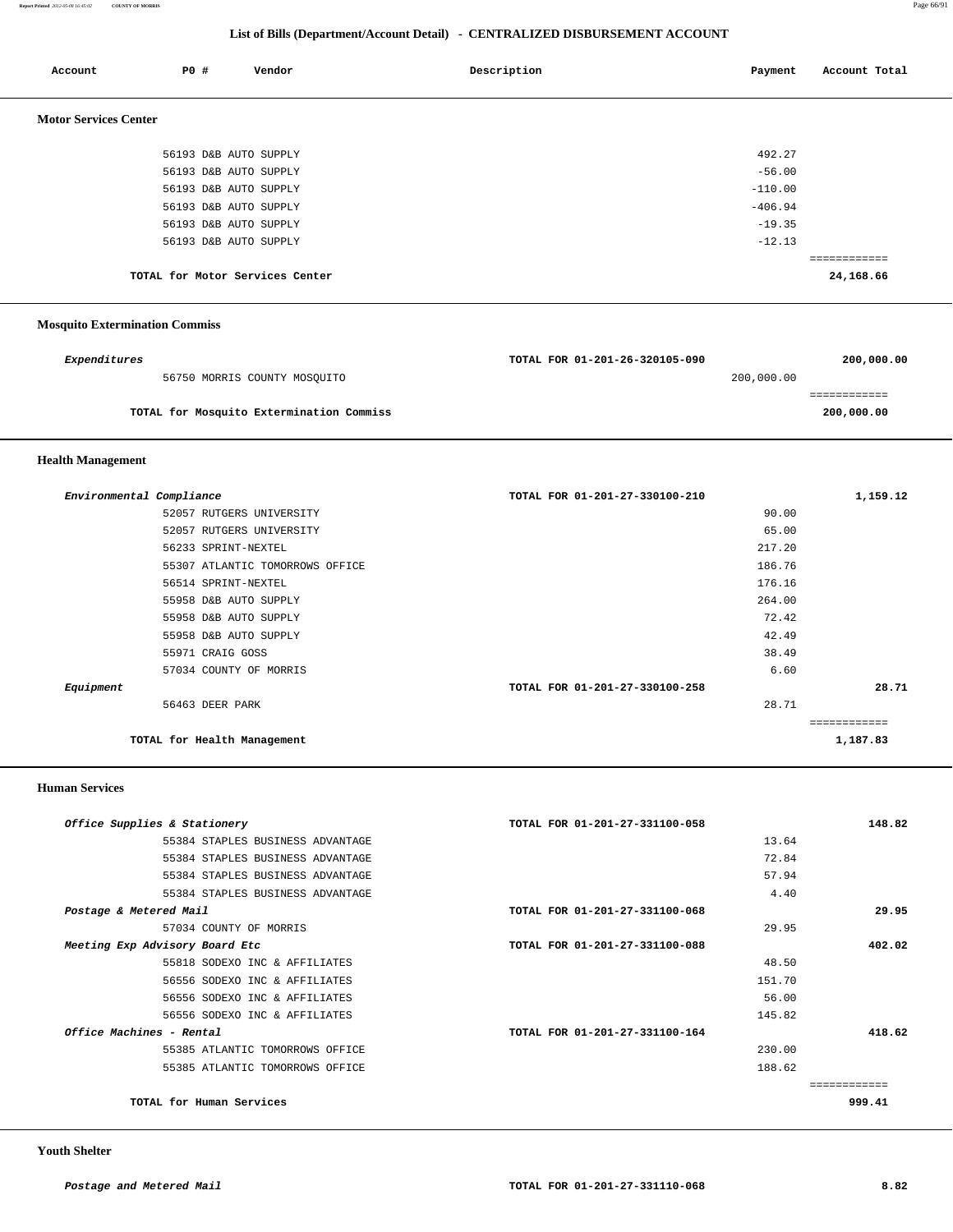## List of Bills (Department/Account Detail) - CENTRALIZED DISBURSEMENT ACCOUNT

| Account | PO # | Vendor | Description | Payment | Account Total |
|---|---|---|---|---|---|

### Motor Services Center

| Account | PO # | Vendor | Description | Payment | Account Total |
|---|---|---|---|---|---|
| | 56193 | D&B AUTO SUPPLY | | 492.27 | |
| | 56193 | D&B AUTO SUPPLY | | -56.00 | |
| | 56193 | D&B AUTO SUPPLY | | -110.00 | |
| | 56193 | D&B AUTO SUPPLY | | -406.94 | |
| | 56193 | D&B AUTO SUPPLY | | -19.35 | |
| | 56193 | D&B AUTO SUPPLY | | -12.13 | |
| | | TOTAL for Motor Services Center | | | 24,168.66 |

### Mosquito Extermination Commiss

| Account | PO # | Vendor | Description | Payment | Account Total |
|---|---|---|---|---|---|
| *Expenditures* | | | TOTAL FOR 01-201-26-320105-090 | | 200,000.00 |
| | 56750 | MORRIS COUNTY MOSQUITO | | 200,000.00 | |
| | | TOTAL for Mosquito Extermination Commiss | | | 200,000.00 |

### Health Management

| Account | PO # | Vendor | Description | Payment | Account Total |
|---|---|---|---|---|---|
| *Environmental Compliance* | | | TOTAL FOR 01-201-27-330100-210 | | 1,159.12 |
| | 52057 | RUTGERS UNIVERSITY | | 90.00 | |
| | 52057 | RUTGERS UNIVERSITY | | 65.00 | |
| | 56233 | SPRINT-NEXTEL | | 217.20 | |
| | 55307 | ATLANTIC TOMORROWS OFFICE | | 186.76 | |
| | 56514 | SPRINT-NEXTEL | | 176.16 | |
| | 55958 | D&B AUTO SUPPLY | | 264.00 | |
| | 55958 | D&B AUTO SUPPLY | | 72.42 | |
| | 55958 | D&B AUTO SUPPLY | | 42.49 | |
| | 55971 | CRAIG GOSS | | 38.49 | |
| | 57034 | COUNTY OF MORRIS | | 6.60 | |
| *Equipment* | | | TOTAL FOR 01-201-27-330100-258 | | 28.71 |
| | 56463 | DEER PARK | | 28.71 | |
| | | TOTAL for Health Management | | | 1,187.83 |

### Human Services

| Account | PO # | Vendor | Description | Payment | Account Total |
|---|---|---|---|---|---|
| *Office Supplies & Stationery* | | | TOTAL FOR 01-201-27-331100-058 | | 148.82 |
| | 55384 | STAPLES BUSINESS ADVANTAGE | | 13.64 | |
| | 55384 | STAPLES BUSINESS ADVANTAGE | | 72.84 | |
| | 55384 | STAPLES BUSINESS ADVANTAGE | | 57.94 | |
| | 55384 | STAPLES BUSINESS ADVANTAGE | | 4.40 | |
| *Postage & Metered Mail* | | | TOTAL FOR 01-201-27-331100-068 | | 29.95 |
| | 57034 | COUNTY OF MORRIS | | 29.95 | |
| *Meeting Exp Advisory Board Etc* | | | TOTAL FOR 01-201-27-331100-088 | | 402.02 |
| | 55818 | SODEXO INC & AFFILIATES | | 48.50 | |
| | 56556 | SODEXO INC & AFFILIATES | | 151.70 | |
| | 56556 | SODEXO INC & AFFILIATES | | 56.00 | |
| | 56556 | SODEXO INC & AFFILIATES | | 145.82 | |
| *Office Machines - Rental* | | | TOTAL FOR 01-201-27-331100-164 | | 418.62 |
| | 55385 | ATLANTIC TOMORROWS OFFICE | | 230.00 | |
| | 55385 | ATLANTIC TOMORROWS OFFICE | | 188.62 | |
| | | TOTAL for Human Services | | | 999.41 |

### Youth Shelter

| Account | PO # | Vendor | Description | Payment | Account Total |
|---|---|---|---|---|---|
| *Postage and Metered Mail* | | | TOTAL FOR 01-201-27-331110-068 | | 8.82 |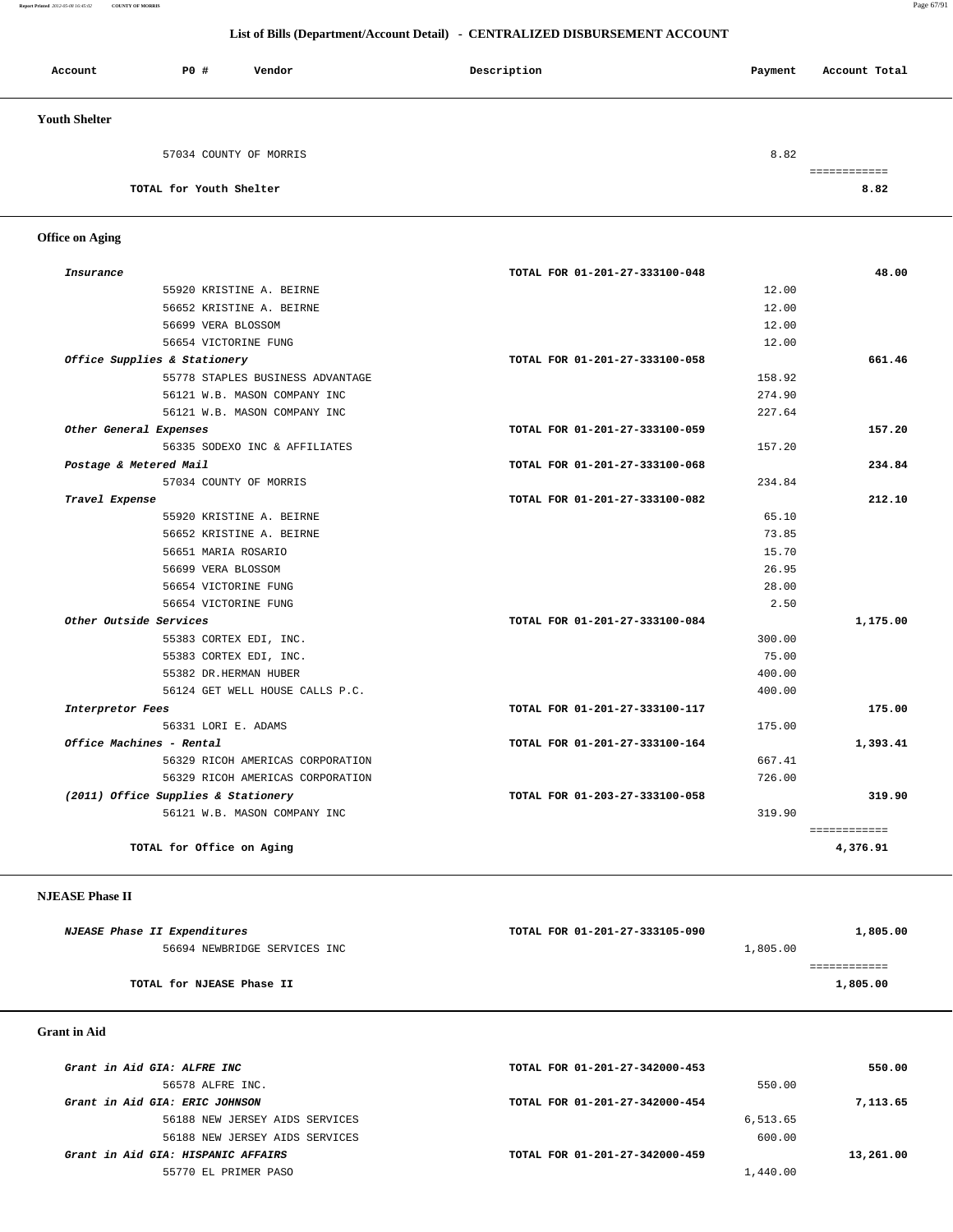## List of Bills (Department/Account Detail) - CENTRALIZED DISBURSEMENT ACCOUNT

| Account | PO # | Vendor | Description | Payment | Account Total |
|---|---|---|---|---|---|

### Youth Shelter

| Account | PO # | Vendor | Description | Payment | Account Total |
|---|---|---|---|---|---|
| | 57034 | COUNTY OF MORRIS | | 8.82 | |
| | | | | | ============ |
| TOTAL for Youth Shelter | | | | | 8.82 |

### Office on Aging

| Account | PO # | Vendor | Description | Payment | Account Total |
|---|---|---|---|---|---|
| *Insurance* | | | TOTAL FOR 01-201-27-333100-048 | | 48.00 |
| | 55920 | KRISTINE A. BEIRNE | | 12.00 | |
| | 56652 | KRISTINE A. BEIRNE | | 12.00 | |
| | 56699 | VERA BLOSSOM | | 12.00 | |
| | 56654 | VICTORINE FUNG | | 12.00 | |
| *Office Supplies & Stationery* | | | TOTAL FOR 01-201-27-333100-058 | | 661.46 |
| | 55778 | STAPLES BUSINESS ADVANTAGE | | 158.92 | |
| | 56121 | W.B. MASON COMPANY INC | | 274.90 | |
| | 56121 | W.B. MASON COMPANY INC | | 227.64 | |
| *Other General Expenses* | | | TOTAL FOR 01-201-27-333100-059 | | 157.20 |
| | 56335 | SODEXO INC & AFFILIATES | | 157.20 | |
| *Postage & Metered Mail* | | | TOTAL FOR 01-201-27-333100-068 | | 234.84 |
| | 57034 | COUNTY OF MORRIS | | 234.84 | |
| *Travel Expense* | | | TOTAL FOR 01-201-27-333100-082 | | 212.10 |
| | 55920 | KRISTINE A. BEIRNE | | 65.10 | |
| | 56652 | KRISTINE A. BEIRNE | | 73.85 | |
| | 56651 | MARIA ROSARIO | | 15.70 | |
| | 56699 | VERA BLOSSOM | | 26.95 | |
| | 56654 | VICTORINE FUNG | | 28.00 | |
| | 56654 | VICTORINE FUNG | | 2.50 | |
| *Other Outside Services* | | | TOTAL FOR 01-201-27-333100-084 | | 1,175.00 |
| | 55383 | CORTEX EDI, INC. | | 300.00 | |
| | 55383 | CORTEX EDI, INC. | | 75.00 | |
| | 55382 | DR.HERMAN HUBER | | 400.00 | |
| | 56124 | GET WELL HOUSE CALLS P.C. | | 400.00 | |
| *Interpretor Fees* | | | TOTAL FOR 01-201-27-333100-117 | | 175.00 |
| | 56331 | LORI E. ADAMS | | 175.00 | |
| *Office Machines - Rental* | | | TOTAL FOR 01-201-27-333100-164 | | 1,393.41 |
| | 56329 | RICOH AMERICAS CORPORATION | | 667.41 | |
| | 56329 | RICOH AMERICAS CORPORATION | | 726.00 | |
| *(2011) Office Supplies & Stationery* | | | TOTAL FOR 01-203-27-333100-058 | | 319.90 |
| | 56121 | W.B. MASON COMPANY INC | | 319.90 | |
| | | | | | ============ |
| TOTAL for Office on Aging | | | | | 4,376.91 |

### NJEASE Phase II

| Account | PO # | Vendor | Description | Payment | Account Total |
|---|---|---|---|---|---|
| *NJEASE Phase II Expenditures* | | | TOTAL FOR 01-201-27-333105-090 | | 1,805.00 |
| | 56694 | NEWBRIDGE SERVICES INC | | 1,805.00 | |
| | | | | | ============ |
| TOTAL for NJEASE Phase II | | | | | 1,805.00 |

### Grant in Aid

| Account | PO # | Vendor | Description | Payment | Account Total |
|---|---|---|---|---|---|
| *Grant in Aid GIA: ALFRE INC* | | | TOTAL FOR 01-201-27-342000-453 | | 550.00 |
| | 56578 | ALFRE INC. | | 550.00 | |
| *Grant in Aid GIA: ERIC JOHNSON* | | | TOTAL FOR 01-201-27-342000-454 | | 7,113.65 |
| | 56188 | NEW JERSEY AIDS SERVICES | | 6,513.65 | |
| | 56188 | NEW JERSEY AIDS SERVICES | | 600.00 | |
| *Grant in Aid GIA: HISPANIC AFFAIRS* | | | TOTAL FOR 01-201-27-342000-459 | | 13,261.00 |
| | 55770 | EL PRIMER PASO | | 1,440.00 | |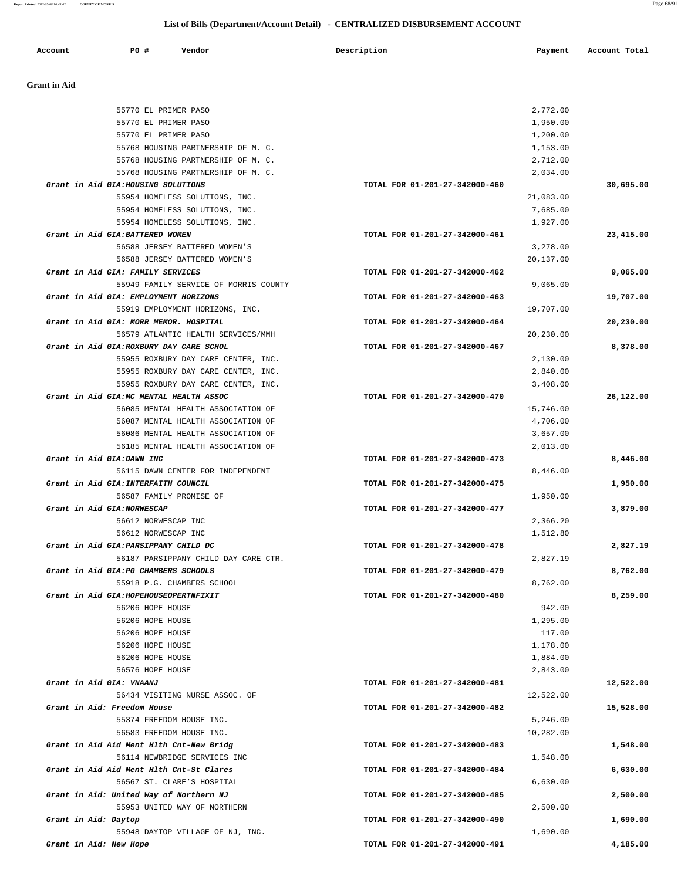## List of Bills (Department/Account Detail) - CENTRALIZED DISBURSEMENT ACCOUNT

| Account | PO # | Vendor | Description | Payment | Account Total |
|---|---|---|---|---|---|
| **Grant in Aid** | | | | | |
| | 55770 | EL PRIMER PASO | | 2,772.00 | |
| | 55770 | EL PRIMER PASO | | 1,950.00 | |
| | 55770 | EL PRIMER PASO | | 1,200.00 | |
| | 55768 | HOUSING PARTNERSHIP OF M. C. | | 1,153.00 | |
| | 55768 | HOUSING PARTNERSHIP OF M. C. | | 2,712.00 | |
| | 55768 | HOUSING PARTNERSHIP OF M. C. | | 2,034.00 | |
| *Grant in Aid GIA:HOUSING SOLUTIONS* | | | TOTAL FOR 01-201-27-342000-460 | | 30,695.00 |
| | 55954 | HOMELESS SOLUTIONS, INC. | | 21,083.00 | |
| | 55954 | HOMELESS SOLUTIONS, INC. | | 7,685.00 | |
| | 55954 | HOMELESS SOLUTIONS, INC. | | 1,927.00 | |
| *Grant in Aid GIA:BATTERED WOMEN* | | | TOTAL FOR 01-201-27-342000-461 | | 23,415.00 |
| | 56588 | JERSEY BATTERED WOMEN'S | | 3,278.00 | |
| | 56588 | JERSEY BATTERED WOMEN'S | | 20,137.00 | |
| *Grant in Aid GIA: FAMILY SERVICES* | | | TOTAL FOR 01-201-27-342000-462 | | 9,065.00 |
| | 55949 | FAMILY SERVICE OF MORRIS COUNTY | | 9,065.00 | |
| *Grant in Aid GIA: EMPLOYMENT HORIZONS* | | | TOTAL FOR 01-201-27-342000-463 | | 19,707.00 |
| | 55919 | EMPLOYMENT HORIZONS, INC. | | 19,707.00 | |
| *Grant in Aid GIA: MORR MEMOR. HOSPITAL* | | | TOTAL FOR 01-201-27-342000-464 | | 20,230.00 |
| | 56579 | ATLANTIC HEALTH SERVICES/MMH | | 20,230.00 | |
| *Grant in Aid GIA:ROXBURY DAY CARE SCHOL* | | | TOTAL FOR 01-201-27-342000-467 | | 8,378.00 |
| | 55955 | ROXBURY DAY CARE CENTER, INC. | | 2,130.00 | |
| | 55955 | ROXBURY DAY CARE CENTER, INC. | | 2,840.00 | |
| | 55955 | ROXBURY DAY CARE CENTER, INC. | | 3,408.00 | |
| *Grant in Aid GIA:MC MENTAL HEALTH ASSOC* | | | TOTAL FOR 01-201-27-342000-470 | | 26,122.00 |
| | 56085 | MENTAL HEALTH ASSOCIATION OF | | 15,746.00 | |
| | 56087 | MENTAL HEALTH ASSOCIATION OF | | 4,706.00 | |
| | 56086 | MENTAL HEALTH ASSOCIATION OF | | 3,657.00 | |
| | 56185 | MENTAL HEALTH ASSOCIATION OF | | 2,013.00 | |
| *Grant in Aid GIA:DAWN INC* | | | TOTAL FOR 01-201-27-342000-473 | | 8,446.00 |
| | 56115 | DAWN CENTER FOR INDEPENDENT | | 8,446.00 | |
| *Grant in Aid GIA:INTERFAITH COUNCIL* | | | TOTAL FOR 01-201-27-342000-475 | | 1,950.00 |
| | 56587 | FAMILY PROMISE OF | | 1,950.00 | |
| *Grant in Aid GIA:NORWESCAP* | | | TOTAL FOR 01-201-27-342000-477 | | 3,879.00 |
| | 56612 | NORWESCAP INC | | 2,366.20 | |
| | 56612 | NORWESCAP INC | | 1,512.80 | |
| *Grant in Aid GIA:PARSIPPANY CHILD DC* | | | TOTAL FOR 01-201-27-342000-478 | | 2,827.19 |
| | 56187 | PARSIPPANY CHILD DAY CARE CTR. | | 2,827.19 | |
| *Grant in Aid GIA:PG CHAMBERS SCHOOLS* | | | TOTAL FOR 01-201-27-342000-479 | | 8,762.00 |
| | 55918 | P.G. CHAMBERS SCHOOL | | 8,762.00 | |
| *Grant in Aid GIA:HOPEHOUSEOPERTNFIXIT* | | | TOTAL FOR 01-201-27-342000-480 | | 8,259.00 |
| | 56206 | HOPE HOUSE | | 942.00 | |
| | 56206 | HOPE HOUSE | | 1,295.00 | |
| | 56206 | HOPE HOUSE | | 117.00 | |
| | 56206 | HOPE HOUSE | | 1,178.00 | |
| | 56206 | HOPE HOUSE | | 1,884.00 | |
| | 56576 | HOPE HOUSE | | 2,843.00 | |
| *Grant in Aid GIA: VNAANJ* | | | TOTAL FOR 01-201-27-342000-481 | | 12,522.00 |
| | 56434 | VISITING NURSE ASSOC. OF | | 12,522.00 | |
| *Grant in Aid: Freedom House* | | | TOTAL FOR 01-201-27-342000-482 | | 15,528.00 |
| | 55374 | FREEDOM HOUSE INC. | | 5,246.00 | |
| | 56583 | FREEDOM HOUSE INC. | | 10,282.00 | |
| *Grant in Aid Aid Ment Hlth Cnt-New Bridg* | | | TOTAL FOR 01-201-27-342000-483 | | 1,548.00 |
| | 56114 | NEWBRIDGE SERVICES INC | | 1,548.00 | |
| *Grant in Aid Aid Ment Hlth Cnt-St Clares* | | | TOTAL FOR 01-201-27-342000-484 | | 6,630.00 |
| | 56567 | ST. CLARE'S HOSPITAL | | 6,630.00 | |
| *Grant in Aid: United Way of Northern NJ* | | | TOTAL FOR 01-201-27-342000-485 | | 2,500.00 |
| | 55953 | UNITED WAY OF NORTHERN | | 2,500.00 | |
| *Grant in Aid: Daytop* | | | TOTAL FOR 01-201-27-342000-490 | | 1,690.00 |
| | 55948 | DAYTOP VILLAGE OF NJ, INC. | | 1,690.00 | |
| *Grant in Aid: New Hope* | | | TOTAL FOR 01-201-27-342000-491 | | 4,185.00 |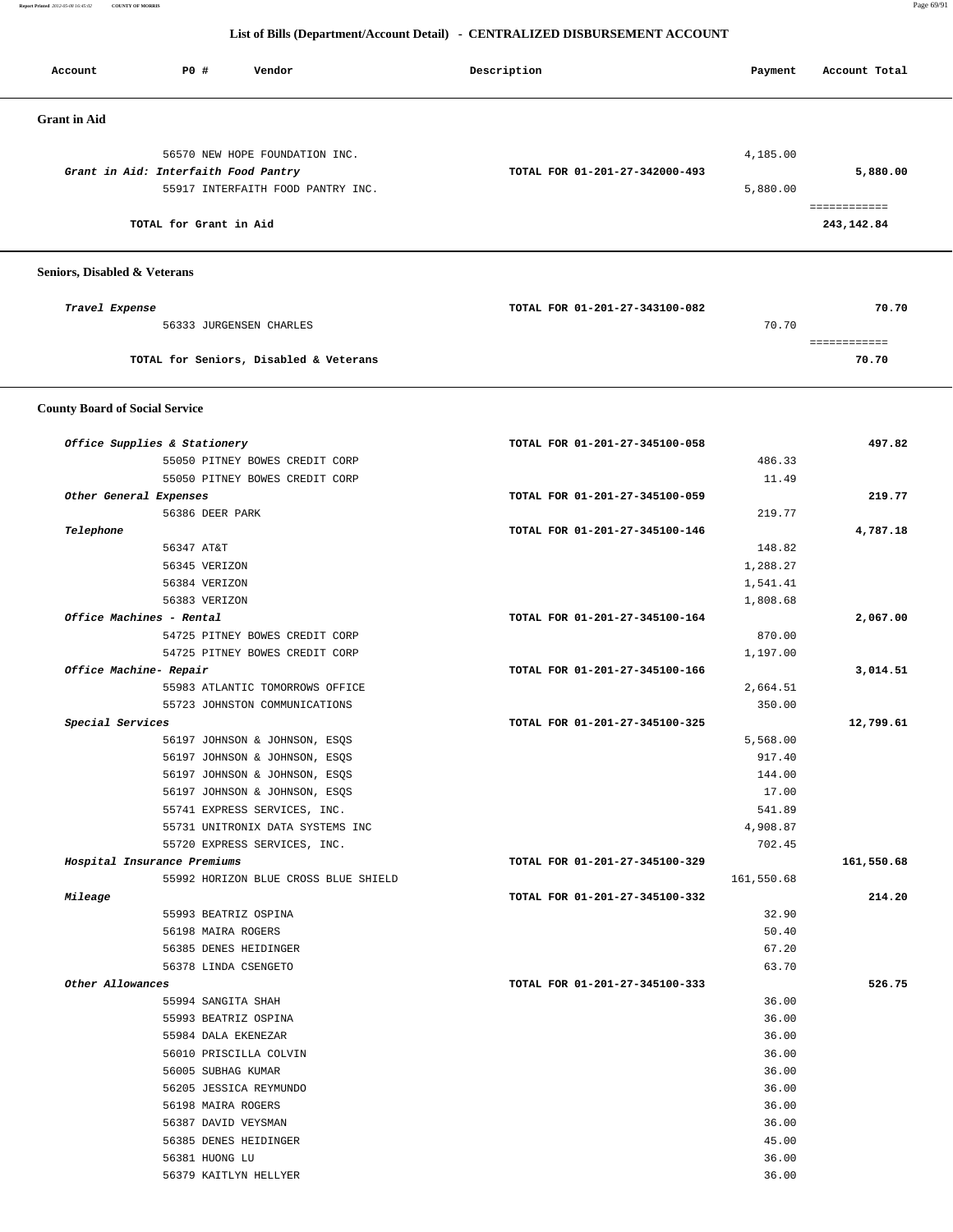## List of Bills (Department/Account Detail) - CENTRALIZED DISBURSEMENT ACCOUNT

| Account | PO # | Vendor | Description | Payment | Account Total |
|---|---|---|---|---|---|

### Grant in Aid

| Account | PO # | Vendor | Description | Payment | Account Total |
|---|---|---|---|---|---|
| | 56570 | NEW HOPE FOUNDATION INC. | | 4,185.00 | |
| *Grant in Aid: Interfaith Food Pantry* | | | TOTAL FOR 01-201-27-342000-493 | | 5,880.00 |
| | 55917 | INTERFAITH FOOD PANTRY INC. | | 5,880.00 | |
| | | **TOTAL for Grant in Aid** | | | ============ 243,142.84 |

### Seniors, Disabled & Veterans

| Account | PO # | Vendor | Description | Payment | Account Total |
|---|---|---|---|---|---|
| *Travel Expense* | | | TOTAL FOR 01-201-27-343100-082 | | 70.70 |
| | 56333 | JURGENSEN CHARLES | | 70.70 | |
| | | **TOTAL for Seniors, Disabled & Veterans** | | | ============ 70.70 |

### County Board of Social Service

| Account | PO # | Vendor | Description | Payment | Account Total |
|---|---|---|---|---|---|
| *Office Supplies & Stationery* | | | TOTAL FOR 01-201-27-345100-058 | | 497.82 |
| | 55050 | PITNEY BOWES CREDIT CORP | | 486.33 | |
| | 55050 | PITNEY BOWES CREDIT CORP | | 11.49 | |
| *Other General Expenses* | | | TOTAL FOR 01-201-27-345100-059 | | 219.77 |
| | 56386 | DEER PARK | | 219.77 | |
| *Telephone* | | | TOTAL FOR 01-201-27-345100-146 | | 4,787.18 |
| | 56347 | AT&T | | 148.82 | |
| | 56345 | VERIZON | | 1,288.27 | |
| | 56384 | VERIZON | | 1,541.41 | |
| | 56383 | VERIZON | | 1,808.68 | |
| *Office Machines - Rental* | | | TOTAL FOR 01-201-27-345100-164 | | 2,067.00 |
| | 54725 | PITNEY BOWES CREDIT CORP | | 870.00 | |
| | 54725 | PITNEY BOWES CREDIT CORP | | 1,197.00 | |
| *Office Machine- Repair* | | | TOTAL FOR 01-201-27-345100-166 | | 3,014.51 |
| | 55983 | ATLANTIC TOMORROWS OFFICE | | 2,664.51 | |
| | 55723 | JOHNSTON COMMUNICATIONS | | 350.00 | |
| *Special Services* | | | TOTAL FOR 01-201-27-345100-325 | | 12,799.61 |
| | 56197 | JOHNSON & JOHNSON, ESQS | | 5,568.00 | |
| | 56197 | JOHNSON & JOHNSON, ESQS | | 917.40 | |
| | 56197 | JOHNSON & JOHNSON, ESQS | | 144.00 | |
| | 56197 | JOHNSON & JOHNSON, ESQS | | 17.00 | |
| | 55741 | EXPRESS SERVICES, INC. | | 541.89 | |
| | 55731 | UNITRONIX DATA SYSTEMS INC | | 4,908.87 | |
| | 55720 | EXPRESS SERVICES, INC. | | 702.45 | |
| *Hospital Insurance Premiums* | | | TOTAL FOR 01-201-27-345100-329 | | 161,550.68 |
| | 55992 | HORIZON BLUE CROSS BLUE SHIELD | | 161,550.68 | |
| *Mileage* | | | TOTAL FOR 01-201-27-345100-332 | | 214.20 |
| | 55993 | BEATRIZ OSPINA | | 32.90 | |
| | 56198 | MAIRA ROGERS | | 50.40 | |
| | 56385 | DENES HEIDINGER | | 67.20 | |
| | 56378 | LINDA CSENGETO | | 63.70 | |
| *Other Allowances* | | | TOTAL FOR 01-201-27-345100-333 | | 526.75 |
| | 55994 | SANGITA SHAH | | 36.00 | |
| | 55993 | BEATRIZ OSPINA | | 36.00 | |
| | 55984 | DALA EKENEZAR | | 36.00 | |
| | 56010 | PRISCILLA COLVIN | | 36.00 | |
| | 56005 | SUBHAG KUMAR | | 36.00 | |
| | 56205 | JESSICA REYMUNDO | | 36.00 | |
| | 56198 | MAIRA ROGERS | | 36.00 | |
| | 56387 | DAVID VEYSMAN | | 36.00 | |
| | 56385 | DENES HEIDINGER | | 45.00 | |
| | 56381 | HUONG LU | | 36.00 | |
| | 56379 | KAITLYN HELLYER | | 36.00 | |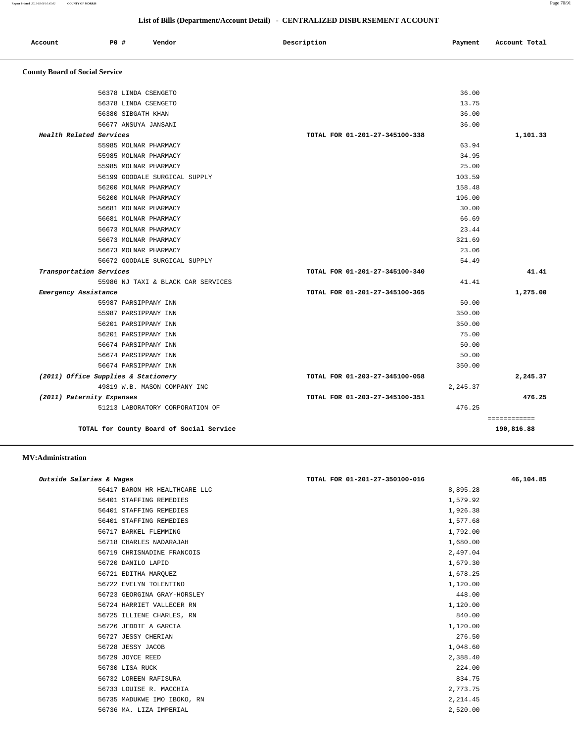## List of Bills (Department/Account Detail) - CENTRALIZED DISBURSEMENT ACCOUNT

| Account | PO # | Vendor | Description | Payment | Account Total |
|---|---|---|---|---|---|

### County Board of Social Service

| Account | PO # | Vendor | Description | Payment | Account Total |
|---|---|---|---|---|---|
| | 56378 | LINDA CSENGETO | | 36.00 | |
| | 56378 | LINDA CSENGETO | | 13.75 | |
| | 56380 | SIBGATH KHAN | | 36.00 | |
| | 56677 | ANSUYA JANSANI | | 36.00 | |
| ***Health Related Services*** | | | TOTAL FOR 01-201-27-345100-338 | | **1,101.33** |
| | 55985 | MOLNAR PHARMACY | | 63.94 | |
| | 55985 | MOLNAR PHARMACY | | 34.95 | |
| | 55985 | MOLNAR PHARMACY | | 25.00 | |
| | 56199 | GOODALE SURGICAL SUPPLY | | 103.59 | |
| | 56200 | MOLNAR PHARMACY | | 158.48 | |
| | 56200 | MOLNAR PHARMACY | | 196.00 | |
| | 56681 | MOLNAR PHARMACY | | 30.00 | |
| | 56681 | MOLNAR PHARMACY | | 66.69 | |
| | 56673 | MOLNAR PHARMACY | | 23.44 | |
| | 56673 | MOLNAR PHARMACY | | 321.69 | |
| | 56673 | MOLNAR PHARMACY | | 23.06 | |
| | 56672 | GOODALE SURGICAL SUPPLY | | 54.49 | |
| ***Transportation Services*** | | | TOTAL FOR 01-201-27-345100-340 | | **41.41** |
| | 55986 | NJ TAXI & BLACK CAR SERVICES | | 41.41 | |
| ***Emergency Assistance*** | | | TOTAL FOR 01-201-27-345100-365 | | **1,275.00** |
| | 55987 | PARSIPPANY INN | | 50.00 | |
| | 55987 | PARSIPPANY INN | | 350.00 | |
| | 56201 | PARSIPPANY INN | | 350.00 | |
| | 56201 | PARSIPPANY INN | | 75.00 | |
| | 56674 | PARSIPPANY INN | | 50.00 | |
| | 56674 | PARSIPPANY INN | | 50.00 | |
| | 56674 | PARSIPPANY INN | | 350.00 | |
| ***(2011) Office Supplies & Stationery*** | | | TOTAL FOR 01-203-27-345100-058 | | **2,245.37** |
| | 49819 | W.B. MASON COMPANY INC | | 2,245.37 | |
| ***(2011) Paternity Expenses*** | | | TOTAL FOR 01-203-27-345100-351 | | **476.25** |
| | 51213 | LABORATORY CORPORATION OF | | 476.25 | |
| | | **TOTAL for County Board of Social Service** | | | ============ **190,816.88** |

### MV:Administration

| Account | PO # | Vendor | Description | Payment | Account Total |
|---|---|---|---|---|---|
| ***Outside Salaries & Wages*** | | | TOTAL FOR 01-201-27-350100-016 | | **46,104.85** |
| | 56417 | BARON HR HEALTHCARE LLC | | 8,895.28 | |
| | 56401 | STAFFING REMEDIES | | 1,579.92 | |
| | 56401 | STAFFING REMEDIES | | 1,926.38 | |
| | 56401 | STAFFING REMEDIES | | 1,577.68 | |
| | 56717 | BARKEL FLEMMING | | 1,792.00 | |
| | 56718 | CHARLES NADARAJAH | | 1,680.00 | |
| | 56719 | CHRISNADINE FRANCOIS | | 2,497.04 | |
| | 56720 | DANILO LAPID | | 1,679.30 | |
| | 56721 | EDITHA MARQUEZ | | 1,678.25 | |
| | 56722 | EVELYN TOLENTINO | | 1,120.00 | |
| | 56723 | GEORGINA GRAY-HORSLEY | | 448.00 | |
| | 56724 | HARRIET VALLECER RN | | 1,120.00 | |
| | 56725 | ILLIENE CHARLES, RN | | 840.00 | |
| | 56726 | JEDDIE A GARCIA | | 1,120.00 | |
| | 56727 | JESSY CHERIAN | | 276.50 | |
| | 56728 | JESSY JACOB | | 1,048.60 | |
| | 56729 | JOYCE REED | | 2,388.40 | |
| | 56730 | LISA RUCK | | 224.00 | |
| | 56732 | LOREEN RAFISURA | | 834.75 | |
| | 56733 | LOUISE R. MACCHIA | | 2,773.75 | |
| | 56735 | MADUKWE IMO IBOKO, RN | | 2,214.45 | |
| | 56736 | MA. LIZA IMPERIAL | | 2,520.00 | |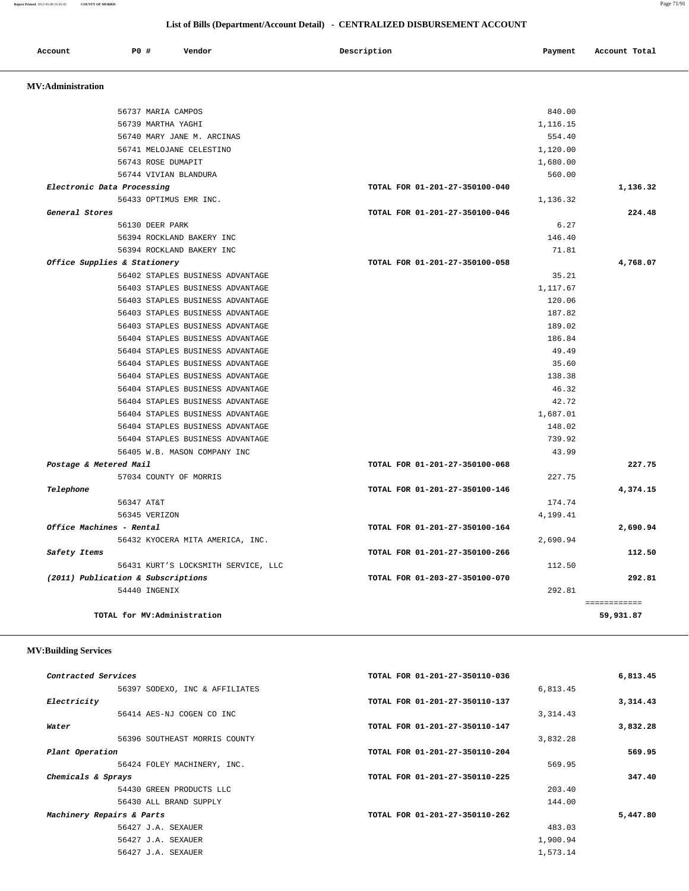## List of Bills (Department/Account Detail) - CENTRALIZED DISBURSEMENT ACCOUNT

| Account | PO # | Vendor | Description | Payment | Account Total |
|---|---|---|---|---|---|

### MV:Administration

| Account | PO # | Vendor | Description | Payment | Account Total |
|---|---|---|---|---|---|
| | 56737 | MARIA CAMPOS | | 840.00 | |
| | 56739 | MARTHA YAGHI | | 1,116.15 | |
| | 56740 | MARY JANE M. ARCINAS | | 554.40 | |
| | 56741 | MELOJANE CELESTINO | | 1,120.00 | |
| | 56743 | ROSE DUMAPIT | | 1,680.00 | |
| | 56744 | VIVIAN BLANDURA | | 560.00 | |
| *Electronic Data Processing* | | | TOTAL FOR 01-201-27-350100-040 | | 1,136.32 |
| | 56433 | OPTIMUS EMR INC. | | 1,136.32 | |
| *General Stores* | | | TOTAL FOR 01-201-27-350100-046 | | 224.48 |
| | 56130 | DEER PARK | | 6.27 | |
| | 56394 | ROCKLAND BAKERY INC | | 146.40 | |
| | 56394 | ROCKLAND BAKERY INC | | 71.81 | |
| *Office Supplies & Stationery* | | | TOTAL FOR 01-201-27-350100-058 | | 4,768.07 |
| | 56402 | STAPLES BUSINESS ADVANTAGE | | 35.21 | |
| | 56403 | STAPLES BUSINESS ADVANTAGE | | 1,117.67 | |
| | 56403 | STAPLES BUSINESS ADVANTAGE | | 120.06 | |
| | 56403 | STAPLES BUSINESS ADVANTAGE | | 187.82 | |
| | 56403 | STAPLES BUSINESS ADVANTAGE | | 189.02 | |
| | 56404 | STAPLES BUSINESS ADVANTAGE | | 186.84 | |
| | 56404 | STAPLES BUSINESS ADVANTAGE | | 49.49 | |
| | 56404 | STAPLES BUSINESS ADVANTAGE | | 35.60 | |
| | 56404 | STAPLES BUSINESS ADVANTAGE | | 138.38 | |
| | 56404 | STAPLES BUSINESS ADVANTAGE | | 46.32 | |
| | 56404 | STAPLES BUSINESS ADVANTAGE | | 42.72 | |
| | 56404 | STAPLES BUSINESS ADVANTAGE | | 1,687.01 | |
| | 56404 | STAPLES BUSINESS ADVANTAGE | | 148.02 | |
| | 56404 | STAPLES BUSINESS ADVANTAGE | | 739.92 | |
| | 56405 | W.B. MASON COMPANY INC | | 43.99 | |
| *Postage & Metered Mail* | | | TOTAL FOR 01-201-27-350100-068 | | 227.75 |
| | 57034 | COUNTY OF MORRIS | | 227.75 | |
| *Telephone* | | | TOTAL FOR 01-201-27-350100-146 | | 4,374.15 |
| | 56347 | AT&T | | 174.74 | |
| | 56345 | VERIZON | | 4,199.41 | |
| *Office Machines - Rental* | | | TOTAL FOR 01-201-27-350100-164 | | 2,690.94 |
| | 56432 | KYOCERA MITA AMERICA, INC. | | 2,690.94 | |
| *Safety Items* | | | TOTAL FOR 01-201-27-350100-266 | | 112.50 |
| | 56431 | KURT'S LOCKSMITH SERVICE, LLC | | 112.50 | |
| *(2011) Publication & Subscriptions* | | | TOTAL FOR 01-203-27-350100-070 | | 292.81 |
| | 54440 | INGENIX | | 292.81 | |
| | | | | | ============ |
| **TOTAL for MV:Administration** | | | | | **59,931.87** |

### MV:Building Services

| Account | PO # | Vendor | Description | Payment | Account Total |
|---|---|---|---|---|---|
| *Contracted Services* | | | TOTAL FOR 01-201-27-350110-036 | | 6,813.45 |
| | 56397 | SODEXO, INC & AFFILIATES | | 6,813.45 | |
| *Electricity* | | | TOTAL FOR 01-201-27-350110-137 | | 3,314.43 |
| | 56414 | AES-NJ COGEN CO INC | | 3,314.43 | |
| *Water* | | | TOTAL FOR 01-201-27-350110-147 | | 3,832.28 |
| | 56396 | SOUTHEAST MORRIS COUNTY | | 3,832.28 | |
| *Plant Operation* | | | TOTAL FOR 01-201-27-350110-204 | | 569.95 |
| | 56424 | FOLEY MACHINERY, INC. | | 569.95 | |
| *Chemicals & Sprays* | | | TOTAL FOR 01-201-27-350110-225 | | 347.40 |
| | 54430 | GREEN PRODUCTS LLC | | 203.40 | |
| | 56430 | ALL BRAND SUPPLY | | 144.00 | |
| *Machinery Repairs & Parts* | | | TOTAL FOR 01-201-27-350110-262 | | 5,447.80 |
| | 56427 | J.A. SEXAUER | | 483.03 | |
| | 56427 | J.A. SEXAUER | | 1,900.94 | |
| | 56427 | J.A. SEXAUER | | 1,573.14 | |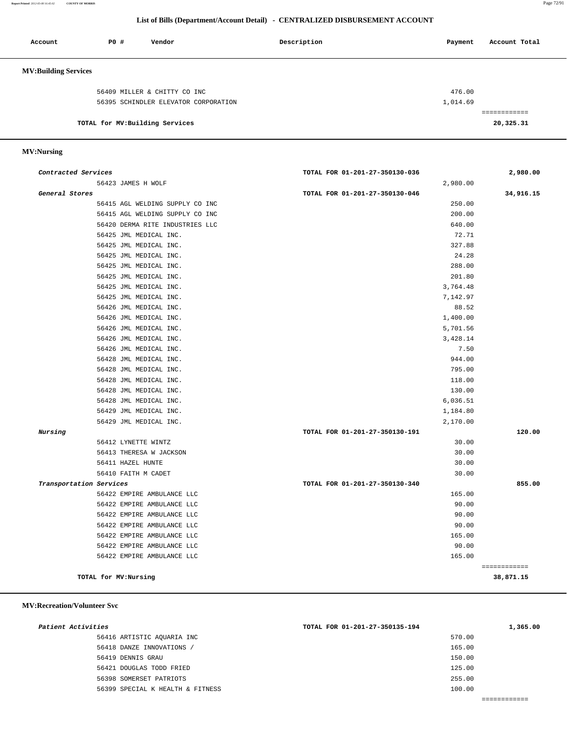## List of Bills (Department/Account Detail) - CENTRALIZED DISBURSEMENT ACCOUNT

| Account | PO # | Vendor | Description | Payment | Account Total |
|---|---|---|---|---|---|

### MV:Building Services

| Account | PO # | Vendor | Description | Payment | Account Total |
|---|---|---|---|---|---|
| | 56409 | MILLER & CHITTY CO INC | | 476.00 | |
| | 56395 | SCHINDLER ELEVATOR CORPORATION | | 1,014.69 | |
| | | TOTAL for MV:Building Services | | | 20,325.31 |

### MV:Nursing

| Account | PO # | Vendor | Description | Payment | Account Total |
|---|---|---|---|---|---|
| *Contracted Services* | | | TOTAL FOR 01-201-27-350130-036 | | 2,980.00 |
| | 56423 | JAMES H WOLF | | 2,980.00 | |
| *General Stores* | | | TOTAL FOR 01-201-27-350130-046 | | 34,916.15 |
| | 56415 | AGL WELDING SUPPLY CO INC | | 250.00 | |
| | 56415 | AGL WELDING SUPPLY CO INC | | 200.00 | |
| | 56420 | DERMA RITE INDUSTRIES LLC | | 640.00 | |
| | 56425 | JML MEDICAL INC. | | 72.71 | |
| | 56425 | JML MEDICAL INC. | | 327.88 | |
| | 56425 | JML MEDICAL INC. | | 24.28 | |
| | 56425 | JML MEDICAL INC. | | 288.00 | |
| | 56425 | JML MEDICAL INC. | | 201.80 | |
| | 56425 | JML MEDICAL INC. | | 3,764.48 | |
| | 56425 | JML MEDICAL INC. | | 7,142.97 | |
| | 56426 | JML MEDICAL INC. | | 88.52 | |
| | 56426 | JML MEDICAL INC. | | 1,400.00 | |
| | 56426 | JML MEDICAL INC. | | 5,701.56 | |
| | 56426 | JML MEDICAL INC. | | 3,428.14 | |
| | 56426 | JML MEDICAL INC. | | 7.50 | |
| | 56428 | JML MEDICAL INC. | | 944.00 | |
| | 56428 | JML MEDICAL INC. | | 795.00 | |
| | 56428 | JML MEDICAL INC. | | 118.00 | |
| | 56428 | JML MEDICAL INC. | | 130.00 | |
| | 56428 | JML MEDICAL INC. | | 6,036.51 | |
| | 56429 | JML MEDICAL INC. | | 1,184.80 | |
| | 56429 | JML MEDICAL INC. | | 2,170.00 | |
| *Nursing* | | | TOTAL FOR 01-201-27-350130-191 | | 120.00 |
| | 56412 | LYNETTE WINTZ | | 30.00 | |
| | 56413 | THERESA W JACKSON | | 30.00 | |
| | 56411 | HAZEL HUNTE | | 30.00 | |
| | 56410 | FAITH M CADET | | 30.00 | |
| *Transportation Services* | | | TOTAL FOR 01-201-27-350130-340 | | 855.00 |
| | 56422 | EMPIRE AMBULANCE LLC | | 165.00 | |
| | 56422 | EMPIRE AMBULANCE LLC | | 90.00 | |
| | 56422 | EMPIRE AMBULANCE LLC | | 90.00 | |
| | 56422 | EMPIRE AMBULANCE LLC | | 90.00 | |
| | 56422 | EMPIRE AMBULANCE LLC | | 165.00 | |
| | 56422 | EMPIRE AMBULANCE LLC | | 90.00 | |
| | 56422 | EMPIRE AMBULANCE LLC | | 165.00 | |
| | | TOTAL for MV:Nursing | | | 38,871.15 |

### MV:Recreation/Volunteer Svc

| Account | PO # | Vendor | Description | Payment | Account Total |
|---|---|---|---|---|---|
| *Patient Activities* | | | TOTAL FOR 01-201-27-350135-194 | | 1,365.00 |
| | 56416 | ARTISTIC AQUARIA INC | | 570.00 | |
| | 56418 | DANZE INNOVATIONS / | | 165.00 | |
| | 56419 | DENNIS GRAU | | 150.00 | |
| | 56421 | DOUGLAS TODD FRIED | | 125.00 | |
| | 56398 | SOMERSET PATRIOTS | | 255.00 | |
| | 56399 | SPECIAL K HEALTH & FITNESS | | 100.00 | |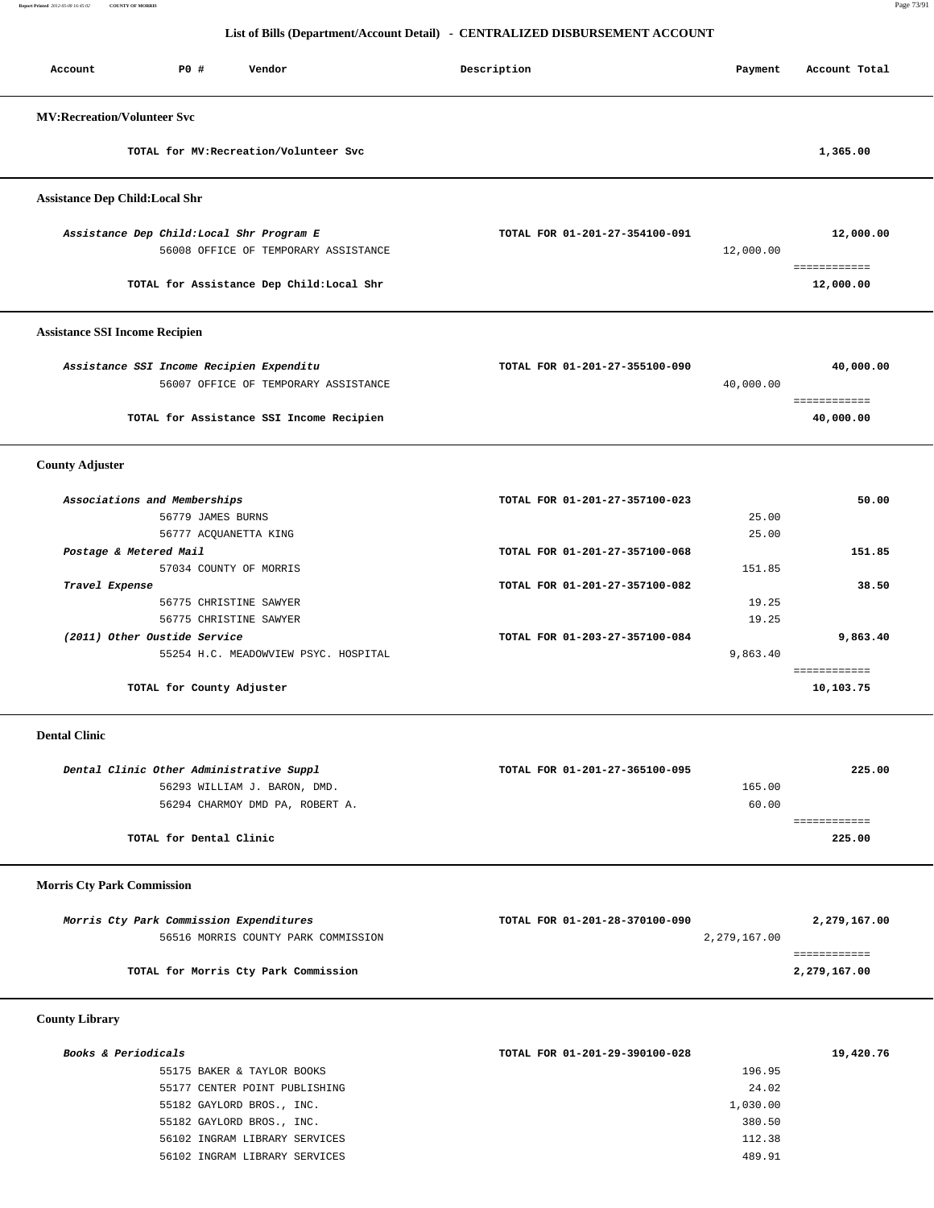## List of Bills (Department/Account Detail) - CENTRALIZED DISBURSEMENT ACCOUNT

| Account | PO # | Vendor | Description | Payment | Account Total |
|---|---|---|---|---|---|

### MV:Recreation/Volunteer Svc

| | | | |
|---|---|---|---|
| TOTAL for MV:Recreation/Volunteer Svc | | | 1,365.00 |

### Assistance Dep Child:Local Shr

| Account | Description | Payment | Account Total |
|---|---|---|---|
| *Assistance Dep Child:Local Shr Program E* | TOTAL FOR 01-201-27-354100-091 | | 12,000.00 |
| 56008 OFFICE OF TEMPORARY ASSISTANCE | | 12,000.00 | |
| TOTAL for Assistance Dep Child:Local Shr | | | 12,000.00 |

### Assistance SSI Income Recipien

| Account | Description | Payment | Account Total |
|---|---|---|---|
| *Assistance SSI Income Recipien Expenditu* | TOTAL FOR 01-201-27-355100-090 | | 40,000.00 |
| 56007 OFFICE OF TEMPORARY ASSISTANCE | | 40,000.00 | |
| TOTAL for Assistance SSI Income Recipien | | | 40,000.00 |

### County Adjuster

| Account | Description | Payment | Account Total |
|---|---|---|---|
| *Associations and Memberships* | TOTAL FOR 01-201-27-357100-023 | | 50.00 |
| 56779 JAMES BURNS | | 25.00 | |
| 56777 ACQUANETTA KING | | 25.00 | |
| *Postage & Metered Mail* | TOTAL FOR 01-201-27-357100-068 | | 151.85 |
| 57034 COUNTY OF MORRIS | | 151.85 | |
| *Travel Expense* | TOTAL FOR 01-201-27-357100-082 | | 38.50 |
| 56775 CHRISTINE SAWYER | | 19.25 | |
| 56775 CHRISTINE SAWYER | | 19.25 | |
| *(2011) Other Oustide Service* | TOTAL FOR 01-203-27-357100-084 | | 9,863.40 |
| 55254 H.C. MEADOWVIEW PSYC. HOSPITAL | | 9,863.40 | |
| TOTAL for County Adjuster | | | 10,103.75 |

### Dental Clinic

| Account | Description | Payment | Account Total |
|---|---|---|---|
| *Dental Clinic Other Administrative Suppl* | TOTAL FOR 01-201-27-365100-095 | | 225.00 |
| 56293 WILLIAM J. BARON, DMD. | | 165.00 | |
| 56294 CHARMOY DMD PA, ROBERT A. | | 60.00 | |
| TOTAL for Dental Clinic | | | 225.00 |

### Morris Cty Park Commission

| Account | Description | Payment | Account Total |
|---|---|---|---|
| *Morris Cty Park Commission Expenditures* | TOTAL FOR 01-201-28-370100-090 | | 2,279,167.00 |
| 56516 MORRIS COUNTY PARK COMMISSION | | 2,279,167.00 | |
| TOTAL for Morris Cty Park Commission | | | 2,279,167.00 |

### County Library

| Account | Description | Payment | Account Total |
|---|---|---|---|
| ***Books & Periodicals*** | TOTAL FOR 01-201-29-390100-028 | | 19,420.76 |
| 55175 BAKER & TAYLOR BOOKS | | 196.95 | |
| 55177 CENTER POINT PUBLISHING | | 24.02 | |
| 55182 GAYLORD BROS., INC. | | 1,030.00 | |
| 55182 GAYLORD BROS., INC. | | 380.50 | |
| 56102 INGRAM LIBRARY SERVICES | | 112.38 | |
| 56102 INGRAM LIBRARY SERVICES | | 489.91 | |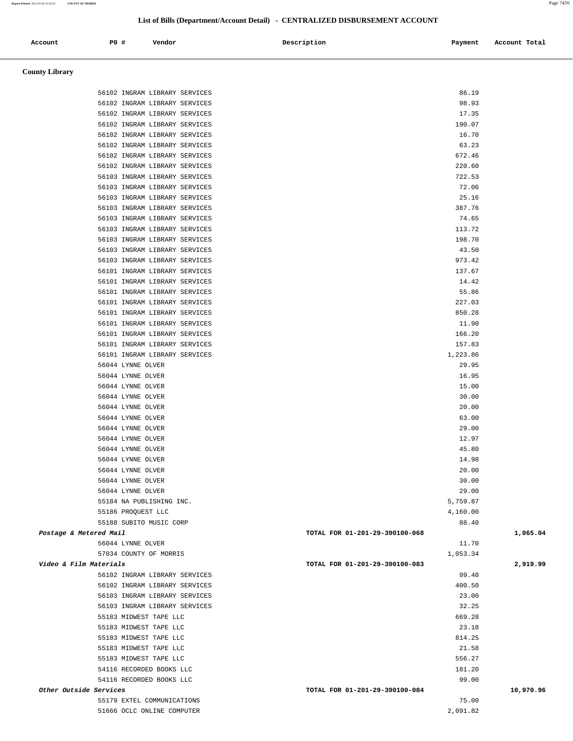## List of Bills (Department/Account Detail) - CENTRALIZED DISBURSEMENT ACCOUNT

| Account | PO # | Vendor | Description | Payment | Account Total |
|---|---|---|---|---|---|

**County Library**

| Account | PO # | Vendor | Description | Payment | Account Total |
|---|---|---|---|---|---|
| | 56102 | INGRAM LIBRARY SERVICES | | 86.19 | |
| | 56102 | INGRAM LIBRARY SERVICES | | 98.93 | |
| | 56102 | INGRAM LIBRARY SERVICES | | 17.35 | |
| | 56102 | INGRAM LIBRARY SERVICES | | 190.07 | |
| | 56102 | INGRAM LIBRARY SERVICES | | 16.70 | |
| | 56102 | INGRAM LIBRARY SERVICES | | 63.23 | |
| | 56102 | INGRAM LIBRARY SERVICES | | 672.46 | |
| | 56102 | INGRAM LIBRARY SERVICES | | 220.60 | |
| | 56103 | INGRAM LIBRARY SERVICES | | 722.53 | |
| | 56103 | INGRAM LIBRARY SERVICES | | 72.06 | |
| | 56103 | INGRAM LIBRARY SERVICES | | 25.16 | |
| | 56103 | INGRAM LIBRARY SERVICES | | 387.76 | |
| | 56103 | INGRAM LIBRARY SERVICES | | 74.65 | |
| | 56103 | INGRAM LIBRARY SERVICES | | 113.72 | |
| | 56103 | INGRAM LIBRARY SERVICES | | 198.70 | |
| | 56103 | INGRAM LIBRARY SERVICES | | 43.50 | |
| | 56103 | INGRAM LIBRARY SERVICES | | 973.42 | |
| | 56101 | INGRAM LIBRARY SERVICES | | 137.67 | |
| | 56101 | INGRAM LIBRARY SERVICES | | 14.42 | |
| | 56101 | INGRAM LIBRARY SERVICES | | 55.86 | |
| | 56101 | INGRAM LIBRARY SERVICES | | 227.03 | |
| | 56101 | INGRAM LIBRARY SERVICES | | 850.28 | |
| | 56101 | INGRAM LIBRARY SERVICES | | 11.90 | |
| | 56101 | INGRAM LIBRARY SERVICES | | 166.20 | |
| | 56101 | INGRAM LIBRARY SERVICES | | 157.83 | |
| | 56101 | INGRAM LIBRARY SERVICES | | 1,223.86 | |
| | 56044 | LYNNE OLVER | | 29.95 | |
| | 56044 | LYNNE OLVER | | 16.95 | |
| | 56044 | LYNNE OLVER | | 15.00 | |
| | 56044 | LYNNE OLVER | | 30.00 | |
| | 56044 | LYNNE OLVER | | 20.00 | |
| | 56044 | LYNNE OLVER | | 63.00 | |
| | 56044 | LYNNE OLVER | | 29.00 | |
| | 56044 | LYNNE OLVER | | 12.97 | |
| | 56044 | LYNNE OLVER | | 45.80 | |
| | 56044 | LYNNE OLVER | | 14.98 | |
| | 56044 | LYNNE OLVER | | 20.00 | |
| | 56044 | LYNNE OLVER | | 30.00 | |
| | 56044 | LYNNE OLVER | | 29.00 | |
| | 55184 | NA PUBLISHING INC. | | 5,759.87 | |
| | 55186 | PROQUEST LLC | | 4,160.00 | |
| | 55188 | SUBITO MUSIC CORP | | 88.40 | |
| *Postage & Metered Mail* | | | TOTAL FOR 01-201-29-390100-068 | | 1,065.04 |
| | 56044 | LYNNE OLVER | | 11.70 | |
| | 57034 | COUNTY OF MORRIS | | 1,053.34 | |
| *Video & Film Materials* | | | TOTAL FOR 01-201-29-390100-083 | | 2,919.99 |
| | 56102 | INGRAM LIBRARY SERVICES | | 99.48 | |
| | 56102 | INGRAM LIBRARY SERVICES | | 400.50 | |
| | 56103 | INGRAM LIBRARY SERVICES | | 23.00 | |
| | 56103 | INGRAM LIBRARY SERVICES | | 32.25 | |
| | 55183 | MIDWEST TAPE LLC | | 669.28 | |
| | 55183 | MIDWEST TAPE LLC | | 23.18 | |
| | 55183 | MIDWEST TAPE LLC | | 814.25 | |
| | 55183 | MIDWEST TAPE LLC | | 21.58 | |
| | 55183 | MIDWEST TAPE LLC | | 556.27 | |
| | 54116 | RECORDED BOOKS LLC | | 181.20 | |
| | 54116 | RECORDED BOOKS LLC | | 99.00 | |
| *Other Outside Services* | | | TOTAL FOR 01-201-29-390100-084 | | 10,970.96 |
| | 55179 | EXTEL COMMUNICATIONS | | 75.00 | |
| | 51666 | OCLC ONLINE COMPUTER | | 2,091.82 | |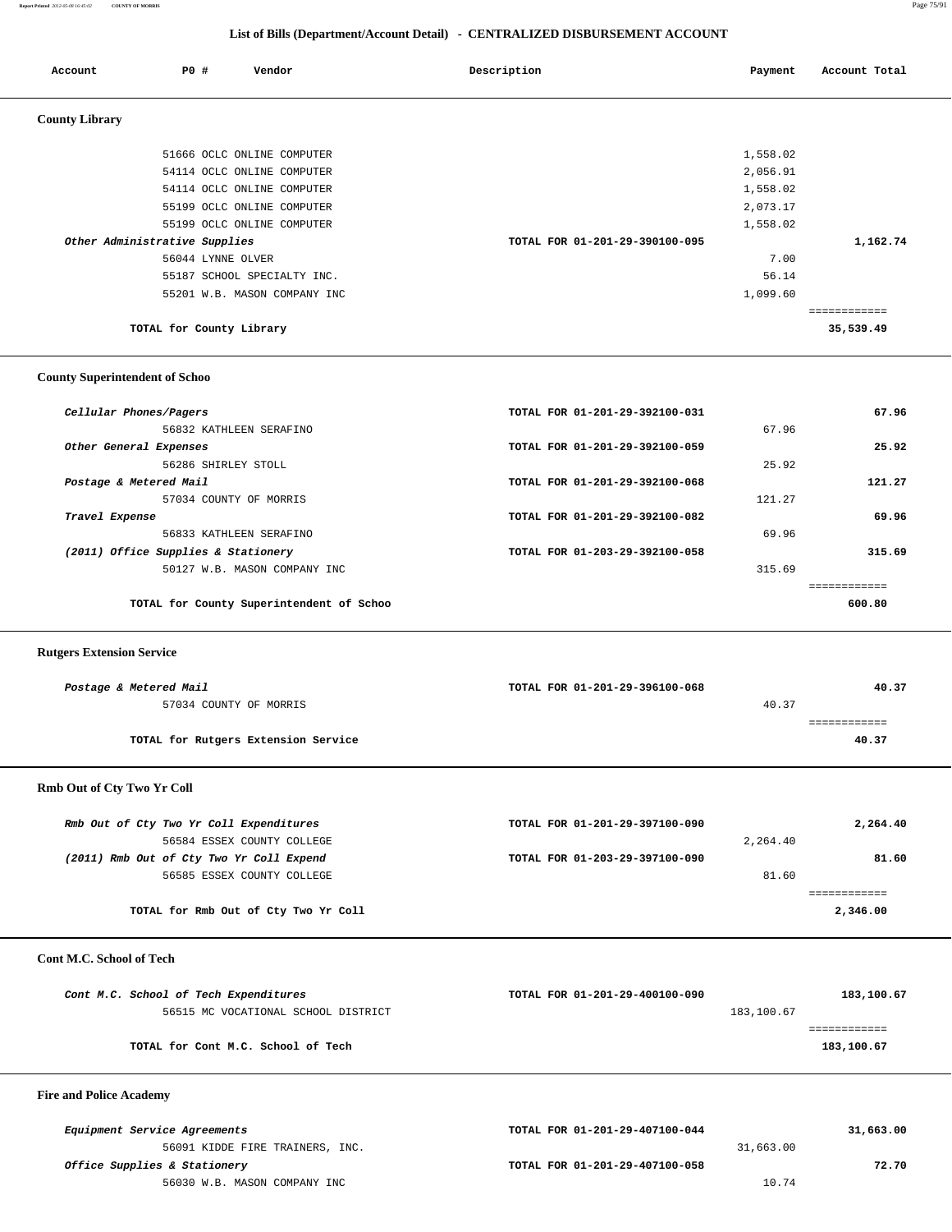## List of Bills (Department/Account Detail) - CENTRALIZED DISBURSEMENT ACCOUNT

| Account | PO # | Vendor | Description | Payment | Account Total |
|---|---|---|---|---|---|

### County Library

| Account | PO # | Vendor | Description | Payment | Account Total |
|---|---|---|---|---|---|
| | 51666 | OCLC ONLINE COMPUTER | | 1,558.02 | |
| | 54114 | OCLC ONLINE COMPUTER | | 2,056.91 | |
| | 54114 | OCLC ONLINE COMPUTER | | 1,558.02 | |
| | 55199 | OCLC ONLINE COMPUTER | | 2,073.17 | |
| | 55199 | OCLC ONLINE COMPUTER | | 1,558.02 | |
| *Other Administrative Supplies* | | | TOTAL FOR 01-201-29-390100-095 | | 1,162.74 |
| | 56044 | LYNNE OLVER | | 7.00 | |
| | 55187 | SCHOOL SPECIALTY INC. | | 56.14 | |
| | 55201 | W.B. MASON COMPANY INC | | 1,099.60 | |
| | | TOTAL for County Library | | | 35,539.49 |

### County Superintendent of Schoo

| Account | PO # | Vendor | Description | Payment | Account Total |
|---|---|---|---|---|---|
| *Cellular Phones/Pagers* | | | TOTAL FOR 01-201-29-392100-031 | | 67.96 |
| | 56832 | KATHLEEN SERAFINO | | 67.96 | |
| *Other General Expenses* | | | TOTAL FOR 01-201-29-392100-059 | | 25.92 |
| | 56286 | SHIRLEY STOLL | | 25.92 | |
| *Postage & Metered Mail* | | | TOTAL FOR 01-201-29-392100-068 | | 121.27 |
| | 57034 | COUNTY OF MORRIS | | 121.27 | |
| *Travel Expense* | | | TOTAL FOR 01-201-29-392100-082 | | 69.96 |
| | 56833 | KATHLEEN SERAFINO | | 69.96 | |
| *(2011) Office Supplies & Stationery* | | | TOTAL FOR 01-203-29-392100-058 | | 315.69 |
| | 50127 | W.B. MASON COMPANY INC | | 315.69 | |
| | | TOTAL for County Superintendent of Schoo | | | 600.80 |

### Rutgers Extension Service

| Account | PO # | Vendor | Description | Payment | Account Total |
|---|---|---|---|---|---|
| *Postage & Metered Mail* | | | TOTAL FOR 01-201-29-396100-068 | | 40.37 |
| | 57034 | COUNTY OF MORRIS | | 40.37 | |
| | | TOTAL for Rutgers Extension Service | | | 40.37 |

### Rmb Out of Cty Two Yr Coll

| Account | PO # | Vendor | Description | Payment | Account Total |
|---|---|---|---|---|---|
| *Rmb Out of Cty Two Yr Coll Expenditures* | | | TOTAL FOR 01-201-29-397100-090 | | 2,264.40 |
| | 56584 | ESSEX COUNTY COLLEGE | | 2,264.40 | |
| *(2011) Rmb Out of Cty Two Yr Coll Expend* | | | TOTAL FOR 01-203-29-397100-090 | | 81.60 |
| | 56585 | ESSEX COUNTY COLLEGE | | 81.60 | |
| | | TOTAL for Rmb Out of Cty Two Yr Coll | | | 2,346.00 |

### Cont M.C. School of Tech

| Account | PO # | Vendor | Description | Payment | Account Total |
|---|---|---|---|---|---|
| *Cont M.C. School of Tech Expenditures* | | | TOTAL FOR 01-201-29-400100-090 | | 183,100.67 |
| | 56515 | MC VOCATIONAL SCHOOL DISTRICT | | 183,100.67 | |
| | | TOTAL for Cont M.C. School of Tech | | | 183,100.67 |

### Fire and Police Academy

| Account | PO # | Vendor | Description | Payment | Account Total |
|---|---|---|---|---|---|
| *Equipment Service Agreements* | | | TOTAL FOR 01-201-29-407100-044 | | 31,663.00 |
| | 56091 | KIDDE FIRE TRAINERS, INC. | | 31,663.00 | |
| *Office Supplies & Stationery* | | | TOTAL FOR 01-201-29-407100-058 | | 72.70 |
| | 56030 | W.B. MASON COMPANY INC | | 10.74 | |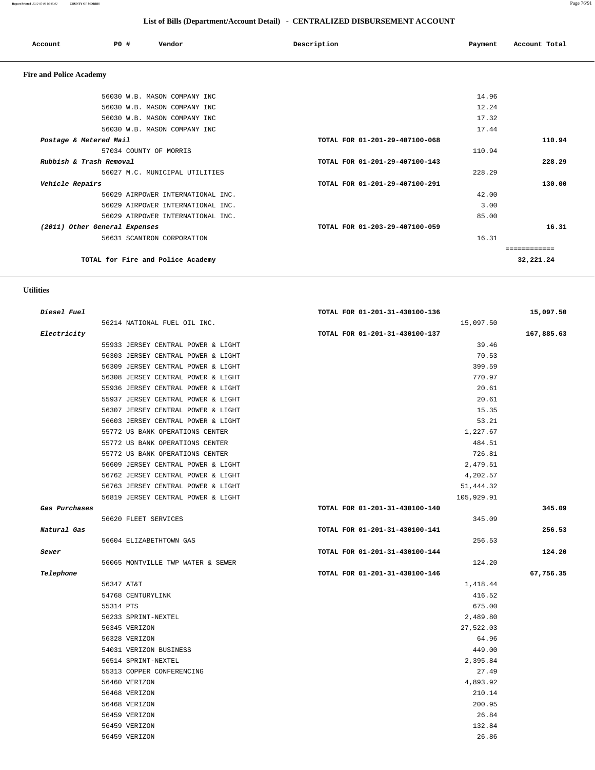## List of Bills (Department/Account Detail) - CENTRALIZED DISBURSEMENT ACCOUNT

| Account | PO # | Vendor | Description | Payment | Account Total |
|---|---|---|---|---|---|

### Fire and Police Academy

| Account | PO # | Vendor | Description | Payment | Account Total |
|---|---|---|---|---|---|
| | 56030 | W.B. MASON COMPANY INC | | 14.96 | |
| | 56030 | W.B. MASON COMPANY INC | | 12.24 | |
| | 56030 | W.B. MASON COMPANY INC | | 17.32 | |
| | 56030 | W.B. MASON COMPANY INC | | 17.44 | |
| *Postage & Metered Mail* | | | TOTAL FOR 01-201-29-407100-068 | | 110.94 |
| | 57034 | COUNTY OF MORRIS | | 110.94 | |
| *Rubbish & Trash Removal* | | | TOTAL FOR 01-201-29-407100-143 | | 228.29 |
| | 56027 | M.C. MUNICIPAL UTILITIES | | 228.29 | |
| *Vehicle Repairs* | | | TOTAL FOR 01-201-29-407100-291 | | 130.00 |
| | 56029 | AIRPOWER INTERNATIONAL INC. | | 42.00 | |
| | 56029 | AIRPOWER INTERNATIONAL INC. | | 3.00 | |
| | 56029 | AIRPOWER INTERNATIONAL INC. | | 85.00 | |
| *(2011) Other General Expenses* | | | TOTAL FOR 01-203-29-407100-059 | | 16.31 |
| | 56631 | SCANTRON CORPORATION | | 16.31 | |
| | | TOTAL for Fire and Police Academy | | | 32,221.24 |

### Utilities

| Account | PO # | Vendor | Description | Payment | Account Total |
|---|---|---|---|---|---|
| *Diesel Fuel* | | | TOTAL FOR 01-201-31-430100-136 | | 15,097.50 |
| | 56214 | NATIONAL FUEL OIL INC. | | 15,097.50 | |
| *Electricity* | | | TOTAL FOR 01-201-31-430100-137 | | 167,885.63 |
| | 55933 | JERSEY CENTRAL POWER & LIGHT | | 39.46 | |
| | 56303 | JERSEY CENTRAL POWER & LIGHT | | 70.53 | |
| | 56309 | JERSEY CENTRAL POWER & LIGHT | | 399.59 | |
| | 56308 | JERSEY CENTRAL POWER & LIGHT | | 770.97 | |
| | 55936 | JERSEY CENTRAL POWER & LIGHT | | 20.61 | |
| | 55937 | JERSEY CENTRAL POWER & LIGHT | | 20.61 | |
| | 56307 | JERSEY CENTRAL POWER & LIGHT | | 15.35 | |
| | 56603 | JERSEY CENTRAL POWER & LIGHT | | 53.21 | |
| | 55772 | US BANK OPERATIONS CENTER | | 1,227.67 | |
| | 55772 | US BANK OPERATIONS CENTER | | 484.51 | |
| | 55772 | US BANK OPERATIONS CENTER | | 726.81 | |
| | 56609 | JERSEY CENTRAL POWER & LIGHT | | 2,479.51 | |
| | 56762 | JERSEY CENTRAL POWER & LIGHT | | 4,202.57 | |
| | 56763 | JERSEY CENTRAL POWER & LIGHT | | 51,444.32 | |
| | 56819 | JERSEY CENTRAL POWER & LIGHT | | 105,929.91 | |
| *Gas Purchases* | | | TOTAL FOR 01-201-31-430100-140 | | 345.09 |
| | 56620 | FLEET SERVICES | | 345.09 | |
| *Natural Gas* | | | TOTAL FOR 01-201-31-430100-141 | | 256.53 |
| | 56604 | ELIZABETHTOWN GAS | | 256.53 | |
| *Sewer* | | | TOTAL FOR 01-201-31-430100-144 | | 124.20 |
| | 56065 | MONTVILLE TWP WATER & SEWER | | 124.20 | |
| *Telephone* | | | TOTAL FOR 01-201-31-430100-146 | | 67,756.35 |
| | 56347 | AT&T | | 1,418.44 | |
| | 54768 | CENTURYLINK | | 416.52 | |
| | 55314 | PTS | | 675.00 | |
| | 56233 | SPRINT-NEXTEL | | 2,489.80 | |
| | 56345 | VERIZON | | 27,522.03 | |
| | 56328 | VERIZON | | 64.96 | |
| | 54031 | VERIZON BUSINESS | | 449.00 | |
| | 56514 | SPRINT-NEXTEL | | 2,395.84 | |
| | 55313 | COPPER CONFERENCING | | 27.49 | |
| | 56460 | VERIZON | | 4,893.92 | |
| | 56468 | VERIZON | | 210.14 | |
| | 56468 | VERIZON | | 200.95 | |
| | 56459 | VERIZON | | 26.84 | |
| | 56459 | VERIZON | | 132.84 | |
| | 56459 | VERIZON | | 26.86 | |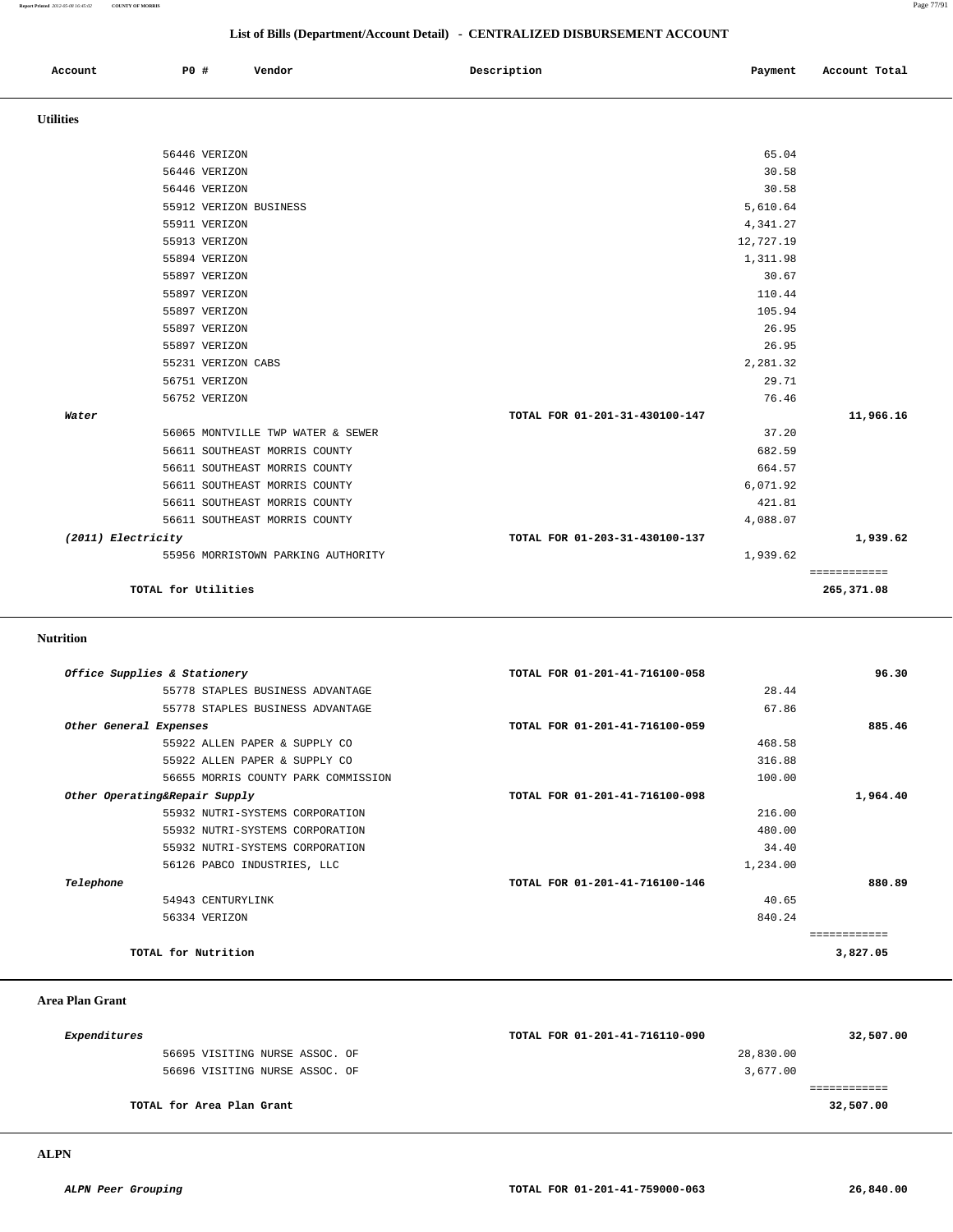## List of Bills (Department/Account Detail) - CENTRALIZED DISBURSEMENT ACCOUNT

| Account | PO # | Vendor | Description | Payment | Account Total |
|---|---|---|---|---|---|

### Utilities

| Account | PO # | Vendor | Description | Payment | Account Total |
|---|---|---|---|---|---|
| | 56446 | VERIZON | | 65.04 | |
| | 56446 | VERIZON | | 30.58 | |
| | 56446 | VERIZON | | 30.58 | |
| | 55912 | VERIZON BUSINESS | | 5,610.64 | |
| | 55911 | VERIZON | | 4,341.27 | |
| | 55913 | VERIZON | | 12,727.19 | |
| | 55894 | VERIZON | | 1,311.98 | |
| | 55897 | VERIZON | | 30.67 | |
| | 55897 | VERIZON | | 110.44 | |
| | 55897 | VERIZON | | 105.94 | |
| | 55897 | VERIZON | | 26.95 | |
| | 55897 | VERIZON | | 26.95 | |
| | 55231 | VERIZON CABS | | 2,281.32 | |
| | 56751 | VERIZON | | 29.71 | |
| | 56752 | VERIZON | | 76.46 | |
| ***Water*** | | | TOTAL FOR 01-201-31-430100-147 | | **11,966.16** |
| | 56065 | MONTVILLE TWP WATER & SEWER | | 37.20 | |
| | 56611 | SOUTHEAST MORRIS COUNTY | | 682.59 | |
| | 56611 | SOUTHEAST MORRIS COUNTY | | 664.57 | |
| | 56611 | SOUTHEAST MORRIS COUNTY | | 6,071.92 | |
| | 56611 | SOUTHEAST MORRIS COUNTY | | 421.81 | |
| | 56611 | SOUTHEAST MORRIS COUNTY | | 4,088.07 | |
| ***(2011) Electricity*** | | | TOTAL FOR 01-203-31-430100-137 | | **1,939.62** |
| | 55956 | MORRISTOWN PARKING AUTHORITY | | 1,939.62 | |
| | | **TOTAL for Utilities** | | | **265,371.08** |

### Nutrition

| Account | PO # | Vendor | Description | Payment | Account Total |
|---|---|---|---|---|---|
| ***Office Supplies & Stationery*** | | | TOTAL FOR 01-201-41-716100-058 | | **96.30** |
| | 55778 | STAPLES BUSINESS ADVANTAGE | | 28.44 | |
| | 55778 | STAPLES BUSINESS ADVANTAGE | | 67.86 | |
| ***Other General Expenses*** | | | TOTAL FOR 01-201-41-716100-059 | | **885.46** |
| | 55922 | ALLEN PAPER & SUPPLY CO | | 468.58 | |
| | 55922 | ALLEN PAPER & SUPPLY CO | | 316.88 | |
| | 56655 | MORRIS COUNTY PARK COMMISSION | | 100.00 | |
| ***Other Operating&Repair Supply*** | | | TOTAL FOR 01-201-41-716100-098 | | **1,964.40** |
| | 55932 | NUTRI-SYSTEMS CORPORATION | | 216.00 | |
| | 55932 | NUTRI-SYSTEMS CORPORATION | | 480.00 | |
| | 55932 | NUTRI-SYSTEMS CORPORATION | | 34.40 | |
| | 56126 | PABCO INDUSTRIES, LLC | | 1,234.00 | |
| ***Telephone*** | | | TOTAL FOR 01-201-41-716100-146 | | **880.89** |
| | 54943 | CENTURYLINK | | 40.65 | |
| | 56334 | VERIZON | | 840.24 | |
| | | **TOTAL for Nutrition** | | | **3,827.05** |

### Area Plan Grant

| Account | PO # | Vendor | Description | Payment | Account Total |
|---|---|---|---|---|---|
| ***Expenditures*** | | | TOTAL FOR 01-201-41-716110-090 | | **32,507.00** |
| | 56695 | VISITING NURSE ASSOC. OF | | 28,830.00 | |
| | 56696 | VISITING NURSE ASSOC. OF | | 3,677.00 | |
| | | **TOTAL for Area Plan Grant** | | | **32,507.00** |

### ALPN

| Account | PO # | Vendor | Description | Payment | Account Total |
|---|---|---|---|---|---|
| ***ALPN Peer Grouping*** | | | TOTAL FOR 01-201-41-759000-063 | | **26,840.00** |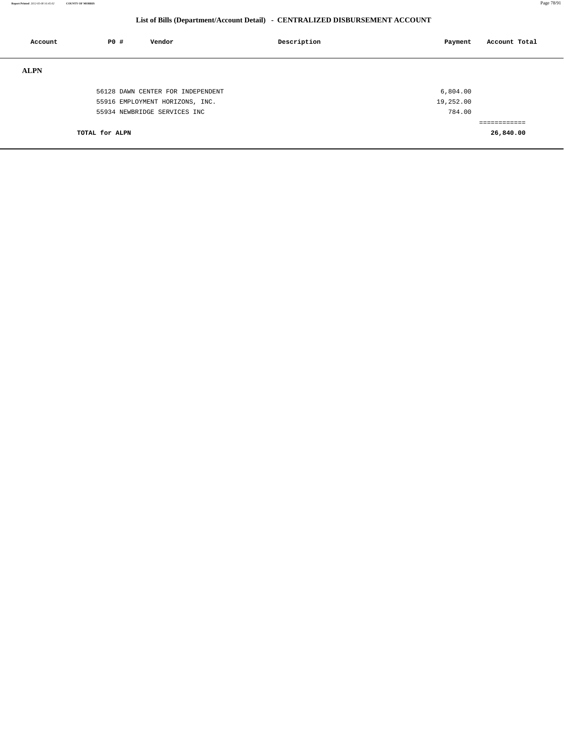## List of Bills (Department/Account Detail) - CENTRALIZED DISBURSEMENT ACCOUNT

| Account | PO # | Vendor | Description | Payment | Account Total |
|---|---|---|---|---|---|
| **ALPN** | | | | | |
| | 56128 | DAWN CENTER FOR INDEPENDENT | | 6,804.00 | |
| | 55916 | EMPLOYMENT HORIZONS, INC. | | 19,252.00 | |
| | 55934 | NEWBRIDGE SERVICES INC | | 784.00 | |
| | | | | | ============ |
| | **TOTAL for ALPN** | | | | **26,840.00** |